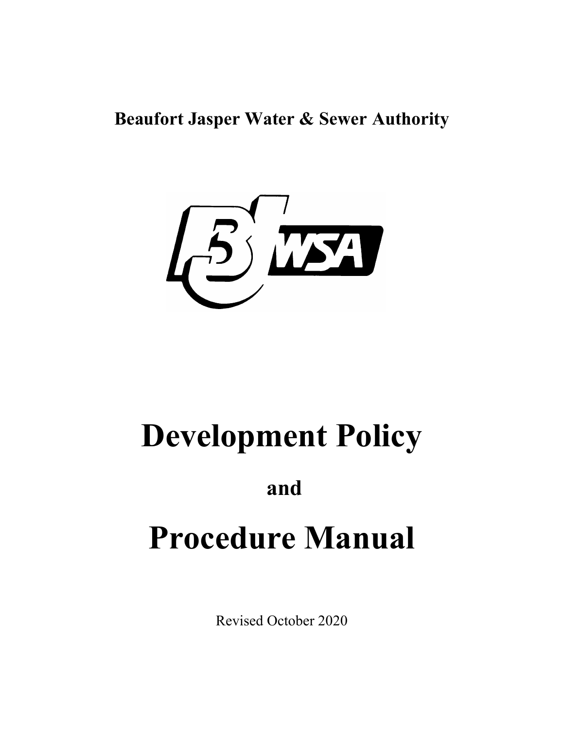**Beaufort Jasper Water & Sewer Authority**

# Development Policy

**and**

# Procedure Manual

Revised October 2020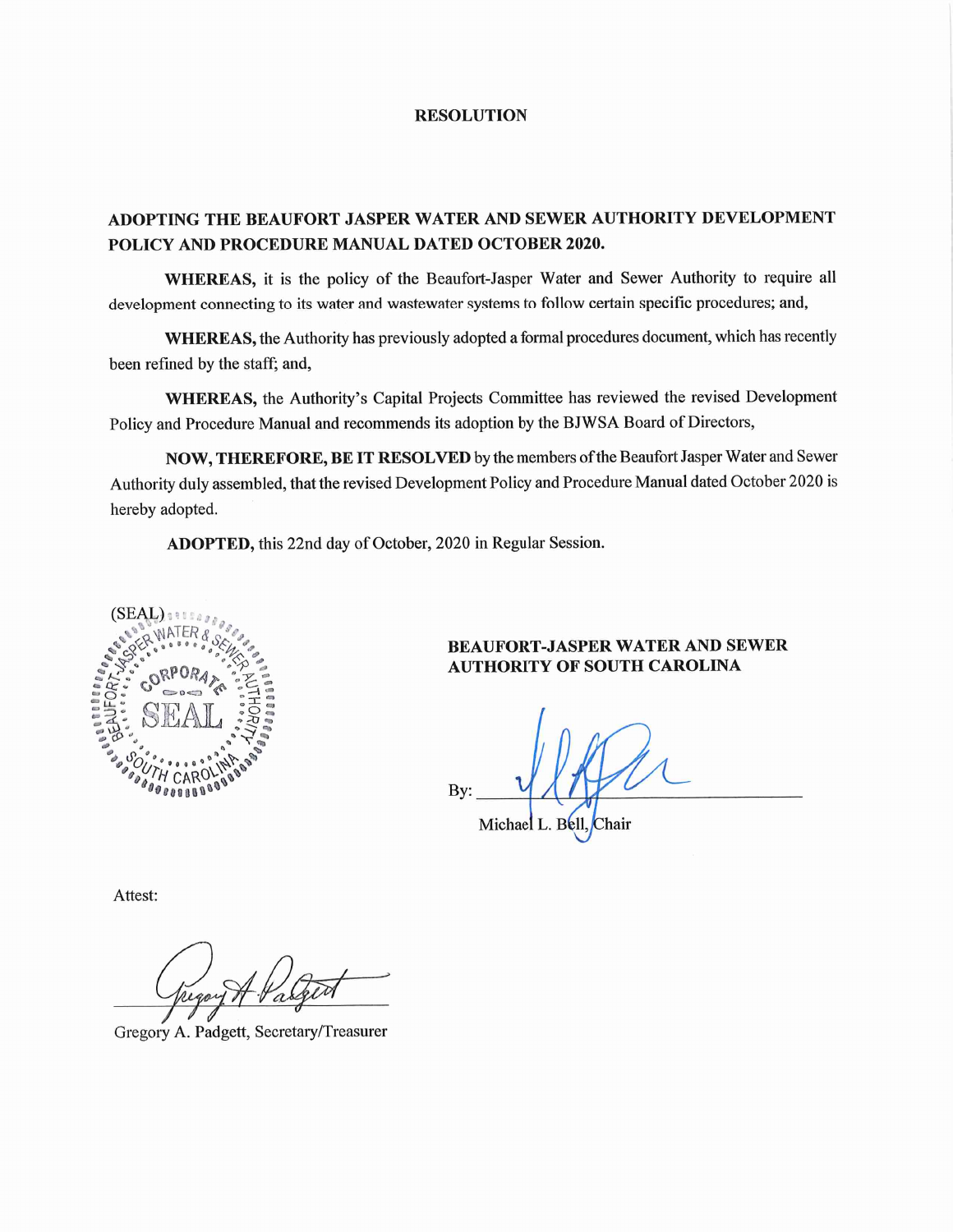# RESOLUTION

## ADOPTING THE BEAUFORT JASPER WATER AND SEWER AUTHORITY DEVELOPMENT POLICY AND PROCEDURE MANUAL DATED OCTOBER 2020.

**WHEREAS,** it is the policy of the Beaufort-Jasper Water and Sewer Authority to require all development connecting to its water and wastewater systems to follow certain specific procedures; and,

**WHEREAS,** the Authority has previously adopted a formal procedures document, which has recently been refined by the staff; and,

**WHEREAS,** the Authority's Capital Projects Committee has reviewed the revised Development Policy and Procedure Manual and recommends its adoption by the BJWSA Board of Directors,

**NOW, THEREFORE, BE IT RESOLVED** by the members of the Beaufort Jasper Water and Sewer Authority duly assembled, that the revised Development Policy and Procedure Manual dated October 2020 is hereby adopted.

**ADOPTED,** this 22nd day of October, 2020 in Regular Session.

(SEAL)

**BEAUFORT-JASPER WATER AND SEWER AUTHORITY OF SOUTH CAROLINA**

By: ______________________________

Michael L. Bell, Chair

Attest:

______________________________

Gregory A. Padgett, Secretary/Treasurer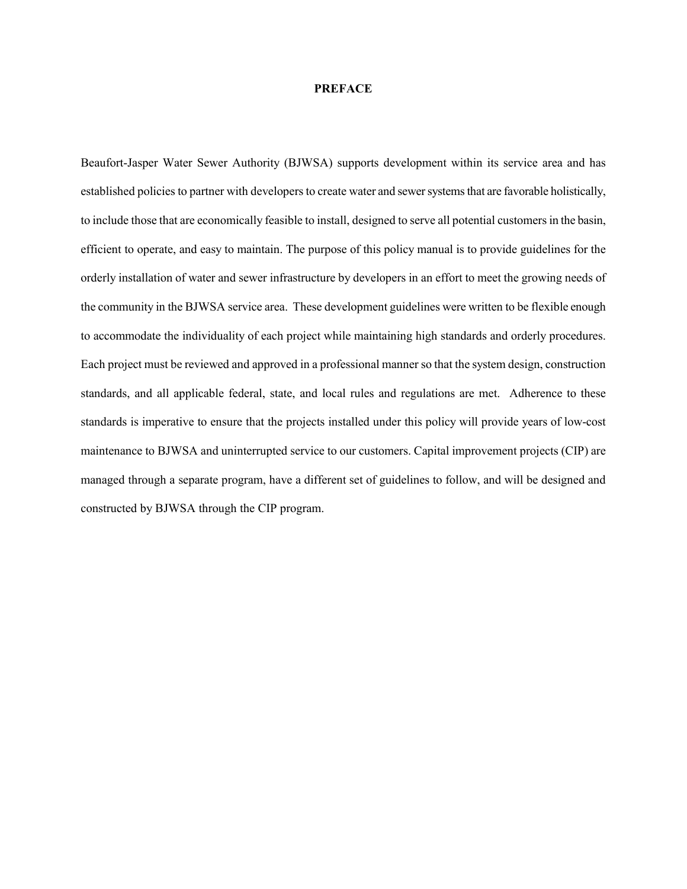# PREFACE

Beaufort-Jasper Water Sewer Authority (BJWSA) supports development within its service area and has established policies to partner with developers to create water and sewer systems that are favorable holistically, to include those that are economically feasible to install, designed to serve all potential customers in the basin, efficient to operate, and easy to maintain. The purpose of this policy manual is to provide guidelines for the orderly installation of water and sewer infrastructure by developers in an effort to meet the growing needs of the community in the BJWSA service area. These development guidelines were written to be flexible enough to accommodate the individuality of each project while maintaining high standards and orderly procedures. Each project must be reviewed and approved in a professional manner so that the system design, construction standards, and all applicable federal, state, and local rules and regulations are met. Adherence to these standards is imperative to ensure that the projects installed under this policy will provide years of low-cost maintenance to BJWSA and uninterrupted service to our customers. Capital improvement projects (CIP) are managed through a separate program, have a different set of guidelines to follow, and will be designed and constructed by BJWSA through the CIP program.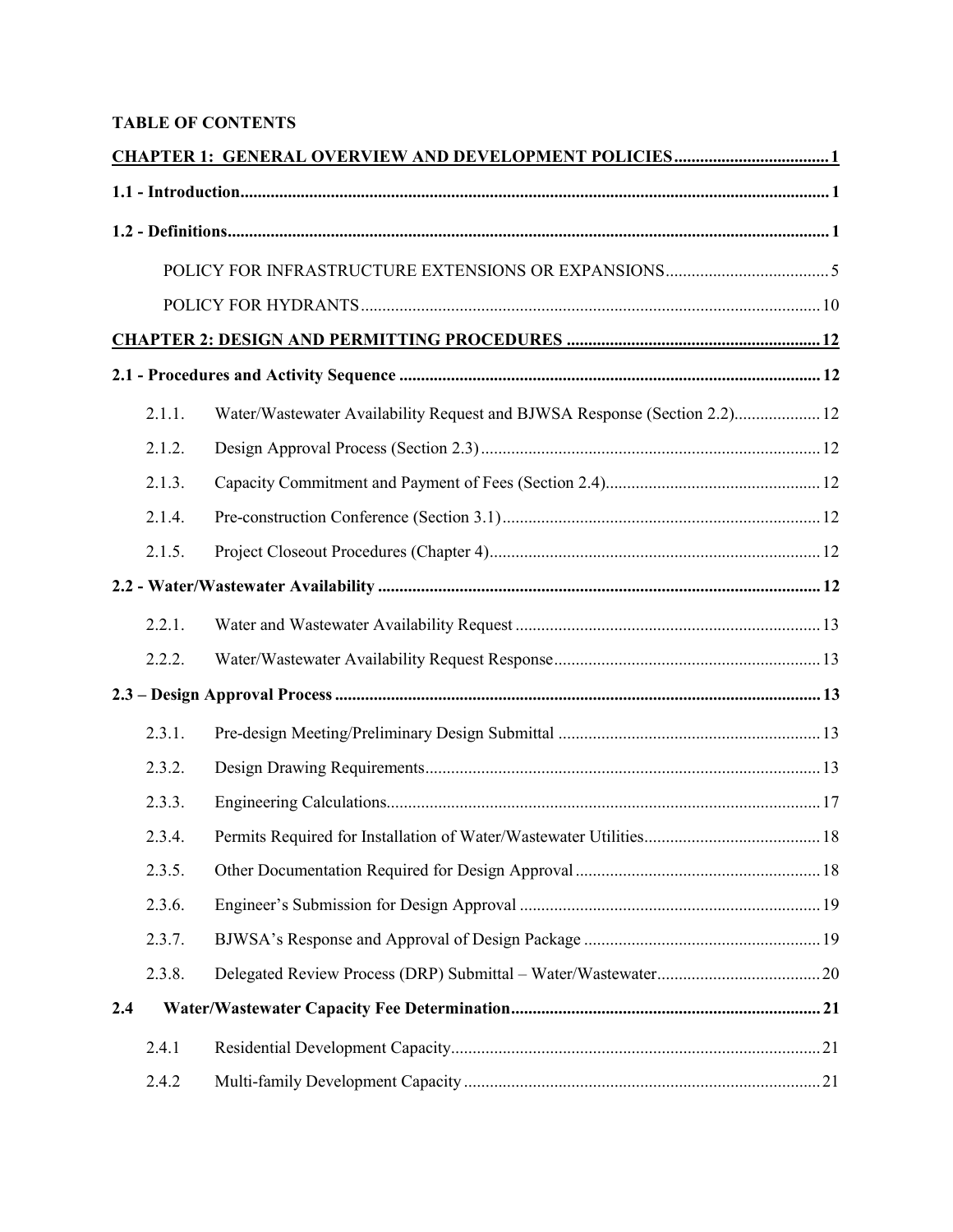**TABLE OF CONTENTS**

| | | |
|---|---|---|
| **CHAPTER 1: GENERAL OVERVIEW AND DEVELOPMENT POLICIES** | | **1** |
| **1.1 - Introduction** | | **1** |
| **1.2 - Definitions** | | **1** |
| | POLICY FOR INFRASTRUCTURE EXTENSIONS OR EXPANSIONS | 5 |
| | POLICY FOR HYDRANTS | 10 |
| **CHAPTER 2: DESIGN AND PERMITTING PROCEDURES** | | **12** |
| **2.1 - Procedures and Activity Sequence** | | **12** |
| 2.1.1. | Water/Wastewater Availability Request and BJWSA Response (Section 2.2) | 12 |
| 2.1.2. | Design Approval Process (Section 2.3) | 12 |
| 2.1.3. | Capacity Commitment and Payment of Fees (Section 2.4) | 12 |
| 2.1.4. | Pre-construction Conference (Section 3.1) | 12 |
| 2.1.5. | Project Closeout Procedures (Chapter 4) | 12 |
| **2.2 - Water/Wastewater Availability** | | **12** |
| 2.2.1. | Water and Wastewater Availability Request | 13 |
| 2.2.2. | Water/Wastewater Availability Request Response | 13 |
| **2.3 – Design Approval Process** | | **13** |
| 2.3.1. | Pre-design Meeting/Preliminary Design Submittal | 13 |
| 2.3.2. | Design Drawing Requirements | 13 |
| 2.3.3. | Engineering Calculations | 17 |
| 2.3.4. | Permits Required for Installation of Water/Wastewater Utilities | 18 |
| 2.3.5. | Other Documentation Required for Design Approval | 18 |
| 2.3.6. | Engineer's Submission for Design Approval | 19 |
| 2.3.7. | BJWSA's Response and Approval of Design Package | 19 |
| 2.3.8. | Delegated Review Process (DRP) Submittal – Water/Wastewater | 20 |
| **2.4** | **Water/Wastewater Capacity Fee Determination** | **21** |
| 2.4.1 | Residential Development Capacity | 21 |
| 2.4.2 | Multi-family Development Capacity | 21 |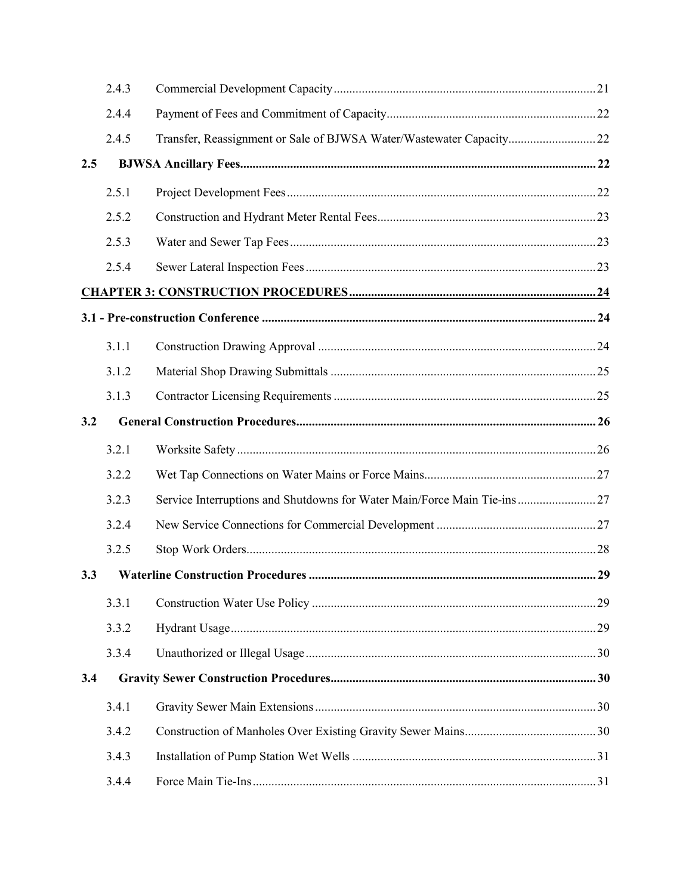| | | |
|---|---|---|
| 2.4.3 | Commercial Development Capacity | 21 |
| 2.4.4 | Payment of Fees and Commitment of Capacity | 22 |
| 2.4.5 | Transfer, Reassignment or Sale of BJWSA Water/Wastewater Capacity | 22 |
| **2.5** | **BJWSA Ancillary Fees** | **22** |
| 2.5.1 | Project Development Fees | 22 |
| 2.5.2 | Construction and Hydrant Meter Rental Fees | 23 |
| 2.5.3 | Water and Sewer Tap Fees | 23 |
| 2.5.4 | Sewer Lateral Inspection Fees | 23 |
| **CHAPTER 3: CONSTRUCTION PROCEDURES** | | **24** |
| **3.1 - Pre-construction Conference** | | **24** |
| 3.1.1 | Construction Drawing Approval | 24 |
| 3.1.2 | Material Shop Drawing Submittals | 25 |
| 3.1.3 | Contractor Licensing Requirements | 25 |
| **3.2** | **General Construction Procedures** | **26** |
| 3.2.1 | Worksite Safety | 26 |
| 3.2.2 | Wet Tap Connections on Water Mains or Force Mains | 27 |
| 3.2.3 | Service Interruptions and Shutdowns for Water Main/Force Main Tie-ins | 27 |
| 3.2.4 | New Service Connections for Commercial Development | 27 |
| 3.2.5 | Stop Work Orders | 28 |
| **3.3** | **Waterline Construction Procedures** | **29** |
| 3.3.1 | Construction Water Use Policy | 29 |
| 3.3.2 | Hydrant Usage | 29 |
| 3.3.4 | Unauthorized or Illegal Usage | 30 |
| **3.4** | **Gravity Sewer Construction Procedures** | **30** |
| 3.4.1 | Gravity Sewer Main Extensions | 30 |
| 3.4.2 | Construction of Manholes Over Existing Gravity Sewer Mains | 30 |
| 3.4.3 | Installation of Pump Station Wet Wells | 31 |
| 3.4.4 | Force Main Tie-Ins | 31 |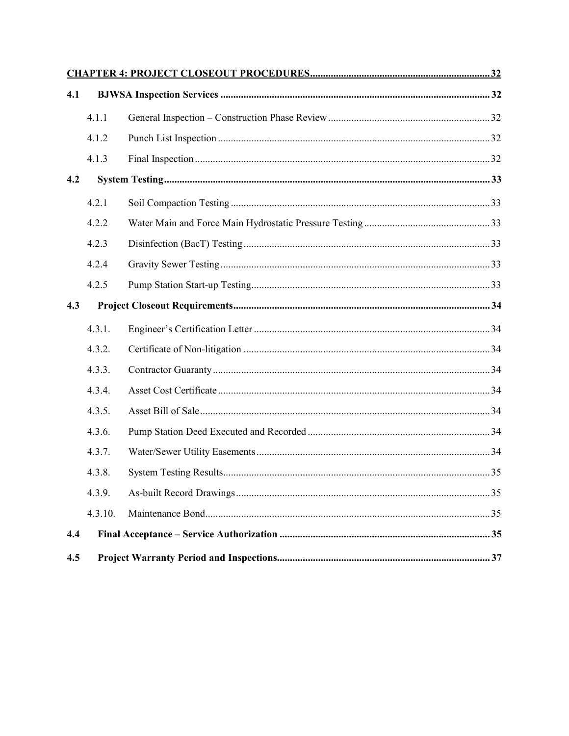**CHAPTER 4: PROJECT CLOSEOUT PROCEDURES** ..... 32

**4.1 BJWSA Inspection Services** ..... 32

- 4.1.1 General Inspection – Construction Phase Review ..... 32
- 4.1.2 Punch List Inspection ..... 32
- 4.1.3 Final Inspection ..... 32

**4.2 System Testing** ..... 33

- 4.2.1 Soil Compaction Testing ..... 33
- 4.2.2 Water Main and Force Main Hydrostatic Pressure Testing ..... 33
- 4.2.3 Disinfection (BacT) Testing ..... 33
- 4.2.4 Gravity Sewer Testing ..... 33
- 4.2.5 Pump Station Start-up Testing ..... 33

**4.3 Project Closeout Requirements** ..... 34

- 4.3.1. Engineer's Certification Letter ..... 34
- 4.3.2. Certificate of Non-litigation ..... 34
- 4.3.3. Contractor Guaranty ..... 34
- 4.3.4. Asset Cost Certificate ..... 34
- 4.3.5. Asset Bill of Sale ..... 34
- 4.3.6. Pump Station Deed Executed and Recorded ..... 34
- 4.3.7. Water/Sewer Utility Easements ..... 34
- 4.3.8. System Testing Results ..... 35
- 4.3.9. As-built Record Drawings ..... 35
- 4.3.10. Maintenance Bond ..... 35

**4.4 Final Acceptance – Service Authorization** ..... 35

**4.5 Project Warranty Period and Inspections** ..... 37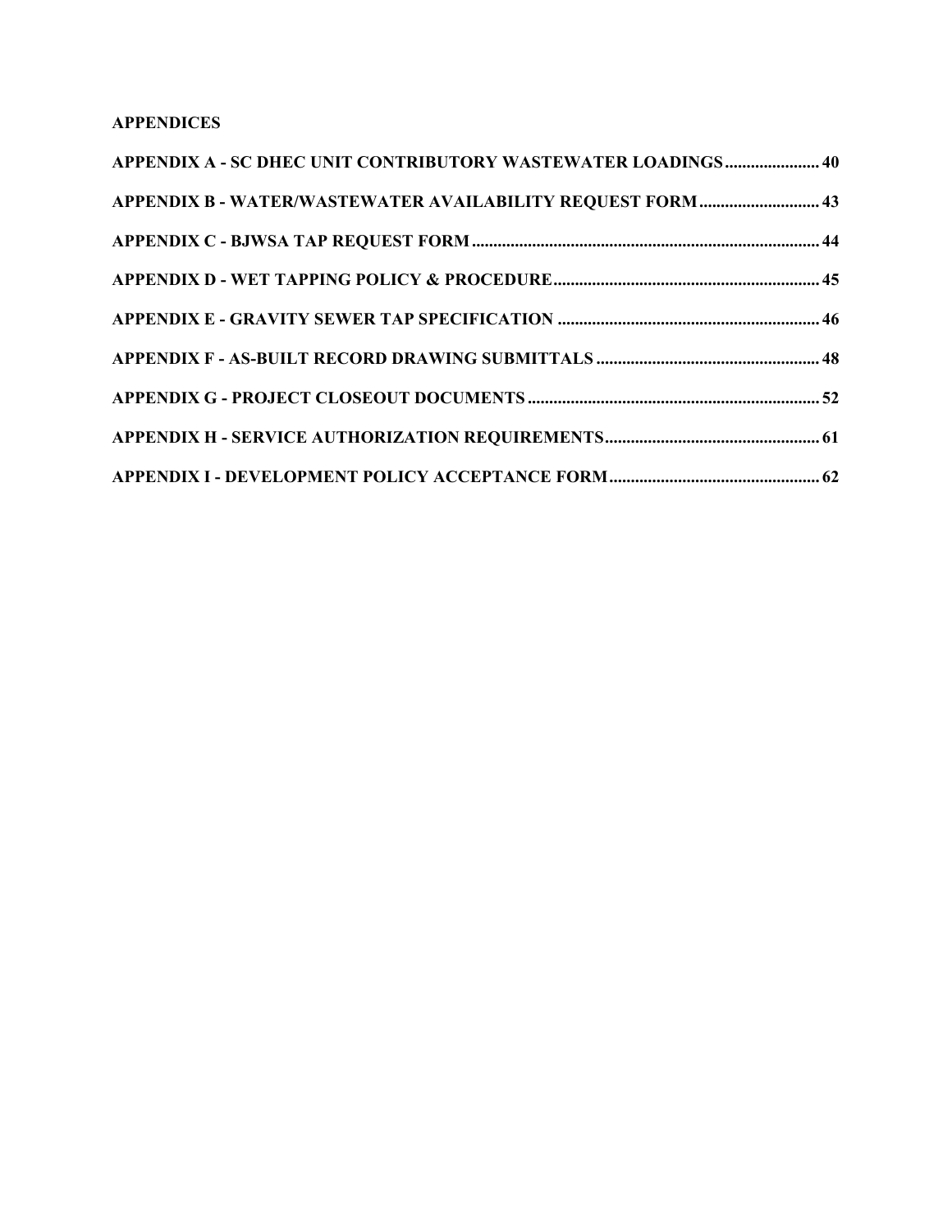**APPENDICES**

**APPENDIX A - SC DHEC UNIT CONTRIBUTORY WASTEWATER LOADINGS ...................... 40**

**APPENDIX B - WATER/WASTEWATER AVAILABILITY REQUEST FORM ............................ 43**

**APPENDIX C - BJWSA TAP REQUEST FORM ................................................................................ 44**

**APPENDIX D - WET TAPPING POLICY & PROCEDURE .............................................................. 45**

**APPENDIX E - GRAVITY SEWER TAP SPECIFICATION ............................................................. 46**

**APPENDIX F - AS-BUILT RECORD DRAWING SUBMITTALS .................................................... 48**

**APPENDIX G - PROJECT CLOSEOUT DOCUMENTS .................................................................... 52**

**APPENDIX H - SERVICE AUTHORIZATION REQUIREMENTS .................................................. 61**

**APPENDIX I - DEVELOPMENT POLICY ACCEPTANCE FORM ................................................. 62**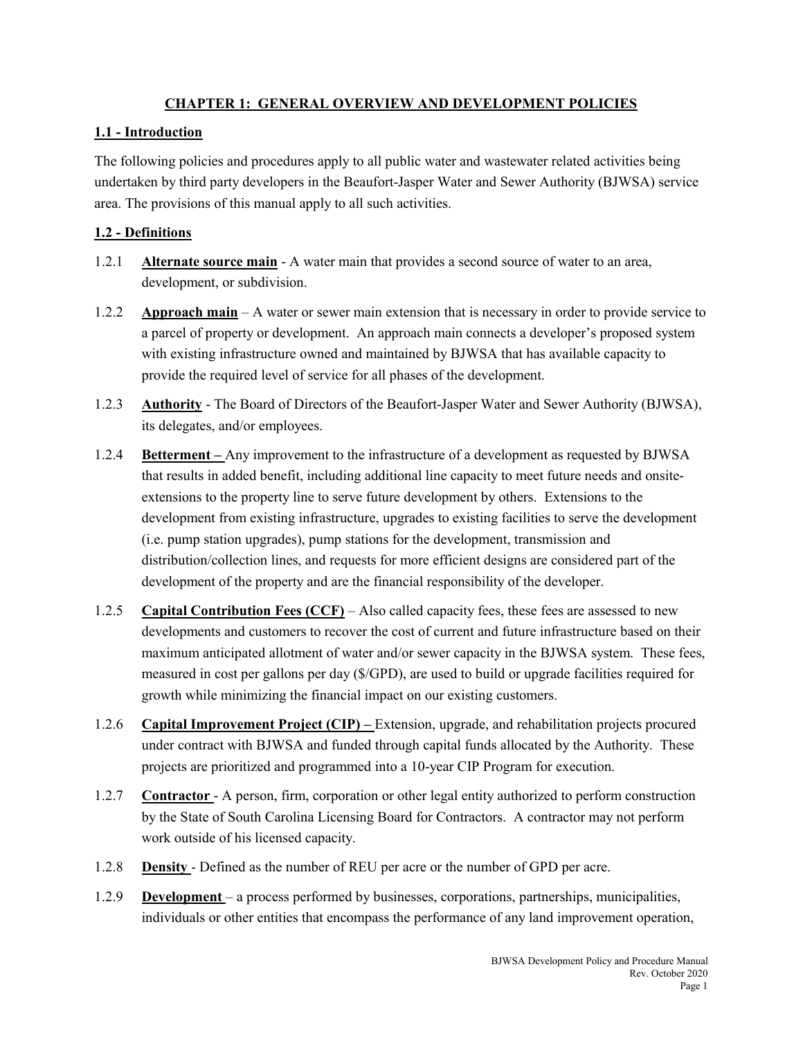# CHAPTER 1: GENERAL OVERVIEW AND DEVELOPMENT POLICIES

## 1.1 - Introduction

The following policies and procedures apply to all public water and wastewater related activities being undertaken by third party developers in the Beaufort-Jasper Water and Sewer Authority (BJWSA) service area. The provisions of this manual apply to all such activities.

## 1.2 - Definitions

1.2.1 **Alternate source main** - A water main that provides a second source of water to an area, development, or subdivision.

1.2.2 **Approach main** – A water or sewer main extension that is necessary in order to provide service to a parcel of property or development. An approach main connects a developer's proposed system with existing infrastructure owned and maintained by BJWSA that has available capacity to provide the required level of service for all phases of the development.

1.2.3 **Authority** - The Board of Directors of the Beaufort-Jasper Water and Sewer Authority (BJWSA), its delegates, and/or employees.

1.2.4 **Betterment –** Any improvement to the infrastructure of a development as requested by BJWSA that results in added benefit, including additional line capacity to meet future needs and onsite-extensions to the property line to serve future development by others. Extensions to the development from existing infrastructure, upgrades to existing facilities to serve the development (i.e. pump station upgrades), pump stations for the development, transmission and distribution/collection lines, and requests for more efficient designs are considered part of the development of the property and are the financial responsibility of the developer.

1.2.5 **Capital Contribution Fees (CCF)** – Also called capacity fees, these fees are assessed to new developments and customers to recover the cost of current and future infrastructure based on their maximum anticipated allotment of water and/or sewer capacity in the BJWSA system. These fees, measured in cost per gallons per day ($/GPD), are used to build or upgrade facilities required for growth while minimizing the financial impact on our existing customers.

1.2.6 **Capital Improvement Project (CIP) –** Extension, upgrade, and rehabilitation projects procured under contract with BJWSA and funded through capital funds allocated by the Authority. These projects are prioritized and programmed into a 10-year CIP Program for execution.

1.2.7 **Contractor** - A person, firm, corporation or other legal entity authorized to perform construction by the State of South Carolina Licensing Board for Contractors. A contractor may not perform work outside of his licensed capacity.

1.2.8 **Density** - Defined as the number of REU per acre or the number of GPD per acre.

1.2.9 **Development** – a process performed by businesses, corporations, partnerships, municipalities, individuals or other entities that encompass the performance of any land improvement operation,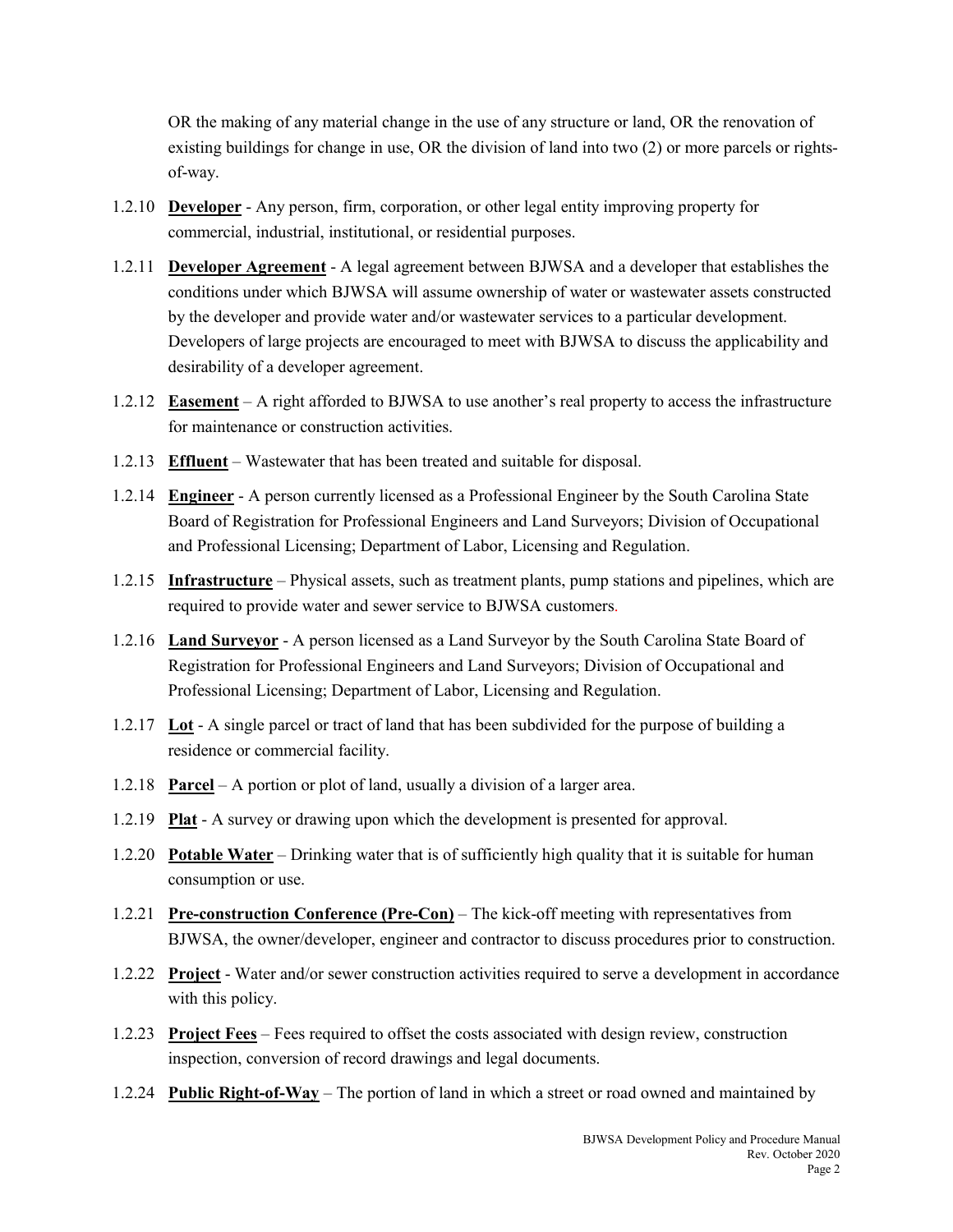OR the making of any material change in the use of any structure or land, OR the renovation of existing buildings for change in use, OR the division of land into two (2) or more parcels or rights-of-way.

1.2.10 **Developer** - Any person, firm, corporation, or other legal entity improving property for commercial, industrial, institutional, or residential purposes.

1.2.11 **Developer Agreement** - A legal agreement between BJWSA and a developer that establishes the conditions under which BJWSA will assume ownership of water or wastewater assets constructed by the developer and provide water and/or wastewater services to a particular development. Developers of large projects are encouraged to meet with BJWSA to discuss the applicability and desirability of a developer agreement.

1.2.12 **Easement** – A right afforded to BJWSA to use another's real property to access the infrastructure for maintenance or construction activities.

1.2.13 **Effluent** – Wastewater that has been treated and suitable for disposal.

1.2.14 **Engineer** - A person currently licensed as a Professional Engineer by the South Carolina State Board of Registration for Professional Engineers and Land Surveyors; Division of Occupational and Professional Licensing; Department of Labor, Licensing and Regulation.

1.2.15 **Infrastructure** – Physical assets, such as treatment plants, pump stations and pipelines, which are required to provide water and sewer service to BJWSA customers.

1.2.16 **Land Surveyor** - A person licensed as a Land Surveyor by the South Carolina State Board of Registration for Professional Engineers and Land Surveyors; Division of Occupational and Professional Licensing; Department of Labor, Licensing and Regulation.

1.2.17 **Lot** - A single parcel or tract of land that has been subdivided for the purpose of building a residence or commercial facility.

1.2.18 **Parcel** – A portion or plot of land, usually a division of a larger area.

1.2.19 **Plat** - A survey or drawing upon which the development is presented for approval.

1.2.20 **Potable Water** – Drinking water that is of sufficiently high quality that it is suitable for human consumption or use.

1.2.21 **Pre-construction Conference (Pre-Con)** – The kick-off meeting with representatives from BJWSA, the owner/developer, engineer and contractor to discuss procedures prior to construction.

1.2.22 **Project** - Water and/or sewer construction activities required to serve a development in accordance with this policy.

1.2.23 **Project Fees** – Fees required to offset the costs associated with design review, construction inspection, conversion of record drawings and legal documents.

1.2.24 **Public Right-of-Way** – The portion of land in which a street or road owned and maintained by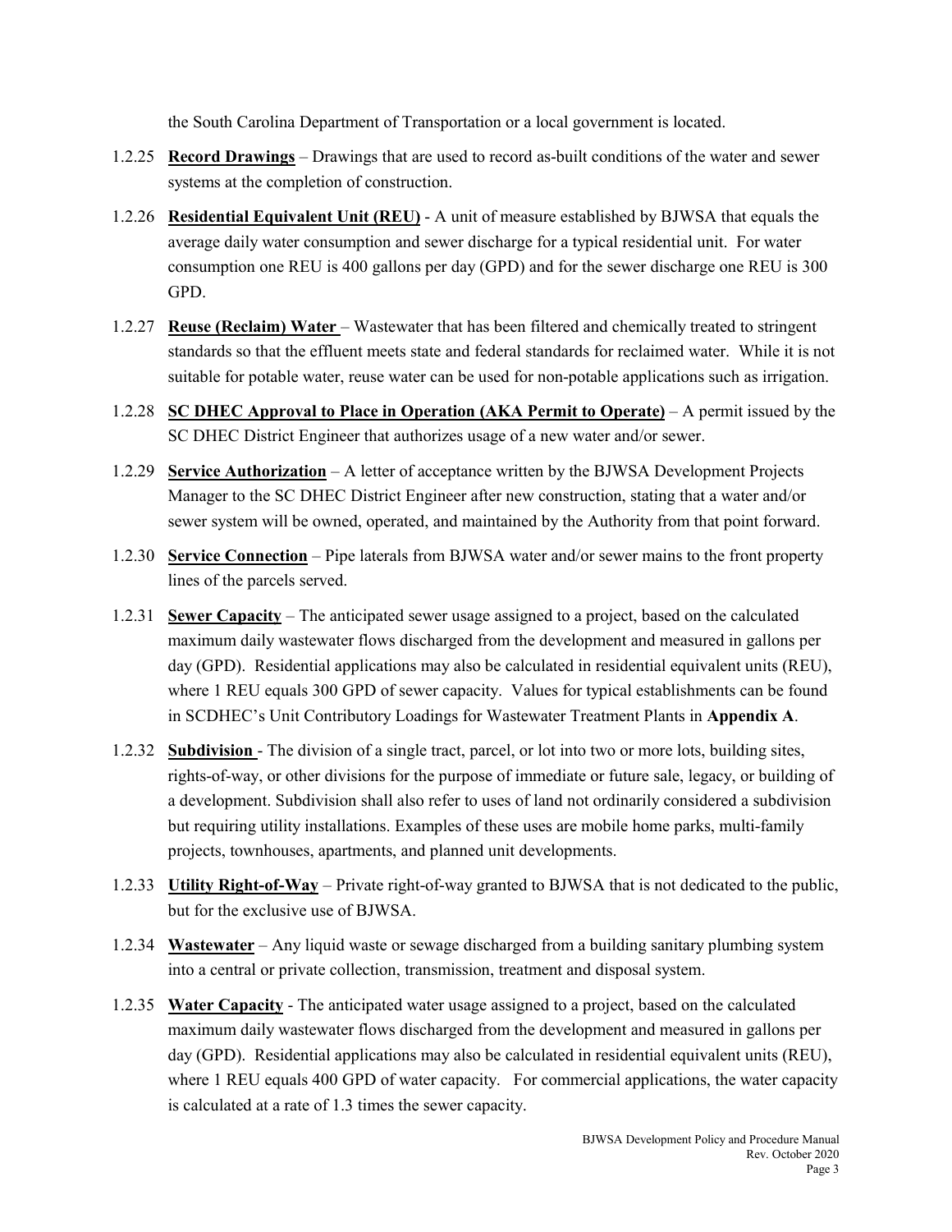the South Carolina Department of Transportation or a local government is located.

1.2.25 **Record Drawings** – Drawings that are used to record as-built conditions of the water and sewer systems at the completion of construction.

1.2.26 **Residential Equivalent Unit (REU)** - A unit of measure established by BJWSA that equals the average daily water consumption and sewer discharge for a typical residential unit. For water consumption one REU is 400 gallons per day (GPD) and for the sewer discharge one REU is 300 GPD.

1.2.27 **Reuse (Reclaim) Water** – Wastewater that has been filtered and chemically treated to stringent standards so that the effluent meets state and federal standards for reclaimed water. While it is not suitable for potable water, reuse water can be used for non-potable applications such as irrigation.

1.2.28 **SC DHEC Approval to Place in Operation (AKA Permit to Operate)** – A permit issued by the SC DHEC District Engineer that authorizes usage of a new water and/or sewer.

1.2.29 **Service Authorization** – A letter of acceptance written by the BJWSA Development Projects Manager to the SC DHEC District Engineer after new construction, stating that a water and/or sewer system will be owned, operated, and maintained by the Authority from that point forward.

1.2.30 **Service Connection** – Pipe laterals from BJWSA water and/or sewer mains to the front property lines of the parcels served.

1.2.31 **Sewer Capacity** – The anticipated sewer usage assigned to a project, based on the calculated maximum daily wastewater flows discharged from the development and measured in gallons per day (GPD). Residential applications may also be calculated in residential equivalent units (REU), where 1 REU equals 300 GPD of sewer capacity. Values for typical establishments can be found in SCDHEC's Unit Contributory Loadings for Wastewater Treatment Plants in **Appendix A**.

1.2.32 **Subdivision** - The division of a single tract, parcel, or lot into two or more lots, building sites, rights-of-way, or other divisions for the purpose of immediate or future sale, legacy, or building of a development. Subdivision shall also refer to uses of land not ordinarily considered a subdivision but requiring utility installations. Examples of these uses are mobile home parks, multi-family projects, townhouses, apartments, and planned unit developments.

1.2.33 **Utility Right-of-Way** – Private right-of-way granted to BJWSA that is not dedicated to the public, but for the exclusive use of BJWSA.

1.2.34 **Wastewater** – Any liquid waste or sewage discharged from a building sanitary plumbing system into a central or private collection, transmission, treatment and disposal system.

1.2.35 **Water Capacity** - The anticipated water usage assigned to a project, based on the calculated maximum daily wastewater flows discharged from the development and measured in gallons per day (GPD). Residential applications may also be calculated in residential equivalent units (REU), where 1 REU equals 400 GPD of water capacity. For commercial applications, the water capacity is calculated at a rate of 1.3 times the sewer capacity.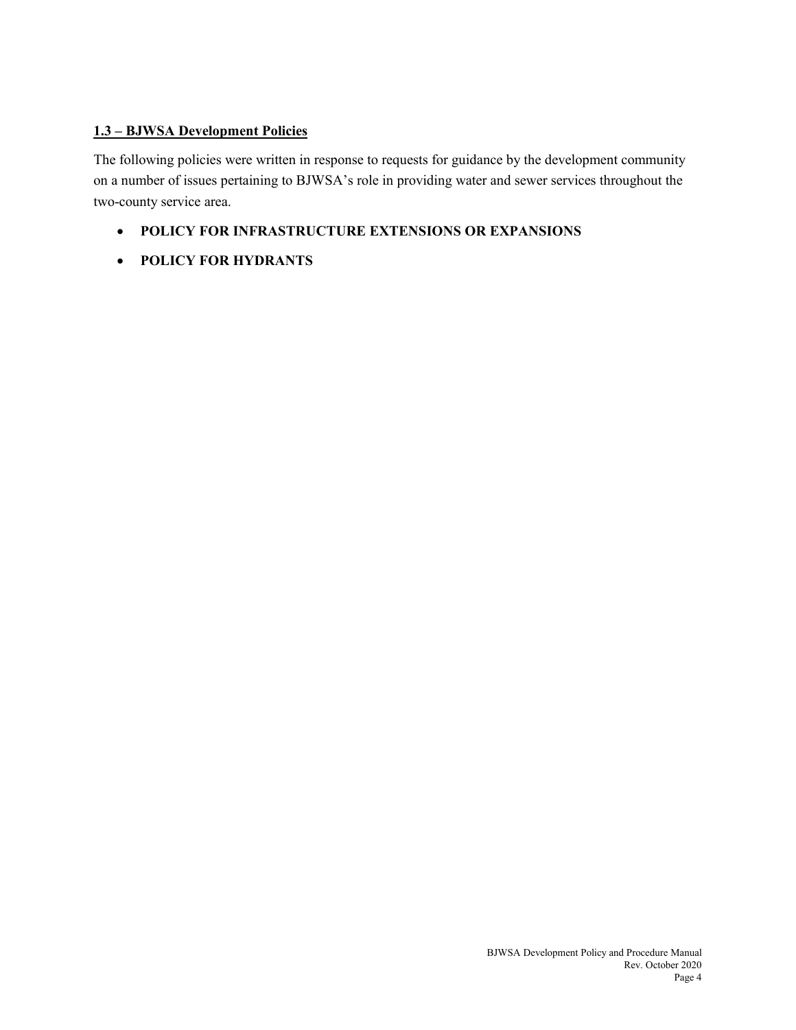### 1.3 – BJWSA Development Policies

The following policies were written in response to requests for guidance by the development community on a number of issues pertaining to BJWSA's role in providing water and sewer services throughout the two-county service area.

- **POLICY FOR INFRASTRUCTURE EXTENSIONS OR EXPANSIONS**
- **POLICY FOR HYDRANTS**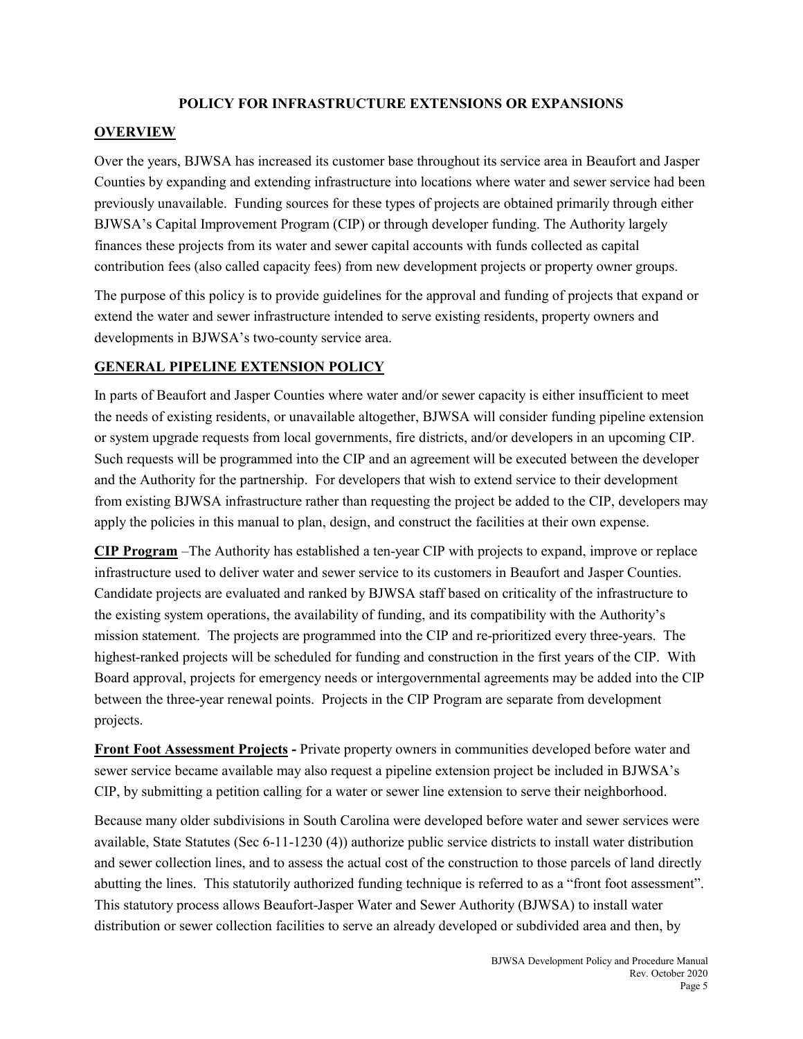# POLICY FOR INFRASTRUCTURE EXTENSIONS OR EXPANSIONS

## OVERVIEW

Over the years, BJWSA has increased its customer base throughout its service area in Beaufort and Jasper Counties by expanding and extending infrastructure into locations where water and sewer service had been previously unavailable. Funding sources for these types of projects are obtained primarily through either BJWSA's Capital Improvement Program (CIP) or through developer funding. The Authority largely finances these projects from its water and sewer capital accounts with funds collected as capital contribution fees (also called capacity fees) from new development projects or property owner groups.

The purpose of this policy is to provide guidelines for the approval and funding of projects that expand or extend the water and sewer infrastructure intended to serve existing residents, property owners and developments in BJWSA's two-county service area.

## GENERAL PIPELINE EXTENSION POLICY

In parts of Beaufort and Jasper Counties where water and/or sewer capacity is either insufficient to meet the needs of existing residents, or unavailable altogether, BJWSA will consider funding pipeline extension or system upgrade requests from local governments, fire districts, and/or developers in an upcoming CIP. Such requests will be programmed into the CIP and an agreement will be executed between the developer and the Authority for the partnership. For developers that wish to extend service to their development from existing BJWSA infrastructure rather than requesting the project be added to the CIP, developers may apply the policies in this manual to plan, design, and construct the facilities at their own expense.

**CIP Program** –The Authority has established a ten-year CIP with projects to expand, improve or replace infrastructure used to deliver water and sewer service to its customers in Beaufort and Jasper Counties. Candidate projects are evaluated and ranked by BJWSA staff based on criticality of the infrastructure to the existing system operations, the availability of funding, and its compatibility with the Authority's mission statement. The projects are programmed into the CIP and re-prioritized every three-years. The highest-ranked projects will be scheduled for funding and construction in the first years of the CIP. With Board approval, projects for emergency needs or intergovernmental agreements may be added into the CIP between the three-year renewal points. Projects in the CIP Program are separate from development projects.

**Front Foot Assessment Projects -** Private property owners in communities developed before water and sewer service became available may also request a pipeline extension project be included in BJWSA's CIP, by submitting a petition calling for a water or sewer line extension to serve their neighborhood.

Because many older subdivisions in South Carolina were developed before water and sewer services were available, State Statutes (Sec 6-11-1230 (4)) authorize public service districts to install water distribution and sewer collection lines, and to assess the actual cost of the construction to those parcels of land directly abutting the lines. This statutorily authorized funding technique is referred to as a "front foot assessment". This statutory process allows Beaufort-Jasper Water and Sewer Authority (BJWSA) to install water distribution or sewer collection facilities to serve an already developed or subdivided area and then, by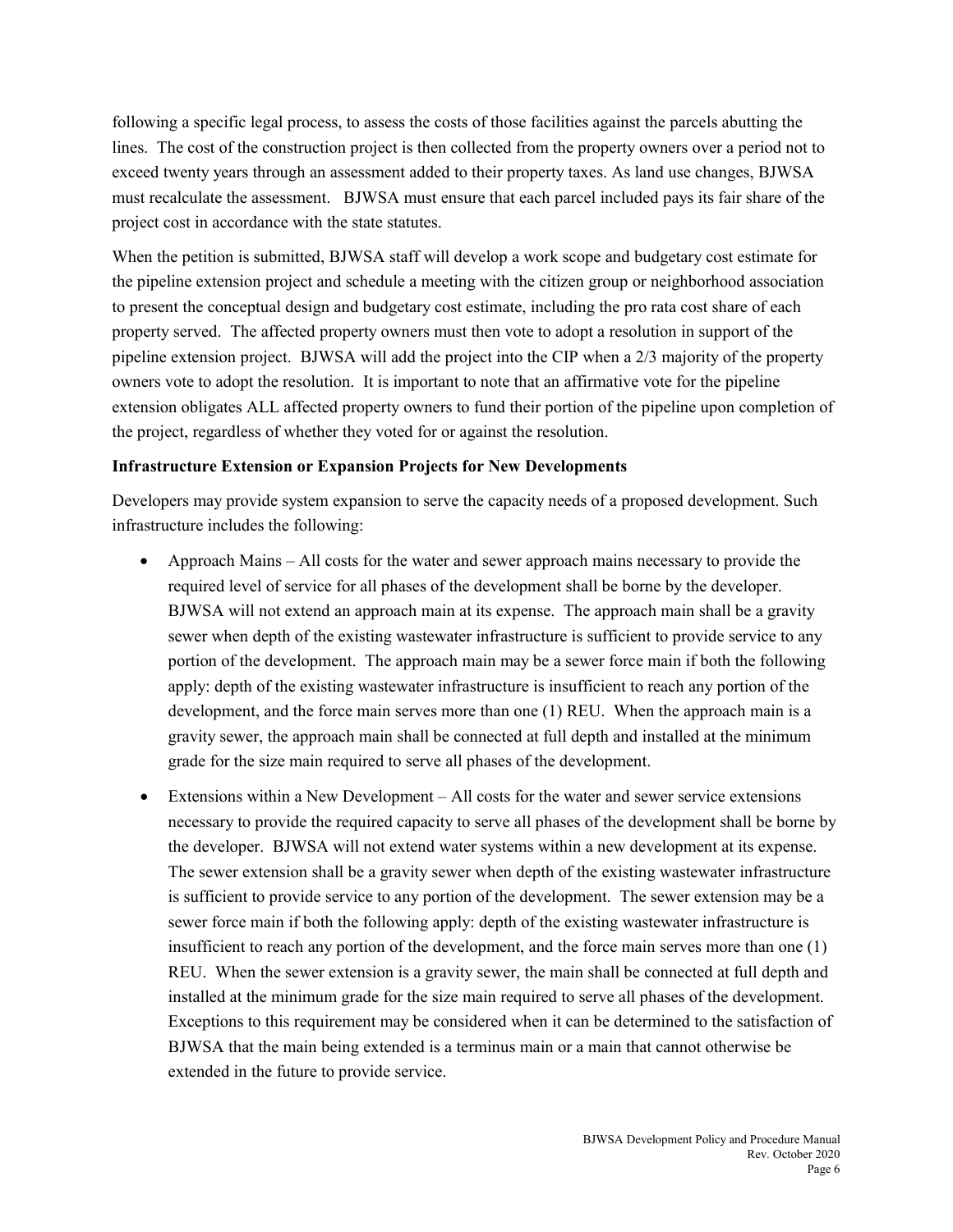following a specific legal process, to assess the costs of those facilities against the parcels abutting the lines. The cost of the construction project is then collected from the property owners over a period not to exceed twenty years through an assessment added to their property taxes. As land use changes, BJWSA must recalculate the assessment. BJWSA must ensure that each parcel included pays its fair share of the project cost in accordance with the state statutes.

When the petition is submitted, BJWSA staff will develop a work scope and budgetary cost estimate for the pipeline extension project and schedule a meeting with the citizen group or neighborhood association to present the conceptual design and budgetary cost estimate, including the pro rata cost share of each property served. The affected property owners must then vote to adopt a resolution in support of the pipeline extension project. BJWSA will add the project into the CIP when a 2/3 majority of the property owners vote to adopt the resolution. It is important to note that an affirmative vote for the pipeline extension obligates ALL affected property owners to fund their portion of the pipeline upon completion of the project, regardless of whether they voted for or against the resolution.

**Infrastructure Extension or Expansion Projects for New Developments**

Developers may provide system expansion to serve the capacity needs of a proposed development. Such infrastructure includes the following:

- Approach Mains – All costs for the water and sewer approach mains necessary to provide the required level of service for all phases of the development shall be borne by the developer. BJWSA will not extend an approach main at its expense. The approach main shall be a gravity sewer when depth of the existing wastewater infrastructure is sufficient to provide service to any portion of the development. The approach main may be a sewer force main if both the following apply: depth of the existing wastewater infrastructure is insufficient to reach any portion of the development, and the force main serves more than one (1) REU. When the approach main is a gravity sewer, the approach main shall be connected at full depth and installed at the minimum grade for the size main required to serve all phases of the development.
- Extensions within a New Development – All costs for the water and sewer service extensions necessary to provide the required capacity to serve all phases of the development shall be borne by the developer. BJWSA will not extend water systems within a new development at its expense. The sewer extension shall be a gravity sewer when depth of the existing wastewater infrastructure is sufficient to provide service to any portion of the development. The sewer extension may be a sewer force main if both the following apply: depth of the existing wastewater infrastructure is insufficient to reach any portion of the development, and the force main serves more than one (1) REU. When the sewer extension is a gravity sewer, the main shall be connected at full depth and installed at the minimum grade for the size main required to serve all phases of the development. Exceptions to this requirement may be considered when it can be determined to the satisfaction of BJWSA that the main being extended is a terminus main or a main that cannot otherwise be extended in the future to provide service.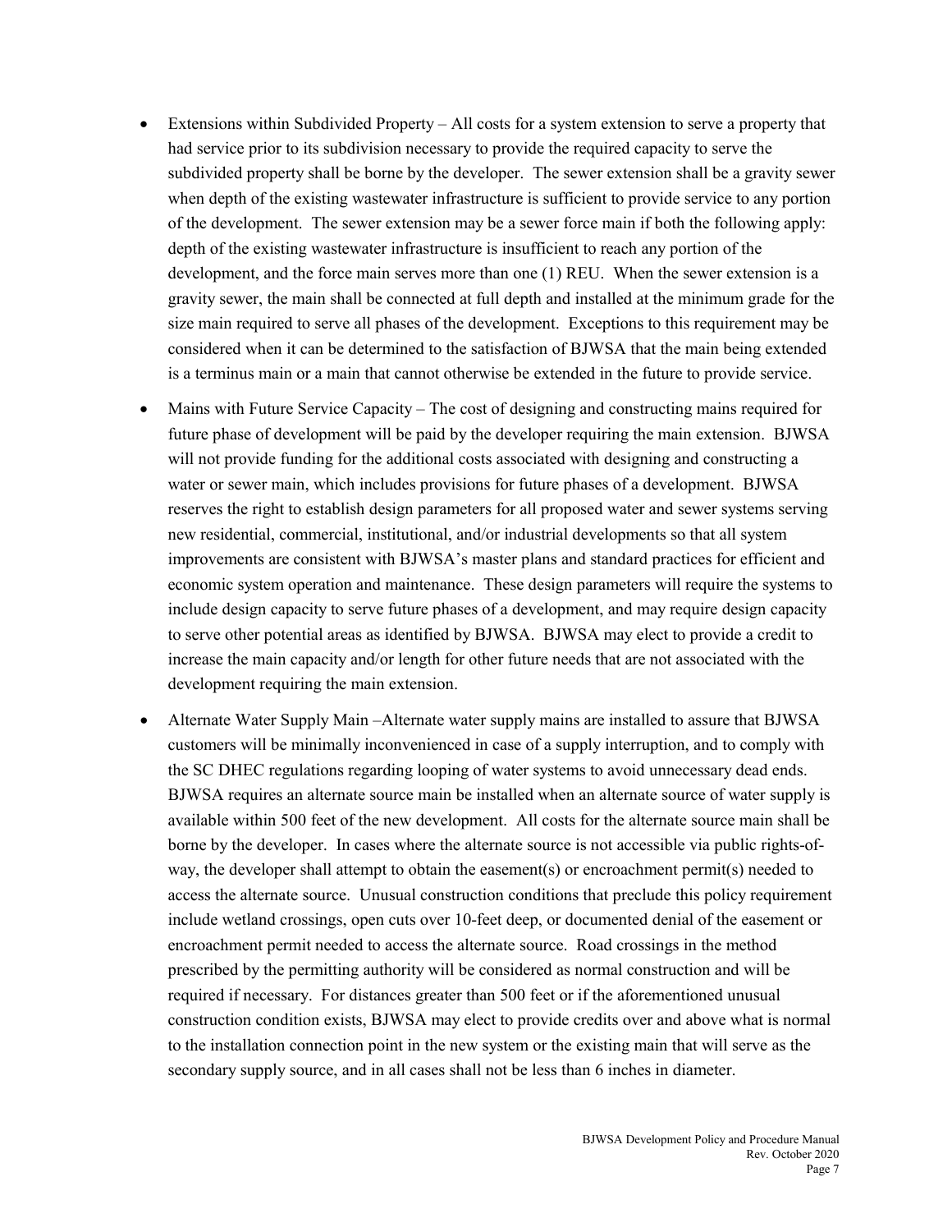- Extensions within Subdivided Property – All costs for a system extension to serve a property that had service prior to its subdivision necessary to provide the required capacity to serve the subdivided property shall be borne by the developer. The sewer extension shall be a gravity sewer when depth of the existing wastewater infrastructure is sufficient to provide service to any portion of the development. The sewer extension may be a sewer force main if both the following apply: depth of the existing wastewater infrastructure is insufficient to reach any portion of the development, and the force main serves more than one (1) REU. When the sewer extension is a gravity sewer, the main shall be connected at full depth and installed at the minimum grade for the size main required to serve all phases of the development. Exceptions to this requirement may be considered when it can be determined to the satisfaction of BJWSA that the main being extended is a terminus main or a main that cannot otherwise be extended in the future to provide service.

- Mains with Future Service Capacity – The cost of designing and constructing mains required for future phase of development will be paid by the developer requiring the main extension. BJWSA will not provide funding for the additional costs associated with designing and constructing a water or sewer main, which includes provisions for future phases of a development. BJWSA reserves the right to establish design parameters for all proposed water and sewer systems serving new residential, commercial, institutional, and/or industrial developments so that all system improvements are consistent with BJWSA's master plans and standard practices for efficient and economic system operation and maintenance. These design parameters will require the systems to include design capacity to serve future phases of a development, and may require design capacity to serve other potential areas as identified by BJWSA. BJWSA may elect to provide a credit to increase the main capacity and/or length for other future needs that are not associated with the development requiring the main extension.

- Alternate Water Supply Main –Alternate water supply mains are installed to assure that BJWSA customers will be minimally inconvenienced in case of a supply interruption, and to comply with the SC DHEC regulations regarding looping of water systems to avoid unnecessary dead ends. BJWSA requires an alternate source main be installed when an alternate source of water supply is available within 500 feet of the new development. All costs for the alternate source main shall be borne by the developer. In cases where the alternate source is not accessible via public rights-of-way, the developer shall attempt to obtain the easement(s) or encroachment permit(s) needed to access the alternate source. Unusual construction conditions that preclude this policy requirement include wetland crossings, open cuts over 10-feet deep, or documented denial of the easement or encroachment permit needed to access the alternate source. Road crossings in the method prescribed by the permitting authority will be considered as normal construction and will be required if necessary. For distances greater than 500 feet or if the aforementioned unusual construction condition exists, BJWSA may elect to provide credits over and above what is normal to the installation connection point in the new system or the existing main that will serve as the secondary supply source, and in all cases shall not be less than 6 inches in diameter.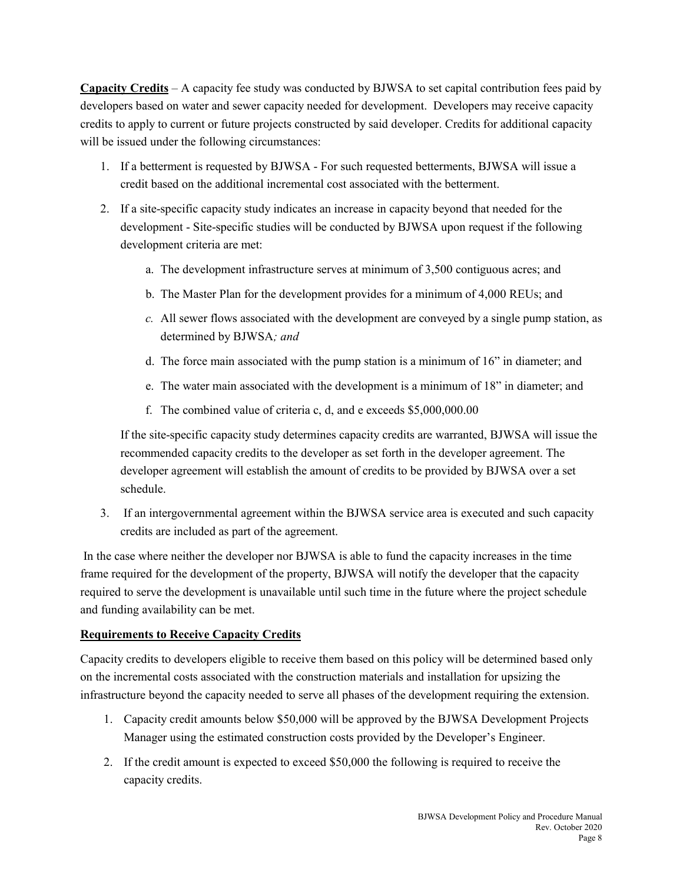**<u>Capacity Credits</u>** – A capacity fee study was conducted by BJWSA to set capital contribution fees paid by developers based on water and sewer capacity needed for development. Developers may receive capacity credits to apply to current or future projects constructed by said developer. Credits for additional capacity will be issued under the following circumstances:

1. If a betterment is requested by BJWSA - For such requested betterments, BJWSA will issue a credit based on the additional incremental cost associated with the betterment.
2. If a site-specific capacity study indicates an increase in capacity beyond that needed for the development - Site-specific studies will be conducted by BJWSA upon request if the following development criteria are met:
   a. The development infrastructure serves at minimum of 3,500 contiguous acres; and
   b. The Master Plan for the development provides for a minimum of 4,000 REUs; and
   *c.* All sewer flows associated with the development are conveyed by a single pump station, as determined by BJWSA*; and*
   d. The force main associated with the pump station is a minimum of 16" in diameter; and
   e. The water main associated with the development is a minimum of 18" in diameter; and
   f. The combined value of criteria c, d, and e exceeds $5,000,000.00

   If the site-specific capacity study determines capacity credits are warranted, BJWSA will issue the recommended capacity credits to the developer as set forth in the developer agreement. The developer agreement will establish the amount of credits to be provided by BJWSA over a set schedule.
3. If an intergovernmental agreement within the BJWSA service area is executed and such capacity credits are included as part of the agreement.

In the case where neither the developer nor BJWSA is able to fund the capacity increases in the time frame required for the development of the property, BJWSA will notify the developer that the capacity required to serve the development is unavailable until such time in the future where the project schedule and funding availability can be met.

**<u>Requirements to Receive Capacity Credits</u>**

Capacity credits to developers eligible to receive them based on this policy will be determined based only on the incremental costs associated with the construction materials and installation for upsizing the infrastructure beyond the capacity needed to serve all phases of the development requiring the extension.

1. Capacity credit amounts below $50,000 will be approved by the BJWSA Development Projects Manager using the estimated construction costs provided by the Developer's Engineer.
2. If the credit amount is expected to exceed $50,000 the following is required to receive the capacity credits.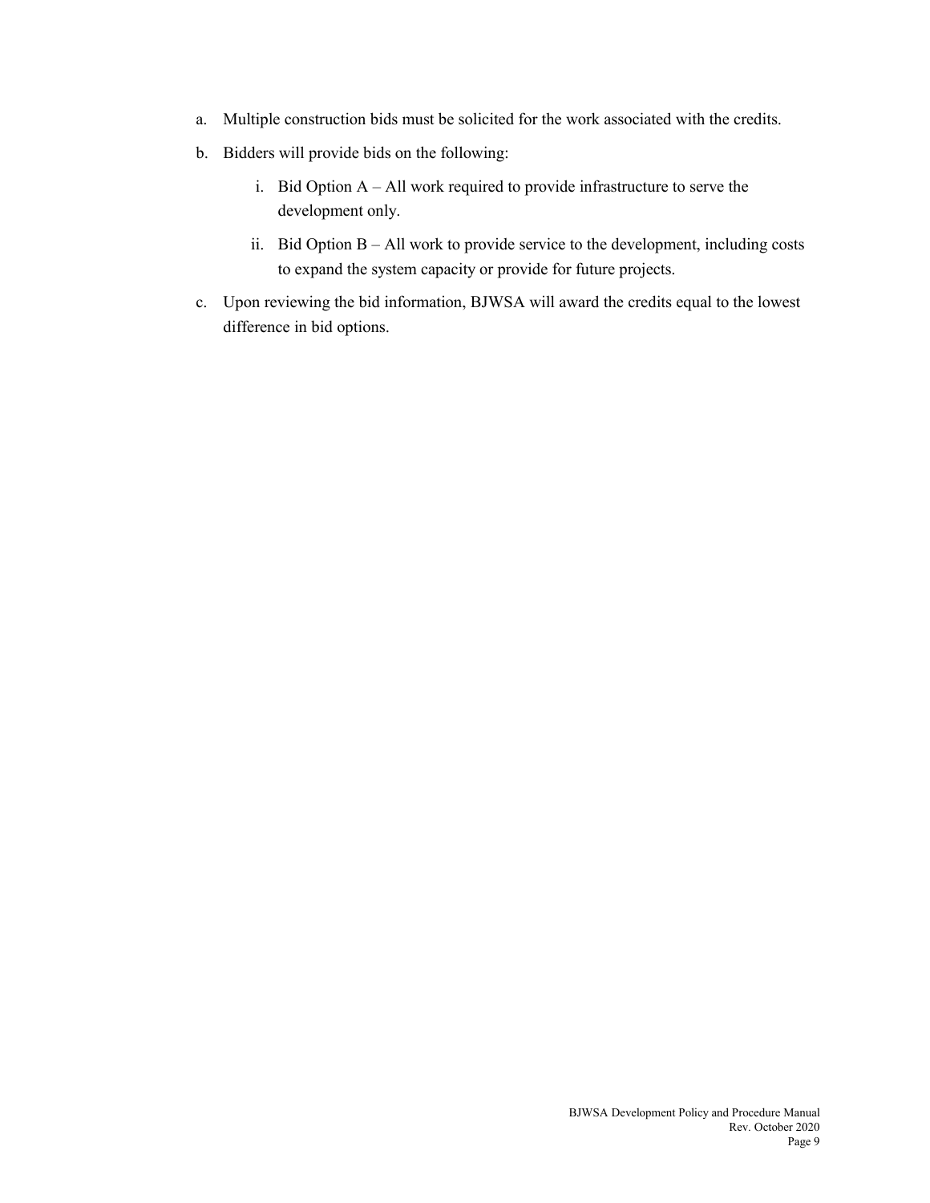a. Multiple construction bids must be solicited for the work associated with the credits.

b. Bidders will provide bids on the following:

   i. Bid Option A – All work required to provide infrastructure to serve the development only.

   ii. Bid Option B – All work to provide service to the development, including costs to expand the system capacity or provide for future projects.

c. Upon reviewing the bid information, BJWSA will award the credits equal to the lowest difference in bid options.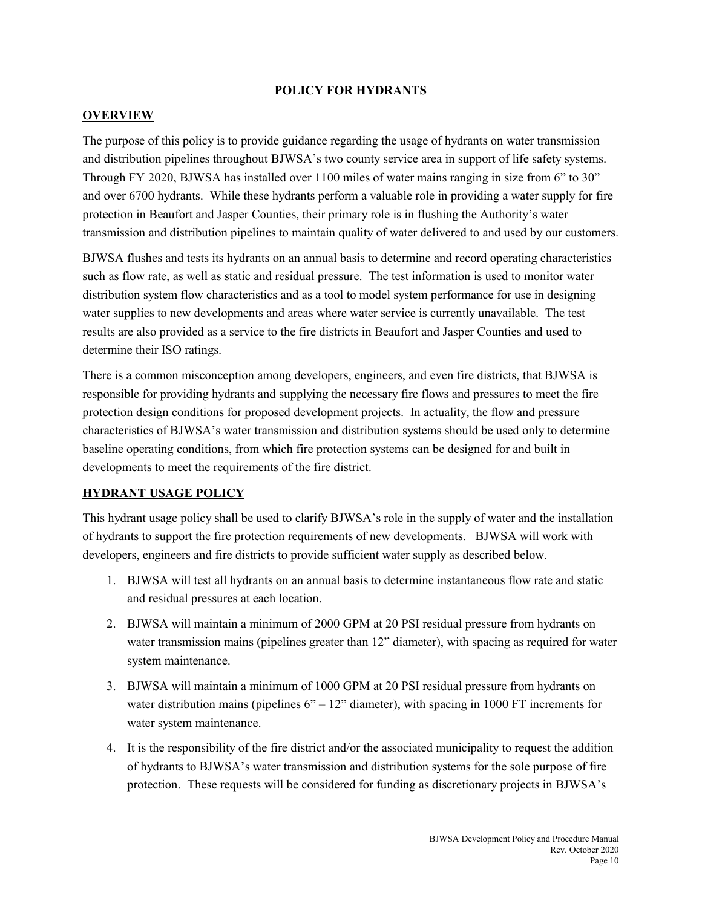# POLICY FOR HYDRANTS

## OVERVIEW

The purpose of this policy is to provide guidance regarding the usage of hydrants on water transmission and distribution pipelines throughout BJWSA's two county service area in support of life safety systems. Through FY 2020, BJWSA has installed over 1100 miles of water mains ranging in size from 6" to 30" and over 6700 hydrants. While these hydrants perform a valuable role in providing a water supply for fire protection in Beaufort and Jasper Counties, their primary role is in flushing the Authority's water transmission and distribution pipelines to maintain quality of water delivered to and used by our customers.

BJWSA flushes and tests its hydrants on an annual basis to determine and record operating characteristics such as flow rate, as well as static and residual pressure. The test information is used to monitor water distribution system flow characteristics and as a tool to model system performance for use in designing water supplies to new developments and areas where water service is currently unavailable. The test results are also provided as a service to the fire districts in Beaufort and Jasper Counties and used to determine their ISO ratings.

There is a common misconception among developers, engineers, and even fire districts, that BJWSA is responsible for providing hydrants and supplying the necessary fire flows and pressures to meet the fire protection design conditions for proposed development projects. In actuality, the flow and pressure characteristics of BJWSA's water transmission and distribution systems should be used only to determine baseline operating conditions, from which fire protection systems can be designed for and built in developments to meet the requirements of the fire district.

## HYDRANT USAGE POLICY

This hydrant usage policy shall be used to clarify BJWSA's role in the supply of water and the installation of hydrants to support the fire protection requirements of new developments. BJWSA will work with developers, engineers and fire districts to provide sufficient water supply as described below.

1. BJWSA will test all hydrants on an annual basis to determine instantaneous flow rate and static and residual pressures at each location.
2. BJWSA will maintain a minimum of 2000 GPM at 20 PSI residual pressure from hydrants on water transmission mains (pipelines greater than 12" diameter), with spacing as required for water system maintenance.
3. BJWSA will maintain a minimum of 1000 GPM at 20 PSI residual pressure from hydrants on water distribution mains (pipelines 6" – 12" diameter), with spacing in 1000 FT increments for water system maintenance.
4. It is the responsibility of the fire district and/or the associated municipality to request the addition of hydrants to BJWSA's water transmission and distribution systems for the sole purpose of fire protection. These requests will be considered for funding as discretionary projects in BJWSA's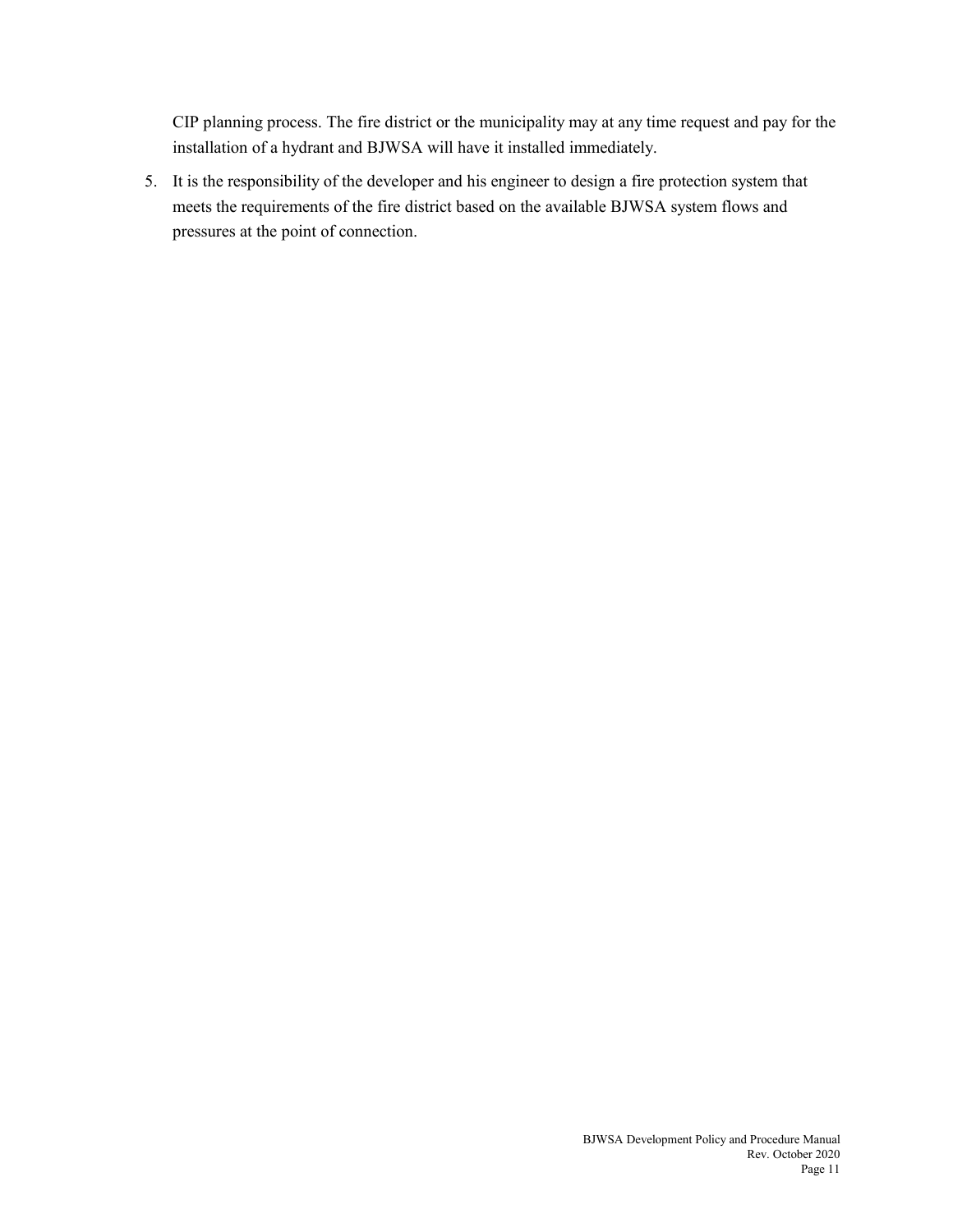CIP planning process. The fire district or the municipality may at any time request and pay for the installation of a hydrant and BJWSA will have it installed immediately.

5. It is the responsibility of the developer and his engineer to design a fire protection system that meets the requirements of the fire district based on the available BJWSA system flows and pressures at the point of connection.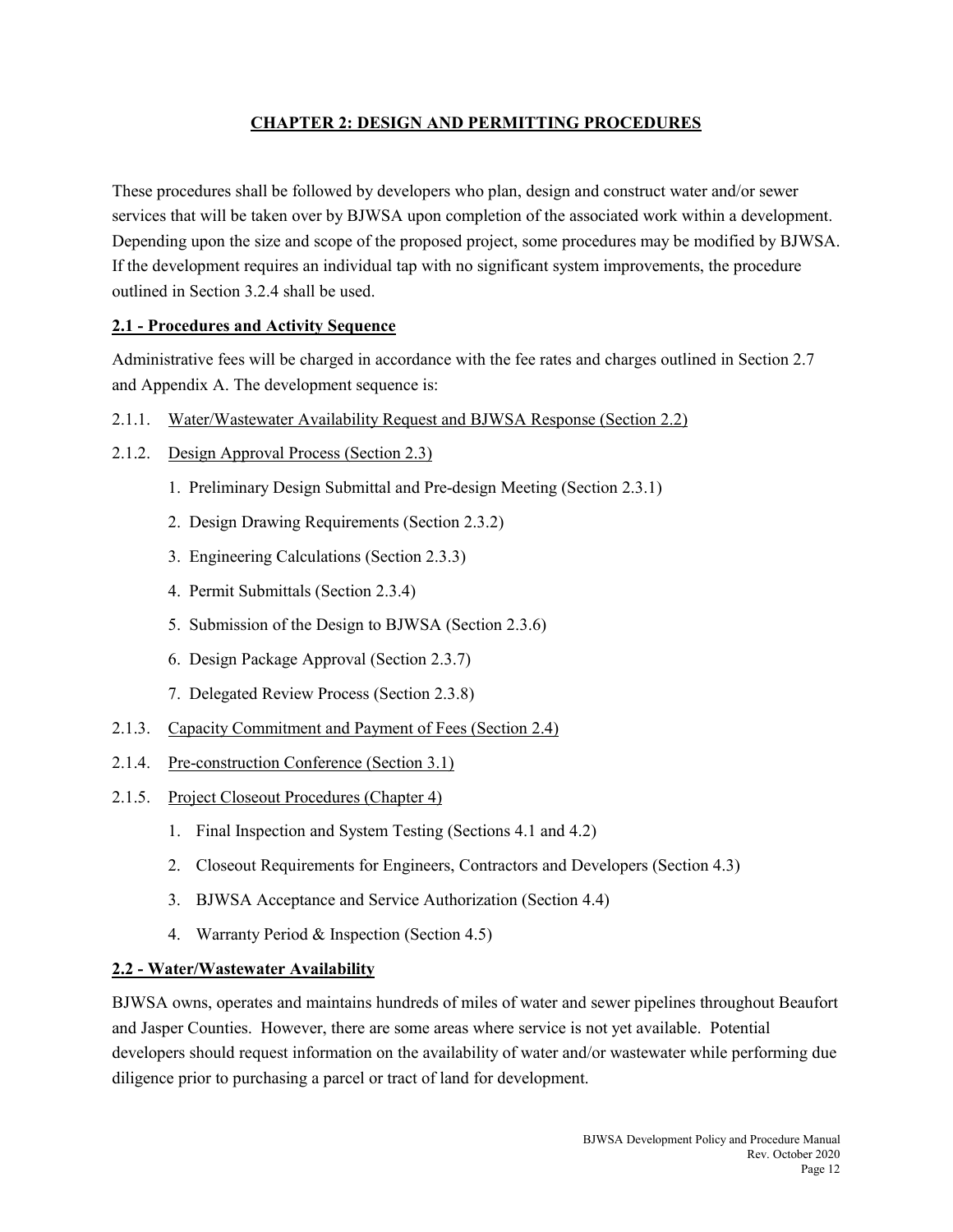# CHAPTER 2: DESIGN AND PERMITTING PROCEDURES

These procedures shall be followed by developers who plan, design and construct water and/or sewer services that will be taken over by BJWSA upon completion of the associated work within a development. Depending upon the size and scope of the proposed project, some procedures may be modified by BJWSA. If the development requires an individual tap with no significant system improvements, the procedure outlined in Section 3.2.4 shall be used.

## 2.1 - Procedures and Activity Sequence

Administrative fees will be charged in accordance with the fee rates and charges outlined in Section 2.7 and Appendix A. The development sequence is:

2.1.1. Water/Wastewater Availability Request and BJWSA Response (Section 2.2)

2.1.2. Design Approval Process (Section 2.3)

1. Preliminary Design Submittal and Pre-design Meeting (Section 2.3.1)
2. Design Drawing Requirements (Section 2.3.2)
3. Engineering Calculations (Section 2.3.3)
4. Permit Submittals (Section 2.3.4)
5. Submission of the Design to BJWSA (Section 2.3.6)
6. Design Package Approval (Section 2.3.7)
7. Delegated Review Process (Section 2.3.8)

2.1.3. Capacity Commitment and Payment of Fees (Section 2.4)

2.1.4. Pre-construction Conference (Section 3.1)

2.1.5. Project Closeout Procedures (Chapter 4)

1. Final Inspection and System Testing (Sections 4.1 and 4.2)
2. Closeout Requirements for Engineers, Contractors and Developers (Section 4.3)
3. BJWSA Acceptance and Service Authorization (Section 4.4)
4. Warranty Period & Inspection (Section 4.5)

## 2.2 - Water/Wastewater Availability

BJWSA owns, operates and maintains hundreds of miles of water and sewer pipelines throughout Beaufort and Jasper Counties. However, there are some areas where service is not yet available. Potential developers should request information on the availability of water and/or wastewater while performing due diligence prior to purchasing a parcel or tract of land for development.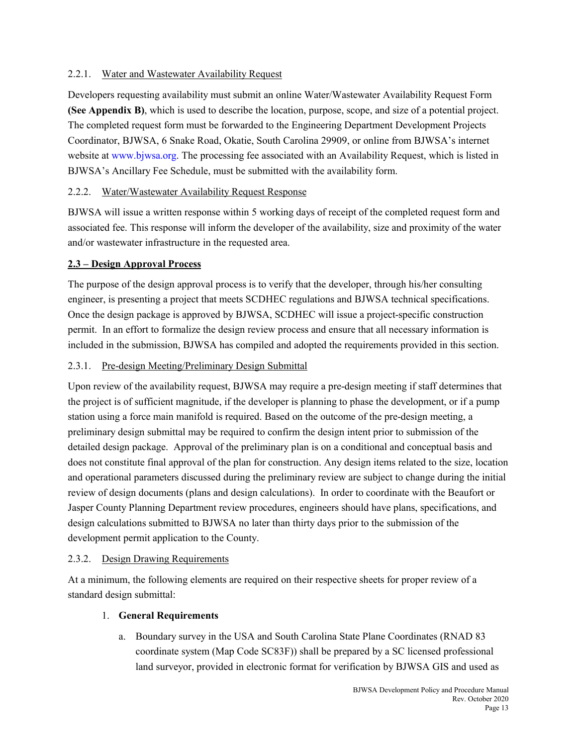### 2.2.1. Water and Wastewater Availability Request

Developers requesting availability must submit an online Water/Wastewater Availability Request Form **(See Appendix B)**, which is used to describe the location, purpose, scope, and size of a potential project. The completed request form must be forwarded to the Engineering Department Development Projects Coordinator, BJWSA, 6 Snake Road, Okatie, South Carolina 29909, or online from BJWSA's internet website at www.bjwsa.org. The processing fee associated with an Availability Request, which is listed in BJWSA's Ancillary Fee Schedule, must be submitted with the availability form.

### 2.2.2. Water/Wastewater Availability Request Response

BJWSA will issue a written response within 5 working days of receipt of the completed request form and associated fee. This response will inform the developer of the availability, size and proximity of the water and/or wastewater infrastructure in the requested area.

## 2.3 – Design Approval Process

The purpose of the design approval process is to verify that the developer, through his/her consulting engineer, is presenting a project that meets SCDHEC regulations and BJWSA technical specifications. Once the design package is approved by BJWSA, SCDHEC will issue a project-specific construction permit. In an effort to formalize the design review process and ensure that all necessary information is included in the submission, BJWSA has compiled and adopted the requirements provided in this section.

### 2.3.1. Pre-design Meeting/Preliminary Design Submittal

Upon review of the availability request, BJWSA may require a pre-design meeting if staff determines that the project is of sufficient magnitude, if the developer is planning to phase the development, or if a pump station using a force main manifold is required. Based on the outcome of the pre-design meeting, a preliminary design submittal may be required to confirm the design intent prior to submission of the detailed design package. Approval of the preliminary plan is on a conditional and conceptual basis and does not constitute final approval of the plan for construction. Any design items related to the size, location and operational parameters discussed during the preliminary review are subject to change during the initial review of design documents (plans and design calculations). In order to coordinate with the Beaufort or Jasper County Planning Department review procedures, engineers should have plans, specifications, and design calculations submitted to BJWSA no later than thirty days prior to the submission of the development permit application to the County.

### 2.3.2. Design Drawing Requirements

At a minimum, the following elements are required on their respective sheets for proper review of a standard design submittal:

1. **General Requirements**

    a. Boundary survey in the USA and South Carolina State Plane Coordinates (RNAD 83 coordinate system (Map Code SC83F)) shall be prepared by a SC licensed professional land surveyor, provided in electronic format for verification by BJWSA GIS and used as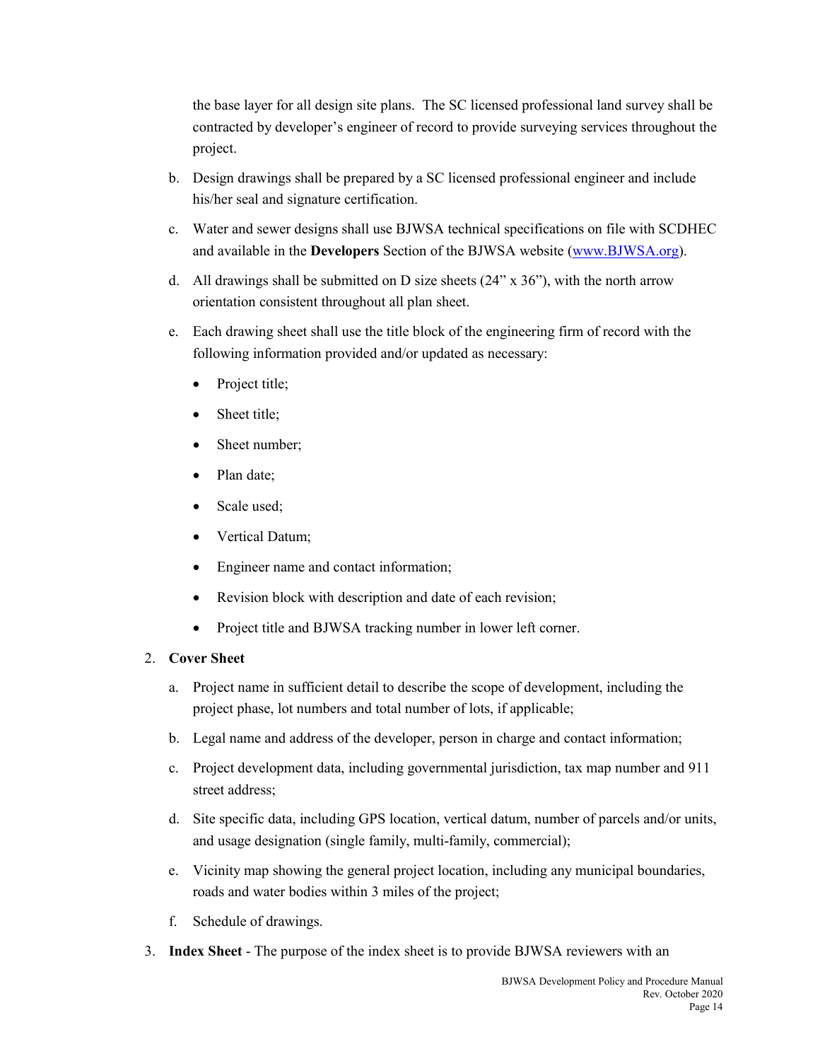the base layer for all design site plans.  The SC licensed professional land survey shall be contracted by developer's engineer of record to provide surveying services throughout the project.

b. Design drawings shall be prepared by a SC licensed professional engineer and include his/her seal and signature certification.

c. Water and sewer designs shall use BJWSA technical specifications on file with SCDHEC and available in the **Developers** Section of the BJWSA website (www.BJWSA.org).

d. All drawings shall be submitted on D size sheets (24" x 36"), with the north arrow orientation consistent throughout all plan sheet.

e. Each drawing sheet shall use the title block of the engineering firm of record with the following information provided and/or updated as necessary:

   - Project title;
   - Sheet title;
   - Sheet number;
   - Plan date;
   - Scale used;
   - Vertical Datum;
   - Engineer name and contact information;
   - Revision block with description and date of each revision;
   - Project title and BJWSA tracking number in lower left corner.

2. **Cover Sheet**

   a. Project name in sufficient detail to describe the scope of development, including the project phase, lot numbers and total number of lots, if applicable;

   b. Legal name and address of the developer, person in charge and contact information;

   c. Project development data, including governmental jurisdiction, tax map number and 911 street address;

   d. Site specific data, including GPS location, vertical datum, number of parcels and/or units, and usage designation (single family, multi-family, commercial);

   e. Vicinity map showing the general project location, including any municipal boundaries, roads and water bodies within 3 miles of the project;

   f. Schedule of drawings.

3. **Index Sheet** - The purpose of the index sheet is to provide BJWSA reviewers with an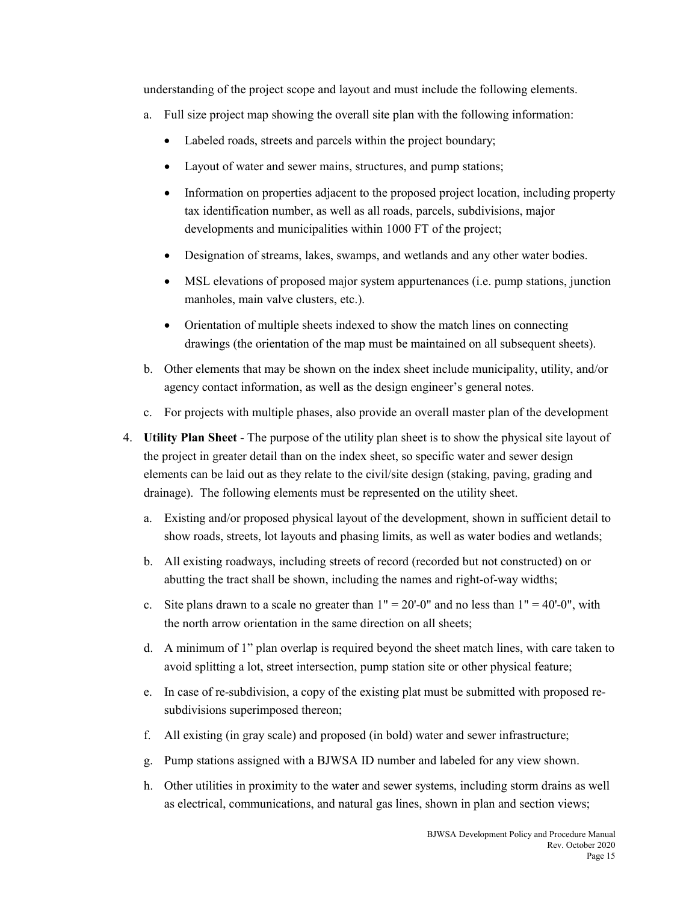understanding of the project scope and layout and must include the following elements.

a. Full size project map showing the overall site plan with the following information:

   - Labeled roads, streets and parcels within the project boundary;
   - Layout of water and sewer mains, structures, and pump stations;
   - Information on properties adjacent to the proposed project location, including property tax identification number, as well as all roads, parcels, subdivisions, major developments and municipalities within 1000 FT of the project;
   - Designation of streams, lakes, swamps, and wetlands and any other water bodies.
   - MSL elevations of proposed major system appurtenances (i.e. pump stations, junction manholes, main valve clusters, etc.).
   - Orientation of multiple sheets indexed to show the match lines on connecting drawings (the orientation of the map must be maintained on all subsequent sheets).

b. Other elements that may be shown on the index sheet include municipality, utility, and/or agency contact information, as well as the design engineer's general notes.

c. For projects with multiple phases, also provide an overall master plan of the development

4. **Utility Plan Sheet** - The purpose of the utility plan sheet is to show the physical site layout of the project in greater detail than on the index sheet, so specific water and sewer design elements can be laid out as they relate to the civil/site design (staking, paving, grading and drainage). The following elements must be represented on the utility sheet.

   a. Existing and/or proposed physical layout of the development, shown in sufficient detail to show roads, streets, lot layouts and phasing limits, as well as water bodies and wetlands;

   b. All existing roadways, including streets of record (recorded but not constructed) on or abutting the tract shall be shown, including the names and right-of-way widths;

   c. Site plans drawn to a scale no greater than 1" = 20'-0" and no less than 1" = 40'-0", with the north arrow orientation in the same direction on all sheets;

   d. A minimum of 1" plan overlap is required beyond the sheet match lines, with care taken to avoid splitting a lot, street intersection, pump station site or other physical feature;

   e. In case of re-subdivision, a copy of the existing plat must be submitted with proposed re-subdivisions superimposed thereon;

   f. All existing (in gray scale) and proposed (in bold) water and sewer infrastructure;

   g. Pump stations assigned with a BJWSA ID number and labeled for any view shown.

   h. Other utilities in proximity to the water and sewer systems, including storm drains as well as electrical, communications, and natural gas lines, shown in plan and section views;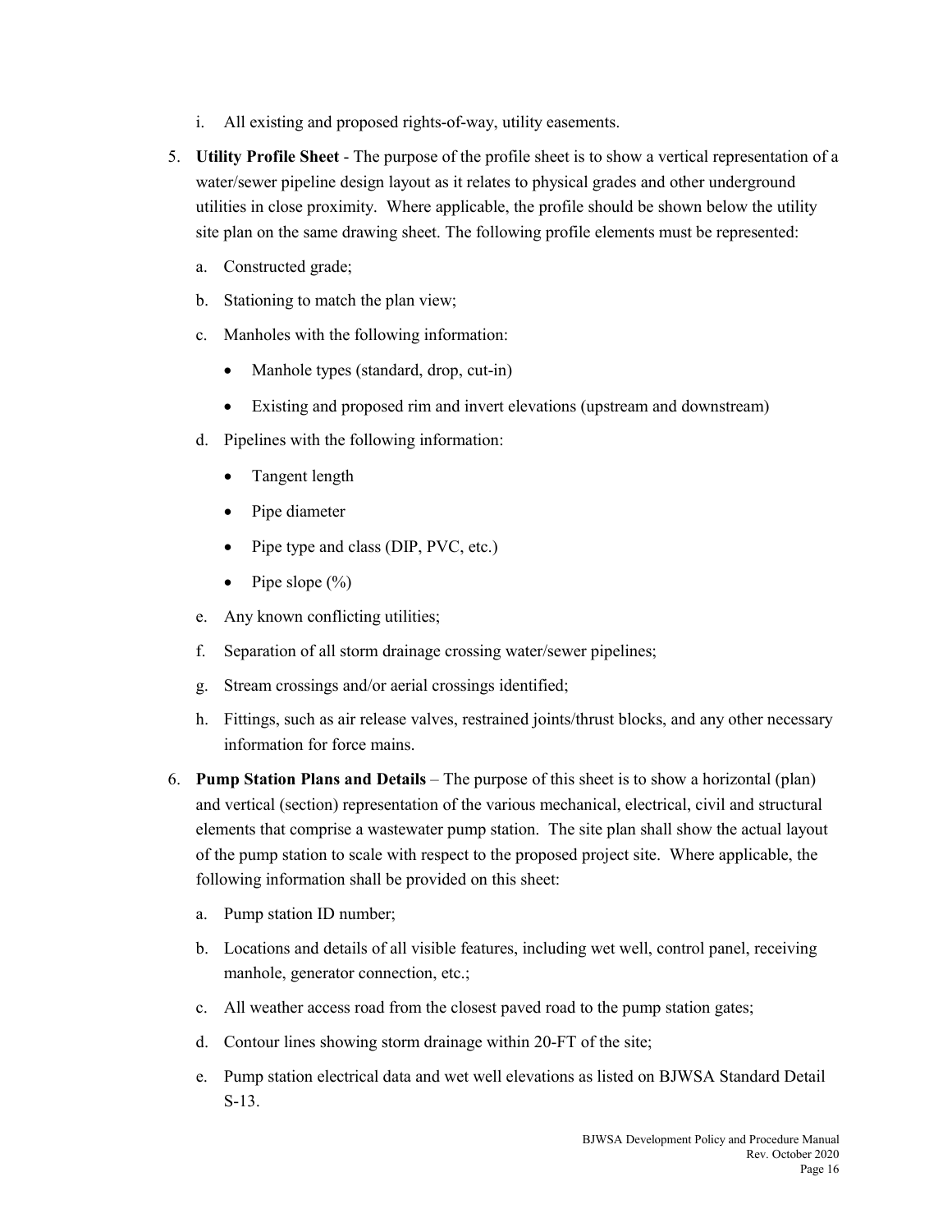i. All existing and proposed rights-of-way, utility easements.

5. **Utility Profile Sheet** - The purpose of the profile sheet is to show a vertical representation of a water/sewer pipeline design layout as it relates to physical grades and other underground utilities in close proximity. Where applicable, the profile should be shown below the utility site plan on the same drawing sheet. The following profile elements must be represented:

   a. Constructed grade;

   b. Stationing to match the plan view;

   c. Manholes with the following information:

      - Manhole types (standard, drop, cut-in)
      - Existing and proposed rim and invert elevations (upstream and downstream)

   d. Pipelines with the following information:

      - Tangent length
      - Pipe diameter
      - Pipe type and class (DIP, PVC, etc.)
      - Pipe slope (%)

   e. Any known conflicting utilities;

   f. Separation of all storm drainage crossing water/sewer pipelines;

   g. Stream crossings and/or aerial crossings identified;

   h. Fittings, such as air release valves, restrained joints/thrust blocks, and any other necessary information for force mains.

6. **Pump Station Plans and Details** – The purpose of this sheet is to show a horizontal (plan) and vertical (section) representation of the various mechanical, electrical, civil and structural elements that comprise a wastewater pump station. The site plan shall show the actual layout of the pump station to scale with respect to the proposed project site. Where applicable, the following information shall be provided on this sheet:

   a. Pump station ID number;

   b. Locations and details of all visible features, including wet well, control panel, receiving manhole, generator connection, etc.;

   c. All weather access road from the closest paved road to the pump station gates;

   d. Contour lines showing storm drainage within 20-FT of the site;

   e. Pump station electrical data and wet well elevations as listed on BJWSA Standard Detail S-13.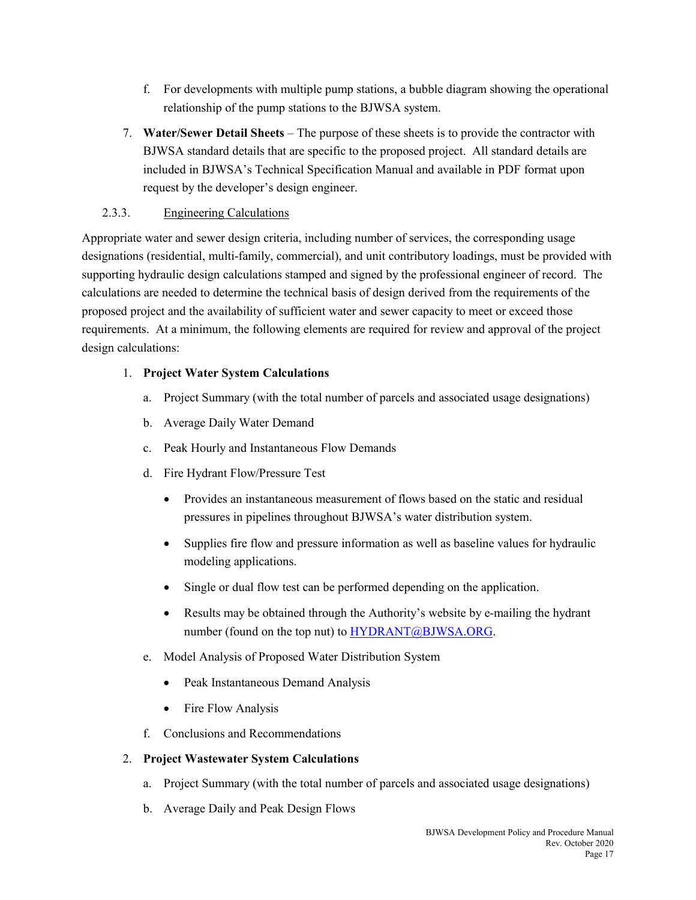f. For developments with multiple pump stations, a bubble diagram showing the operational relationship of the pump stations to the BJWSA system.

7. **Water/Sewer Detail Sheets** – The purpose of these sheets is to provide the contractor with BJWSA standard details that are specific to the proposed project. All standard details are included in BJWSA's Technical Specification Manual and available in PDF format upon request by the developer's design engineer.

#### 2.3.3. Engineering Calculations

Appropriate water and sewer design criteria, including number of services, the corresponding usage designations (residential, multi-family, commercial), and unit contributory loadings, must be provided with supporting hydraulic design calculations stamped and signed by the professional engineer of record. The calculations are needed to determine the technical basis of design derived from the requirements of the proposed project and the availability of sufficient water and sewer capacity to meet or exceed those requirements. At a minimum, the following elements are required for review and approval of the project design calculations:

1. **Project Water System Calculations**
   a. Project Summary (with the total number of parcels and associated usage designations)
   b. Average Daily Water Demand
   c. Peak Hourly and Instantaneous Flow Demands
   d. Fire Hydrant Flow/Pressure Test
      - Provides an instantaneous measurement of flows based on the static and residual pressures in pipelines throughout BJWSA's water distribution system.
      - Supplies fire flow and pressure information as well as baseline values for hydraulic modeling applications.
      - Single or dual flow test can be performed depending on the application.
      - Results may be obtained through the Authority's website by e-mailing the hydrant number (found on the top nut) to HYDRANT@BJWSA.ORG.
   e. Model Analysis of Proposed Water Distribution System
      - Peak Instantaneous Demand Analysis
      - Fire Flow Analysis
   f. Conclusions and Recommendations

2. **Project Wastewater System Calculations**
   a. Project Summary (with the total number of parcels and associated usage designations)
   b. Average Daily and Peak Design Flows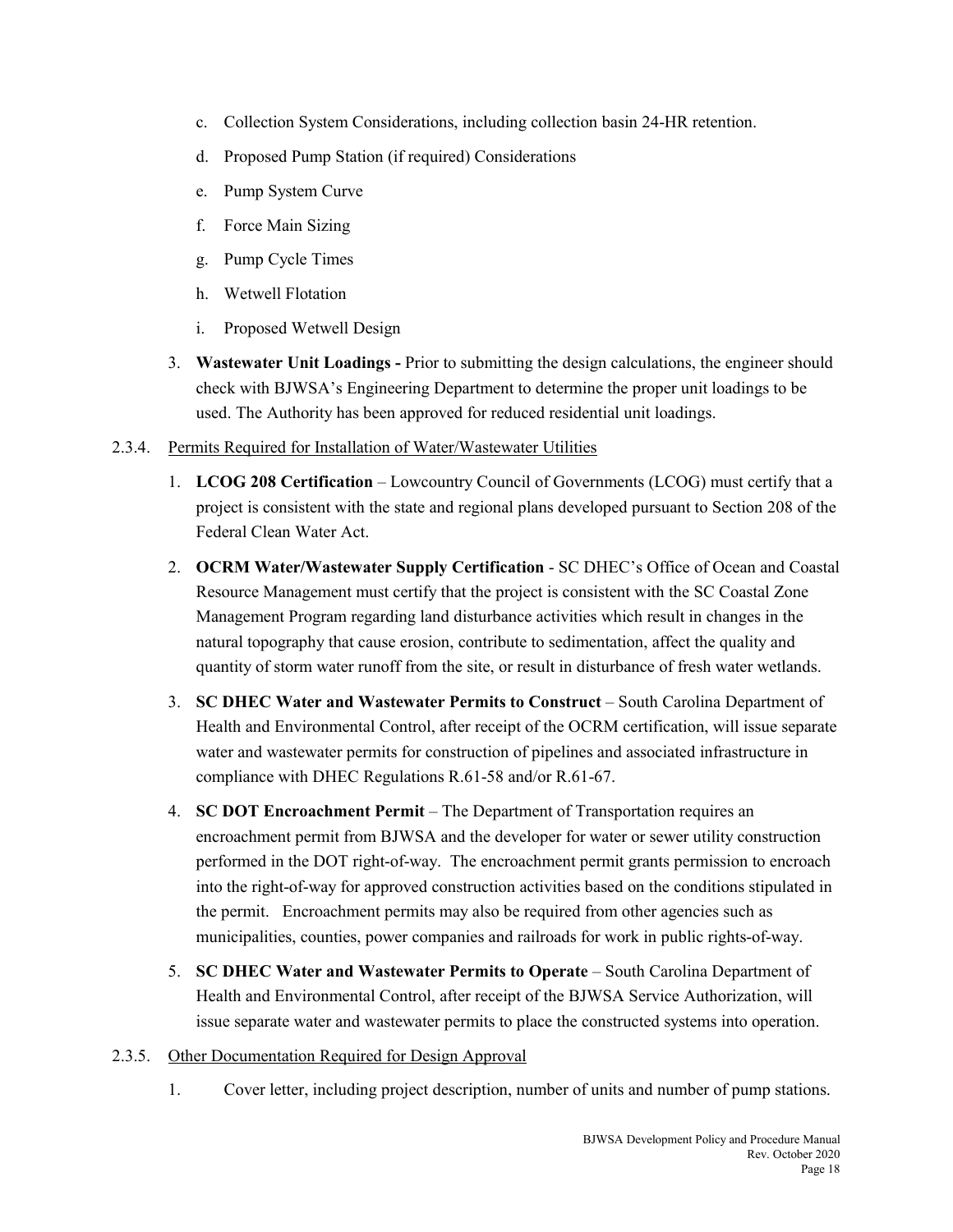c. Collection System Considerations, including collection basin 24-HR retention.

d. Proposed Pump Station (if required) Considerations

e. Pump System Curve

f. Force Main Sizing

g. Pump Cycle Times

h. Wetwell Flotation

i. Proposed Wetwell Design

3. **Wastewater Unit Loadings -** Prior to submitting the design calculations, the engineer should check with BJWSA's Engineering Department to determine the proper unit loadings to be used. The Authority has been approved for reduced residential unit loadings.

2.3.4. Permits Required for Installation of Water/Wastewater Utilities

1. **LCOG 208 Certification** – Lowcountry Council of Governments (LCOG) must certify that a project is consistent with the state and regional plans developed pursuant to Section 208 of the Federal Clean Water Act.

2. **OCRM Water/Wastewater Supply Certification** - SC DHEC's Office of Ocean and Coastal Resource Management must certify that the project is consistent with the SC Coastal Zone Management Program regarding land disturbance activities which result in changes in the natural topography that cause erosion, contribute to sedimentation, affect the quality and quantity of storm water runoff from the site, or result in disturbance of fresh water wetlands.

3. **SC DHEC Water and Wastewater Permits to Construct** – South Carolina Department of Health and Environmental Control, after receipt of the OCRM certification, will issue separate water and wastewater permits for construction of pipelines and associated infrastructure in compliance with DHEC Regulations R.61-58 and/or R.61-67.

4. **SC DOT Encroachment Permit** – The Department of Transportation requires an encroachment permit from BJWSA and the developer for water or sewer utility construction performed in the DOT right-of-way. The encroachment permit grants permission to encroach into the right-of-way for approved construction activities based on the conditions stipulated in the permit. Encroachment permits may also be required from other agencies such as municipalities, counties, power companies and railroads for work in public rights-of-way.

5. **SC DHEC Water and Wastewater Permits to Operate** – South Carolina Department of Health and Environmental Control, after receipt of the BJWSA Service Authorization, will issue separate water and wastewater permits to place the constructed systems into operation.

2.3.5. Other Documentation Required for Design Approval

1. Cover letter, including project description, number of units and number of pump stations.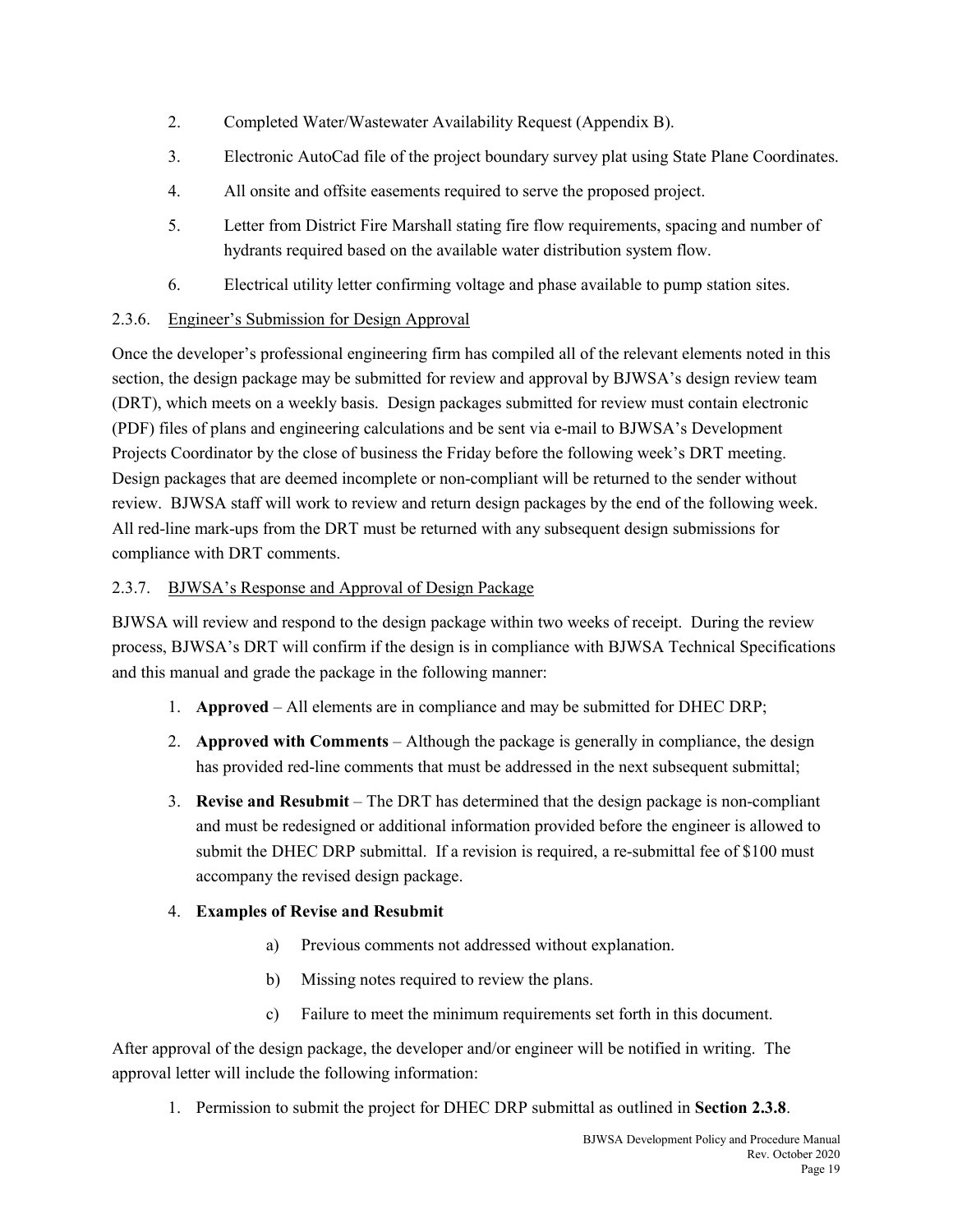2. Completed Water/Wastewater Availability Request (Appendix B).
3. Electronic AutoCad file of the project boundary survey plat using State Plane Coordinates.
4. All onsite and offsite easements required to serve the proposed project.
5. Letter from District Fire Marshall stating fire flow requirements, spacing and number of hydrants required based on the available water distribution system flow.
6. Electrical utility letter confirming voltage and phase available to pump station sites.

#### 2.3.6. Engineer's Submission for Design Approval

Once the developer's professional engineering firm has compiled all of the relevant elements noted in this section, the design package may be submitted for review and approval by BJWSA's design review team (DRT), which meets on a weekly basis. Design packages submitted for review must contain electronic (PDF) files of plans and engineering calculations and be sent via e-mail to BJWSA's Development Projects Coordinator by the close of business the Friday before the following week's DRT meeting. Design packages that are deemed incomplete or non-compliant will be returned to the sender without review. BJWSA staff will work to review and return design packages by the end of the following week. All red-line mark-ups from the DRT must be returned with any subsequent design submissions for compliance with DRT comments.

#### 2.3.7. BJWSA's Response and Approval of Design Package

BJWSA will review and respond to the design package within two weeks of receipt. During the review process, BJWSA's DRT will confirm if the design is in compliance with BJWSA Technical Specifications and this manual and grade the package in the following manner:

1. **Approved** – All elements are in compliance and may be submitted for DHEC DRP;
2. **Approved with Comments** – Although the package is generally in compliance, the design has provided red-line comments that must be addressed in the next subsequent submittal;
3. **Revise and Resubmit** – The DRT has determined that the design package is non-compliant and must be redesigned or additional information provided before the engineer is allowed to submit the DHEC DRP submittal. If a revision is required, a re-submittal fee of $100 must accompany the revised design package.
4. **Examples of Revise and Resubmit**
   a) Previous comments not addressed without explanation.
   b) Missing notes required to review the plans.
   c) Failure to meet the minimum requirements set forth in this document.

After approval of the design package, the developer and/or engineer will be notified in writing. The approval letter will include the following information:

1. Permission to submit the project for DHEC DRP submittal as outlined in **Section 2.3.8**.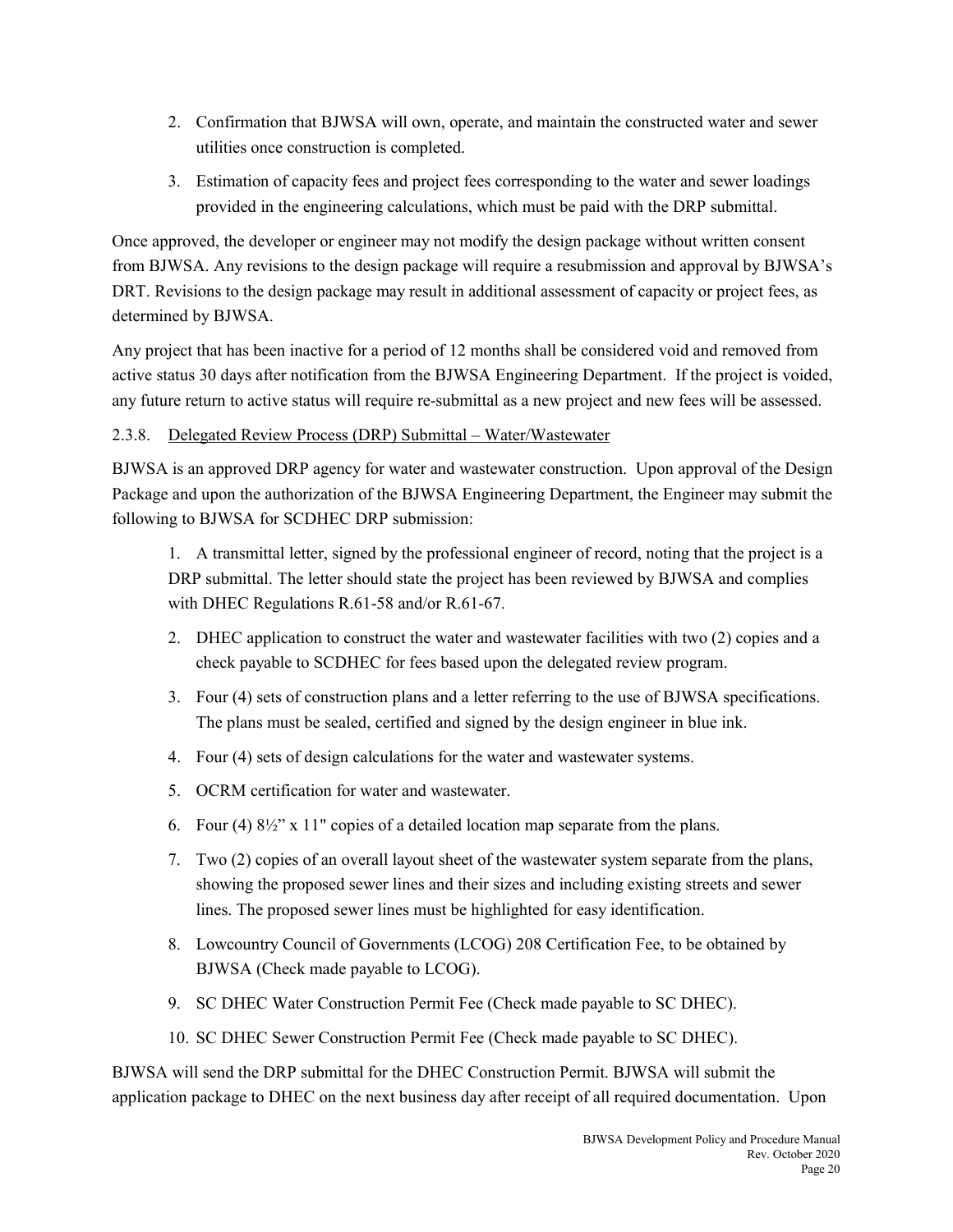2. Confirmation that BJWSA will own, operate, and maintain the constructed water and sewer utilities once construction is completed.
3. Estimation of capacity fees and project fees corresponding to the water and sewer loadings provided in the engineering calculations, which must be paid with the DRP submittal.

Once approved, the developer or engineer may not modify the design package without written consent from BJWSA. Any revisions to the design package will require a resubmission and approval by BJWSA's DRT. Revisions to the design package may result in additional assessment of capacity or project fees, as determined by BJWSA.

Any project that has been inactive for a period of 12 months shall be considered void and removed from active status 30 days after notification from the BJWSA Engineering Department. If the project is voided, any future return to active status will require re-submittal as a new project and new fees will be assessed.

#### 2.3.8. Delegated Review Process (DRP) Submittal – Water/Wastewater

BJWSA is an approved DRP agency for water and wastewater construction. Upon approval of the Design Package and upon the authorization of the BJWSA Engineering Department, the Engineer may submit the following to BJWSA for SCDHEC DRP submission:

1. A transmittal letter, signed by the professional engineer of record, noting that the project is a DRP submittal. The letter should state the project has been reviewed by BJWSA and complies with DHEC Regulations R.61-58 and/or R.61-67.
2. DHEC application to construct the water and wastewater facilities with two (2) copies and a check payable to SCDHEC for fees based upon the delegated review program.
3. Four (4) sets of construction plans and a letter referring to the use of BJWSA specifications. The plans must be sealed, certified and signed by the design engineer in blue ink.
4. Four (4) sets of design calculations for the water and wastewater systems.
5. OCRM certification for water and wastewater.
6. Four (4) 8½" x 11" copies of a detailed location map separate from the plans.
7. Two (2) copies of an overall layout sheet of the wastewater system separate from the plans, showing the proposed sewer lines and their sizes and including existing streets and sewer lines. The proposed sewer lines must be highlighted for easy identification.
8. Lowcountry Council of Governments (LCOG) 208 Certification Fee, to be obtained by BJWSA (Check made payable to LCOG).
9. SC DHEC Water Construction Permit Fee (Check made payable to SC DHEC).
10. SC DHEC Sewer Construction Permit Fee (Check made payable to SC DHEC).

BJWSA will send the DRP submittal for the DHEC Construction Permit. BJWSA will submit the application package to DHEC on the next business day after receipt of all required documentation. Upon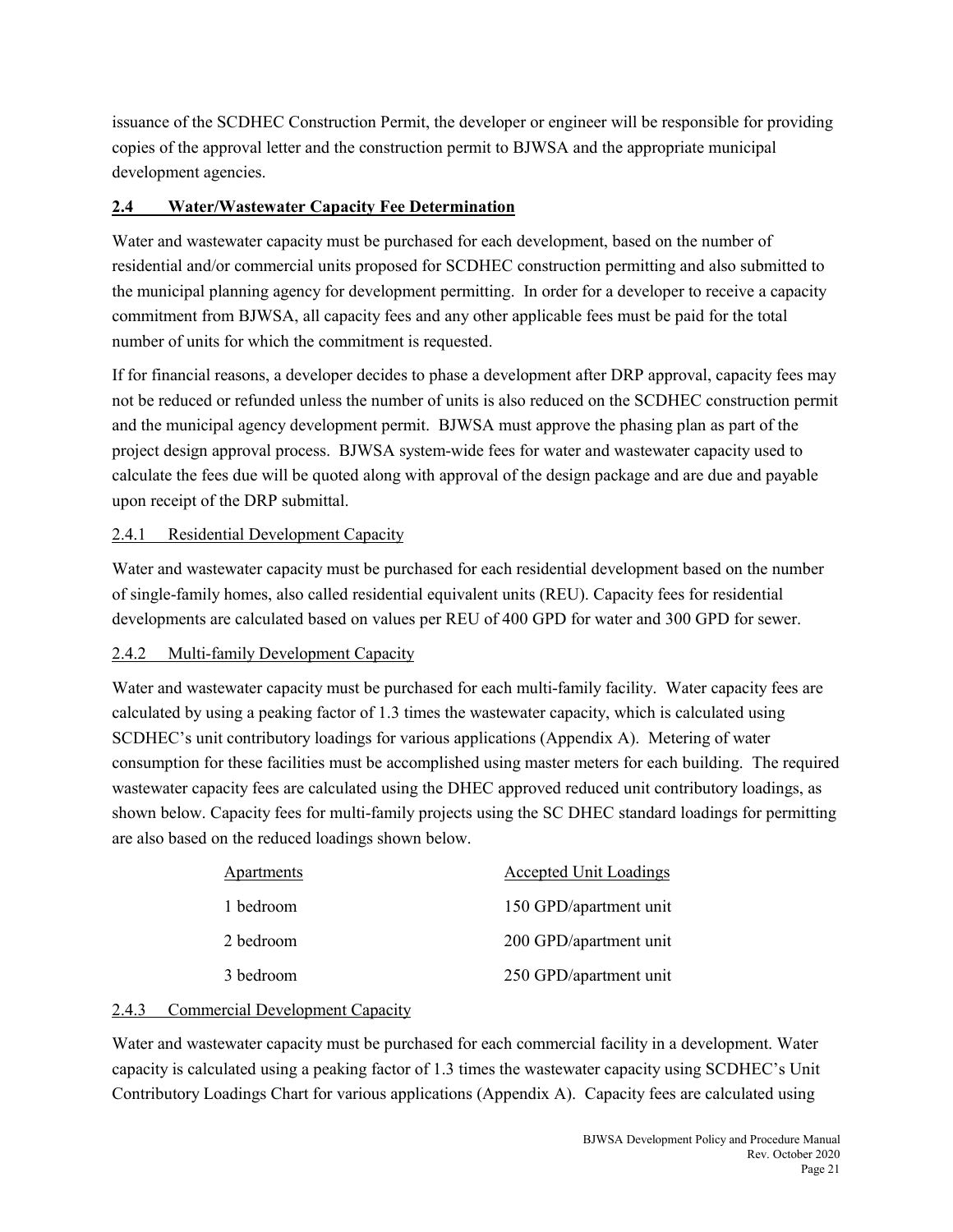issuance of the SCDHEC Construction Permit, the developer or engineer will be responsible for providing copies of the approval letter and the construction permit to BJWSA and the appropriate municipal development agencies.

## 2.4 Water/Wastewater Capacity Fee Determination

Water and wastewater capacity must be purchased for each development, based on the number of residential and/or commercial units proposed for SCDHEC construction permitting and also submitted to the municipal planning agency for development permitting. In order for a developer to receive a capacity commitment from BJWSA, all capacity fees and any other applicable fees must be paid for the total number of units for which the commitment is requested.

If for financial reasons, a developer decides to phase a development after DRP approval, capacity fees may not be reduced or refunded unless the number of units is also reduced on the SCDHEC construction permit and the municipal agency development permit. BJWSA must approve the phasing plan as part of the project design approval process. BJWSA system-wide fees for water and wastewater capacity used to calculate the fees due will be quoted along with approval of the design package and are due and payable upon receipt of the DRP submittal.

### 2.4.1 Residential Development Capacity

Water and wastewater capacity must be purchased for each residential development based on the number of single-family homes, also called residential equivalent units (REU). Capacity fees for residential developments are calculated based on values per REU of 400 GPD for water and 300 GPD for sewer.

### 2.4.2 Multi-family Development Capacity

Water and wastewater capacity must be purchased for each multi-family facility. Water capacity fees are calculated by using a peaking factor of 1.3 times the wastewater capacity, which is calculated using SCDHEC's unit contributory loadings for various applications (Appendix A). Metering of water consumption for these facilities must be accomplished using master meters for each building. The required wastewater capacity fees are calculated using the DHEC approved reduced unit contributory loadings, as shown below. Capacity fees for multi-family projects using the SC DHEC standard loadings for permitting are also based on the reduced loadings shown below.

| Apartments | Accepted Unit Loadings |
|---|---|
| 1 bedroom | 150 GPD/apartment unit |
| 2 bedroom | 200 GPD/apartment unit |
| 3 bedroom | 250 GPD/apartment unit |

### 2.4.3 Commercial Development Capacity

Water and wastewater capacity must be purchased for each commercial facility in a development. Water capacity is calculated using a peaking factor of 1.3 times the wastewater capacity using SCDHEC's Unit Contributory Loadings Chart for various applications (Appendix A). Capacity fees are calculated using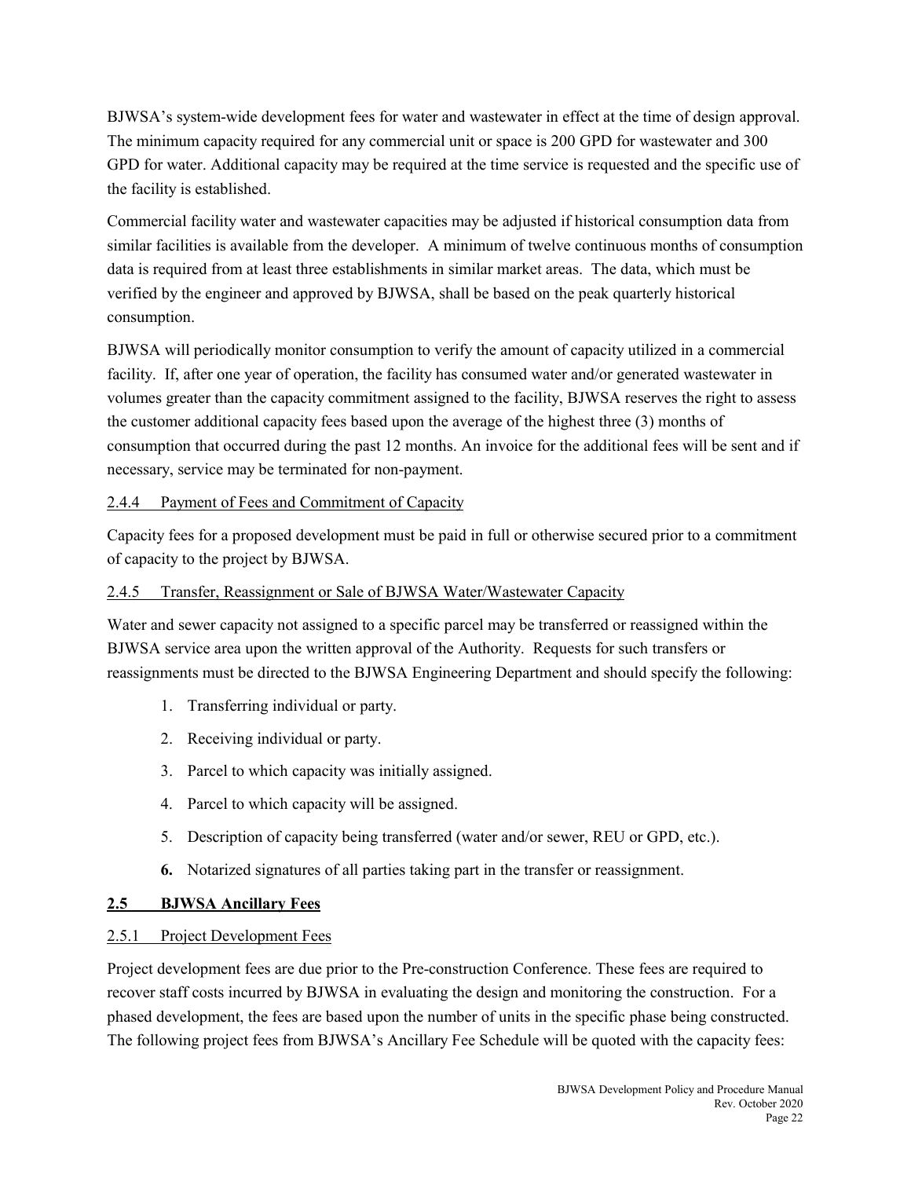BJWSA's system-wide development fees for water and wastewater in effect at the time of design approval. The minimum capacity required for any commercial unit or space is 200 GPD for wastewater and 300 GPD for water. Additional capacity may be required at the time service is requested and the specific use of the facility is established.

Commercial facility water and wastewater capacities may be adjusted if historical consumption data from similar facilities is available from the developer. A minimum of twelve continuous months of consumption data is required from at least three establishments in similar market areas. The data, which must be verified by the engineer and approved by BJWSA, shall be based on the peak quarterly historical consumption.

BJWSA will periodically monitor consumption to verify the amount of capacity utilized in a commercial facility. If, after one year of operation, the facility has consumed water and/or generated wastewater in volumes greater than the capacity commitment assigned to the facility, BJWSA reserves the right to assess the customer additional capacity fees based upon the average of the highest three (3) months of consumption that occurred during the past 12 months. An invoice for the additional fees will be sent and if necessary, service may be terminated for non-payment.

### 2.4.4 Payment of Fees and Commitment of Capacity

Capacity fees for a proposed development must be paid in full or otherwise secured prior to a commitment of capacity to the project by BJWSA.

### 2.4.5 Transfer, Reassignment or Sale of BJWSA Water/Wastewater Capacity

Water and sewer capacity not assigned to a specific parcel may be transferred or reassigned within the BJWSA service area upon the written approval of the Authority. Requests for such transfers or reassignments must be directed to the BJWSA Engineering Department and should specify the following:

1. Transferring individual or party.
2. Receiving individual or party.
3. Parcel to which capacity was initially assigned.
4. Parcel to which capacity will be assigned.
5. Description of capacity being transferred (water and/or sewer, REU or GPD, etc.).
6. Notarized signatures of all parties taking part in the transfer or reassignment.

## 2.5 BJWSA Ancillary Fees

### 2.5.1 Project Development Fees

Project development fees are due prior to the Pre-construction Conference. These fees are required to recover staff costs incurred by BJWSA in evaluating the design and monitoring the construction. For a phased development, the fees are based upon the number of units in the specific phase being constructed. The following project fees from BJWSA's Ancillary Fee Schedule will be quoted with the capacity fees: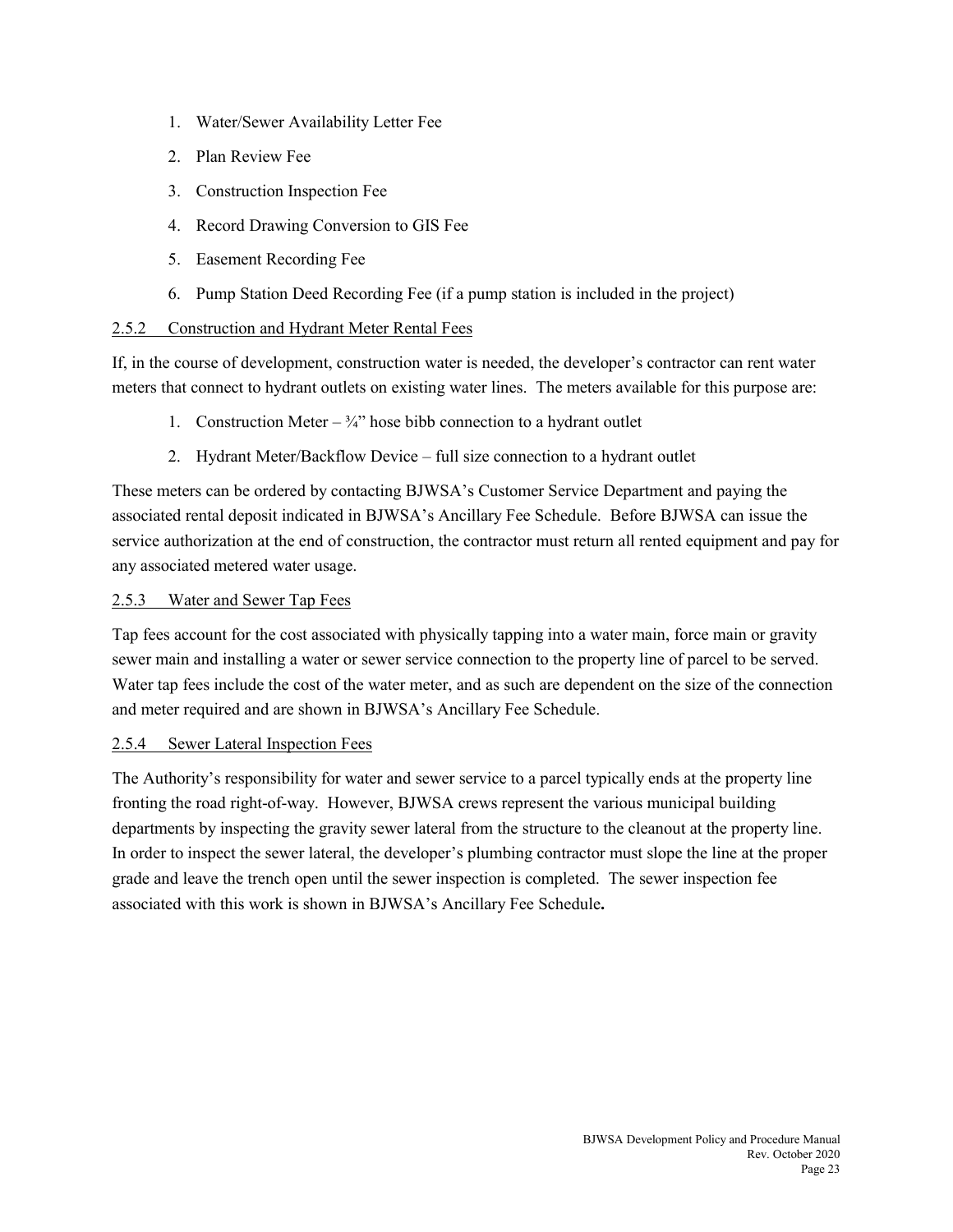1. Water/Sewer Availability Letter Fee
2. Plan Review Fee
3. Construction Inspection Fee
4. Record Drawing Conversion to GIS Fee
5. Easement Recording Fee
6. Pump Station Deed Recording Fee (if a pump station is included in the project)

### 2.5.2 Construction and Hydrant Meter Rental Fees

If, in the course of development, construction water is needed, the developer's contractor can rent water meters that connect to hydrant outlets on existing water lines. The meters available for this purpose are:

1. Construction Meter – ¾" hose bibb connection to a hydrant outlet
2. Hydrant Meter/Backflow Device – full size connection to a hydrant outlet

These meters can be ordered by contacting BJWSA's Customer Service Department and paying the associated rental deposit indicated in BJWSA's Ancillary Fee Schedule. Before BJWSA can issue the service authorization at the end of construction, the contractor must return all rented equipment and pay for any associated metered water usage.

### 2.5.3 Water and Sewer Tap Fees

Tap fees account for the cost associated with physically tapping into a water main, force main or gravity sewer main and installing a water or sewer service connection to the property line of parcel to be served. Water tap fees include the cost of the water meter, and as such are dependent on the size of the connection and meter required and are shown in BJWSA's Ancillary Fee Schedule.

### 2.5.4 Sewer Lateral Inspection Fees

The Authority's responsibility for water and sewer service to a parcel typically ends at the property line fronting the road right-of-way. However, BJWSA crews represent the various municipal building departments by inspecting the gravity sewer lateral from the structure to the cleanout at the property line. In order to inspect the sewer lateral, the developer's plumbing contractor must slope the line at the proper grade and leave the trench open until the sewer inspection is completed. The sewer inspection fee associated with this work is shown in BJWSA's Ancillary Fee Schedule.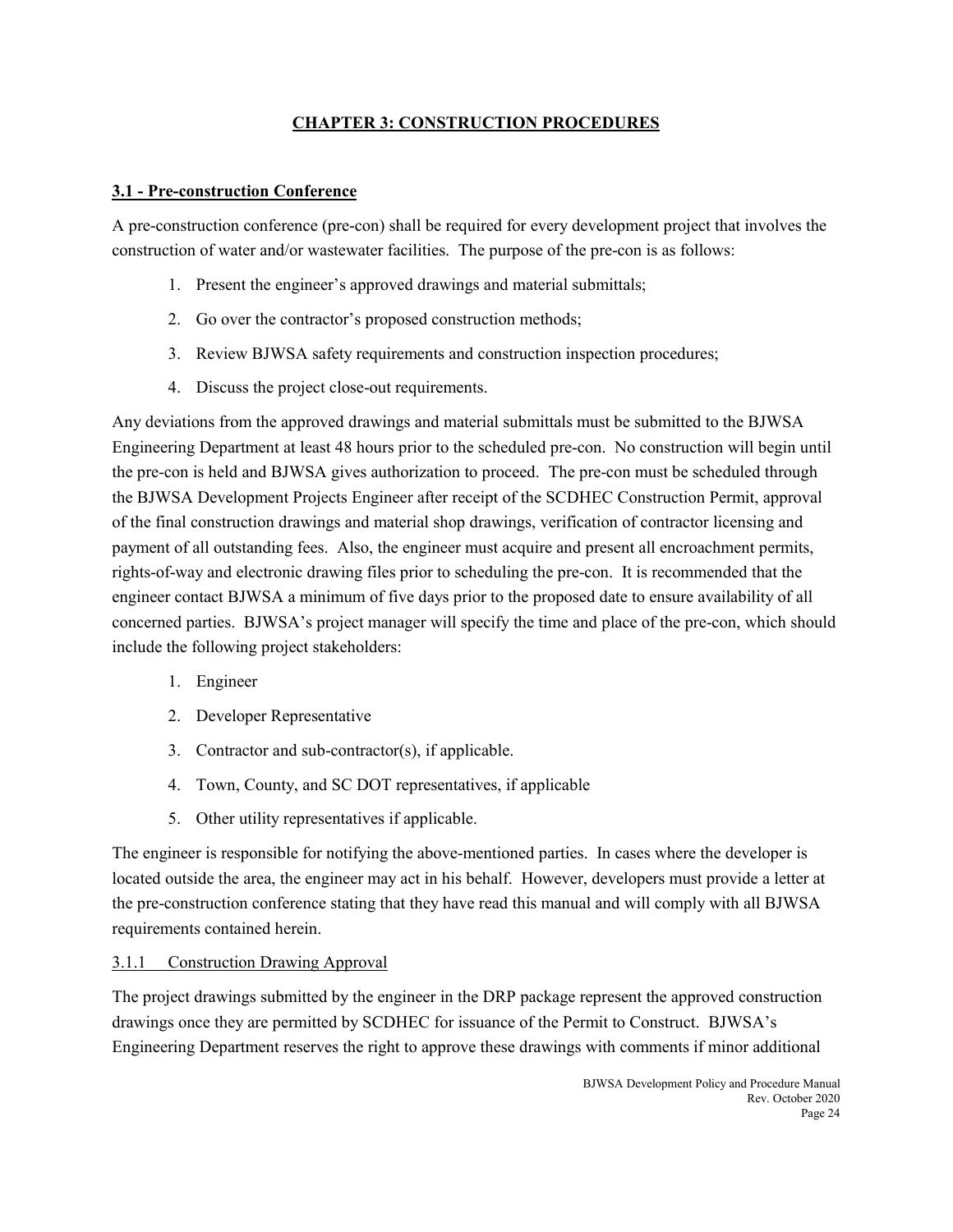# CHAPTER 3: CONSTRUCTION PROCEDURES

## 3.1 - Pre-construction Conference

A pre-construction conference (pre-con) shall be required for every development project that involves the construction of water and/or wastewater facilities. The purpose of the pre-con is as follows:

1. Present the engineer's approved drawings and material submittals;
2. Go over the contractor's proposed construction methods;
3. Review BJWSA safety requirements and construction inspection procedures;
4. Discuss the project close-out requirements.

Any deviations from the approved drawings and material submittals must be submitted to the BJWSA Engineering Department at least 48 hours prior to the scheduled pre-con. No construction will begin until the pre-con is held and BJWSA gives authorization to proceed. The pre-con must be scheduled through the BJWSA Development Projects Engineer after receipt of the SCDHEC Construction Permit, approval of the final construction drawings and material shop drawings, verification of contractor licensing and payment of all outstanding fees. Also, the engineer must acquire and present all encroachment permits, rights-of-way and electronic drawing files prior to scheduling the pre-con. It is recommended that the engineer contact BJWSA a minimum of five days prior to the proposed date to ensure availability of all concerned parties. BJWSA's project manager will specify the time and place of the pre-con, which should include the following project stakeholders:

1. Engineer
2. Developer Representative
3. Contractor and sub-contractor(s), if applicable.
4. Town, County, and SC DOT representatives, if applicable
5. Other utility representatives if applicable.

The engineer is responsible for notifying the above-mentioned parties. In cases where the developer is located outside the area, the engineer may act in his behalf. However, developers must provide a letter at the pre-construction conference stating that they have read this manual and will comply with all BJWSA requirements contained herein.

### 3.1.1 Construction Drawing Approval

The project drawings submitted by the engineer in the DRP package represent the approved construction drawings once they are permitted by SCDHEC for issuance of the Permit to Construct. BJWSA's Engineering Department reserves the right to approve these drawings with comments if minor additional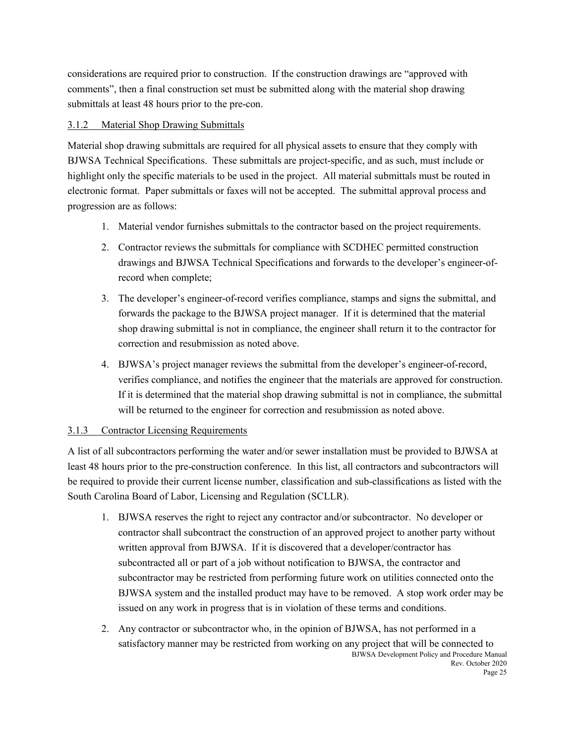considerations are required prior to construction. If the construction drawings are "approved with comments", then a final construction set must be submitted along with the material shop drawing submittals at least 48 hours prior to the pre-con.

### 3.1.2 Material Shop Drawing Submittals

Material shop drawing submittals are required for all physical assets to ensure that they comply with BJWSA Technical Specifications. These submittals are project-specific, and as such, must include or highlight only the specific materials to be used in the project. All material submittals must be routed in electronic format. Paper submittals or faxes will not be accepted. The submittal approval process and progression are as follows:

1. Material vendor furnishes submittals to the contractor based on the project requirements.
2. Contractor reviews the submittals for compliance with SCDHEC permitted construction drawings and BJWSA Technical Specifications and forwards to the developer's engineer-of-record when complete;
3. The developer's engineer-of-record verifies compliance, stamps and signs the submittal, and forwards the package to the BJWSA project manager. If it is determined that the material shop drawing submittal is not in compliance, the engineer shall return it to the contractor for correction and resubmission as noted above.
4. BJWSA's project manager reviews the submittal from the developer's engineer-of-record, verifies compliance, and notifies the engineer that the materials are approved for construction. If it is determined that the material shop drawing submittal is not in compliance, the submittal will be returned to the engineer for correction and resubmission as noted above.

### 3.1.3 Contractor Licensing Requirements

A list of all subcontractors performing the water and/or sewer installation must be provided to BJWSA at least 48 hours prior to the pre-construction conference. In this list, all contractors and subcontractors will be required to provide their current license number, classification and sub-classifications as listed with the South Carolina Board of Labor, Licensing and Regulation (SCLLR).

1. BJWSA reserves the right to reject any contractor and/or subcontractor. No developer or contractor shall subcontract the construction of an approved project to another party without written approval from BJWSA. If it is discovered that a developer/contractor has subcontracted all or part of a job without notification to BJWSA, the contractor and subcontractor may be restricted from performing future work on utilities connected onto the BJWSA system and the installed product may have to be removed. A stop work order may be issued on any work in progress that is in violation of these terms and conditions.
2. Any contractor or subcontractor who, in the opinion of BJWSA, has not performed in a satisfactory manner may be restricted from working on any project that will be connected to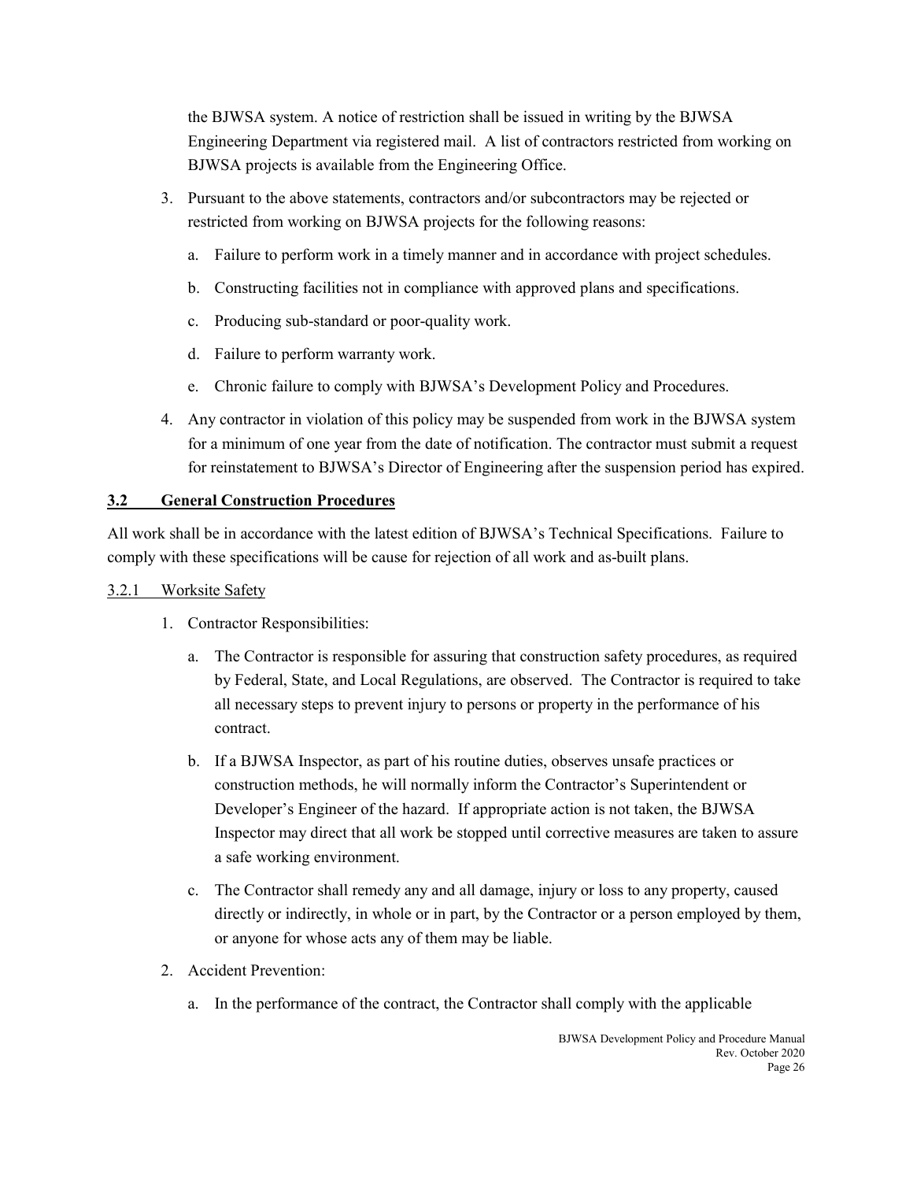the BJWSA system. A notice of restriction shall be issued in writing by the BJWSA Engineering Department via registered mail. A list of contractors restricted from working on BJWSA projects is available from the Engineering Office.

3. Pursuant to the above statements, contractors and/or subcontractors may be rejected or restricted from working on BJWSA projects for the following reasons:

   a. Failure to perform work in a timely manner and in accordance with project schedules.

   b. Constructing facilities not in compliance with approved plans and specifications.

   c. Producing sub-standard or poor-quality work.

   d. Failure to perform warranty work.

   e. Chronic failure to comply with BJWSA's Development Policy and Procedures.

4. Any contractor in violation of this policy may be suspended from work in the BJWSA system for a minimum of one year from the date of notification. The contractor must submit a request for reinstatement to BJWSA's Director of Engineering after the suspension period has expired.

## 3.2 General Construction Procedures

All work shall be in accordance with the latest edition of BJWSA's Technical Specifications. Failure to comply with these specifications will be cause for rejection of all work and as-built plans.

### 3.2.1 Worksite Safety

1. Contractor Responsibilities:

   a. The Contractor is responsible for assuring that construction safety procedures, as required by Federal, State, and Local Regulations, are observed. The Contractor is required to take all necessary steps to prevent injury to persons or property in the performance of his contract.

   b. If a BJWSA Inspector, as part of his routine duties, observes unsafe practices or construction methods, he will normally inform the Contractor's Superintendent or Developer's Engineer of the hazard. If appropriate action is not taken, the BJWSA Inspector may direct that all work be stopped until corrective measures are taken to assure a safe working environment.

   c. The Contractor shall remedy any and all damage, injury or loss to any property, caused directly or indirectly, in whole or in part, by the Contractor or a person employed by them, or anyone for whose acts any of them may be liable.

2. Accident Prevention:

   a. In the performance of the contract, the Contractor shall comply with the applicable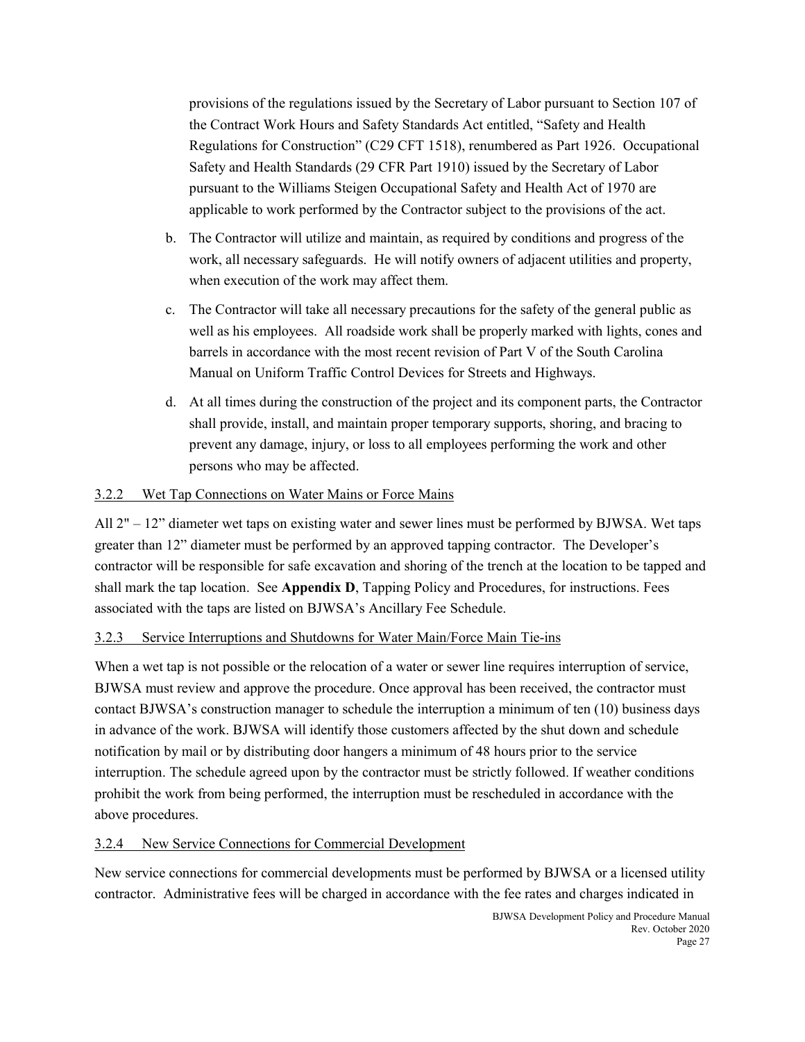provisions of the regulations issued by the Secretary of Labor pursuant to Section 107 of the Contract Work Hours and Safety Standards Act entitled, "Safety and Health Regulations for Construction" (C29 CFT 1518), renumbered as Part 1926. Occupational Safety and Health Standards (29 CFR Part 1910) issued by the Secretary of Labor pursuant to the Williams Steigen Occupational Safety and Health Act of 1970 are applicable to work performed by the Contractor subject to the provisions of the act.

b. The Contractor will utilize and maintain, as required by conditions and progress of the work, all necessary safeguards. He will notify owners of adjacent utilities and property, when execution of the work may affect them.

c. The Contractor will take all necessary precautions for the safety of the general public as well as his employees. All roadside work shall be properly marked with lights, cones and barrels in accordance with the most recent revision of Part V of the South Carolina Manual on Uniform Traffic Control Devices for Streets and Highways.

d. At all times during the construction of the project and its component parts, the Contractor shall provide, install, and maintain proper temporary supports, shoring, and bracing to prevent any damage, injury, or loss to all employees performing the work and other persons who may be affected.

### 3.2.2 Wet Tap Connections on Water Mains or Force Mains

All 2" – 12" diameter wet taps on existing water and sewer lines must be performed by BJWSA. Wet taps greater than 12" diameter must be performed by an approved tapping contractor. The Developer's contractor will be responsible for safe excavation and shoring of the trench at the location to be tapped and shall mark the tap location. See **Appendix D**, Tapping Policy and Procedures, for instructions. Fees associated with the taps are listed on BJWSA's Ancillary Fee Schedule.

### 3.2.3 Service Interruptions and Shutdowns for Water Main/Force Main Tie-ins

When a wet tap is not possible or the relocation of a water or sewer line requires interruption of service, BJWSA must review and approve the procedure. Once approval has been received, the contractor must contact BJWSA's construction manager to schedule the interruption a minimum of ten (10) business days in advance of the work. BJWSA will identify those customers affected by the shut down and schedule notification by mail or by distributing door hangers a minimum of 48 hours prior to the service interruption. The schedule agreed upon by the contractor must be strictly followed. If weather conditions prohibit the work from being performed, the interruption must be rescheduled in accordance with the above procedures.

### 3.2.4 New Service Connections for Commercial Development

New service connections for commercial developments must be performed by BJWSA or a licensed utility contractor. Administrative fees will be charged in accordance with the fee rates and charges indicated in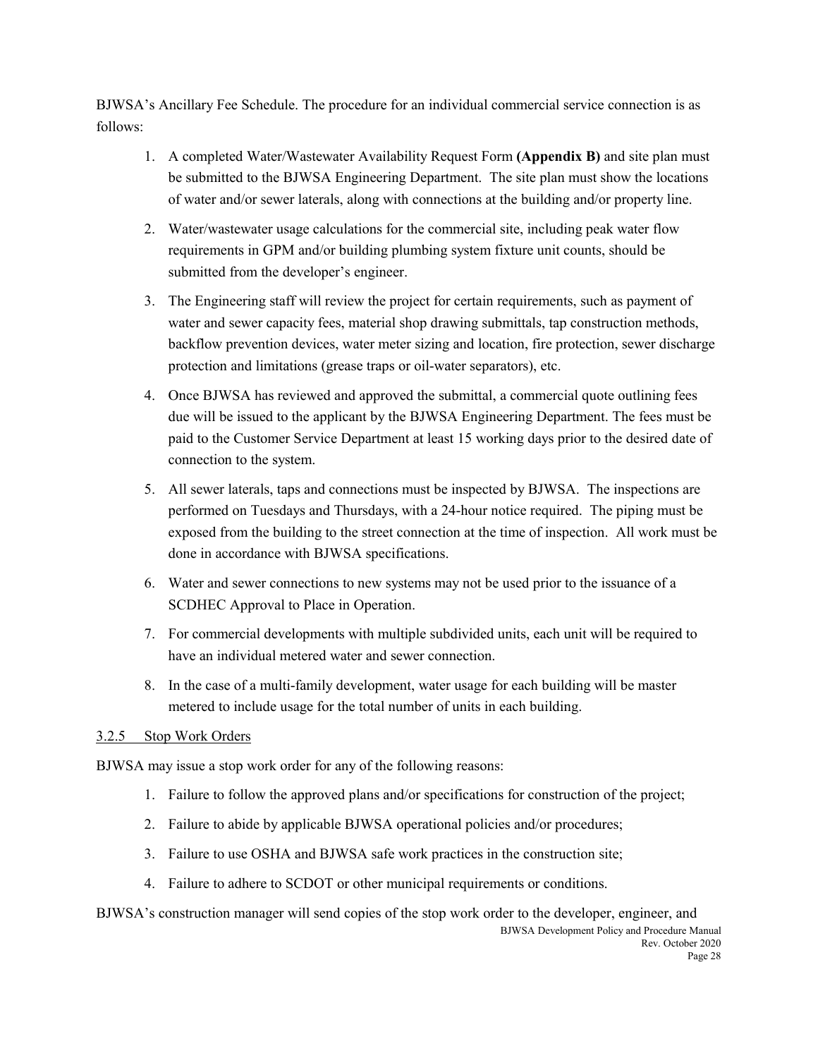BJWSA's Ancillary Fee Schedule. The procedure for an individual commercial service connection is as follows:

1. A completed Water/Wastewater Availability Request Form **(Appendix B)** and site plan must be submitted to the BJWSA Engineering Department. The site plan must show the locations of water and/or sewer laterals, along with connections at the building and/or property line.
2. Water/wastewater usage calculations for the commercial site, including peak water flow requirements in GPM and/or building plumbing system fixture unit counts, should be submitted from the developer's engineer.
3. The Engineering staff will review the project for certain requirements, such as payment of water and sewer capacity fees, material shop drawing submittals, tap construction methods, backflow prevention devices, water meter sizing and location, fire protection, sewer discharge protection and limitations (grease traps or oil-water separators), etc.
4. Once BJWSA has reviewed and approved the submittal, a commercial quote outlining fees due will be issued to the applicant by the BJWSA Engineering Department. The fees must be paid to the Customer Service Department at least 15 working days prior to the desired date of connection to the system.
5. All sewer laterals, taps and connections must be inspected by BJWSA. The inspections are performed on Tuesdays and Thursdays, with a 24-hour notice required. The piping must be exposed from the building to the street connection at the time of inspection. All work must be done in accordance with BJWSA specifications.
6. Water and sewer connections to new systems may not be used prior to the issuance of a SCDHEC Approval to Place in Operation.
7. For commercial developments with multiple subdivided units, each unit will be required to have an individual metered water and sewer connection.
8. In the case of a multi-family development, water usage for each building will be master metered to include usage for the total number of units in each building.

### 3.2.5 Stop Work Orders

BJWSA may issue a stop work order for any of the following reasons:

1. Failure to follow the approved plans and/or specifications for construction of the project;
2. Failure to abide by applicable BJWSA operational policies and/or procedures;
3. Failure to use OSHA and BJWSA safe work practices in the construction site;
4. Failure to adhere to SCDOT or other municipal requirements or conditions.

BJWSA's construction manager will send copies of the stop work order to the developer, engineer, and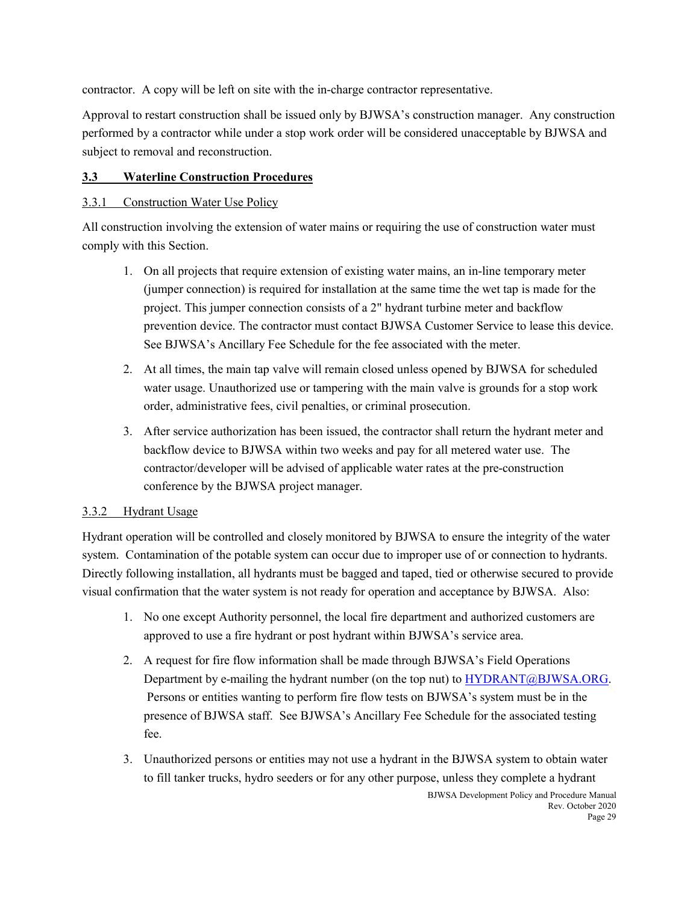contractor. A copy will be left on site with the in-charge contractor representative.

Approval to restart construction shall be issued only by BJWSA's construction manager. Any construction performed by a contractor while under a stop work order will be considered unacceptable by BJWSA and subject to removal and reconstruction.

## 3.3 Waterline Construction Procedures

### 3.3.1 Construction Water Use Policy

All construction involving the extension of water mains or requiring the use of construction water must comply with this Section.

1. On all projects that require extension of existing water mains, an in-line temporary meter (jumper connection) is required for installation at the same time the wet tap is made for the project. This jumper connection consists of a 2" hydrant turbine meter and backflow prevention device. The contractor must contact BJWSA Customer Service to lease this device. See BJWSA's Ancillary Fee Schedule for the fee associated with the meter.
2. At all times, the main tap valve will remain closed unless opened by BJWSA for scheduled water usage. Unauthorized use or tampering with the main valve is grounds for a stop work order, administrative fees, civil penalties, or criminal prosecution.
3. After service authorization has been issued, the contractor shall return the hydrant meter and backflow device to BJWSA within two weeks and pay for all metered water use. The contractor/developer will be advised of applicable water rates at the pre-construction conference by the BJWSA project manager.

### 3.3.2 Hydrant Usage

Hydrant operation will be controlled and closely monitored by BJWSA to ensure the integrity of the water system. Contamination of the potable system can occur due to improper use of or connection to hydrants. Directly following installation, all hydrants must be bagged and taped, tied or otherwise secured to provide visual confirmation that the water system is not ready for operation and acceptance by BJWSA. Also:

1. No one except Authority personnel, the local fire department and authorized customers are approved to use a fire hydrant or post hydrant within BJWSA's service area.
2. A request for fire flow information shall be made through BJWSA's Field Operations Department by e-mailing the hydrant number (on the top nut) to HYDRANT@BJWSA.ORG. Persons or entities wanting to perform fire flow tests on BJWSA's system must be in the presence of BJWSA staff. See BJWSA's Ancillary Fee Schedule for the associated testing fee.
3. Unauthorized persons or entities may not use a hydrant in the BJWSA system to obtain water to fill tanker trucks, hydro seeders or for any other purpose, unless they complete a hydrant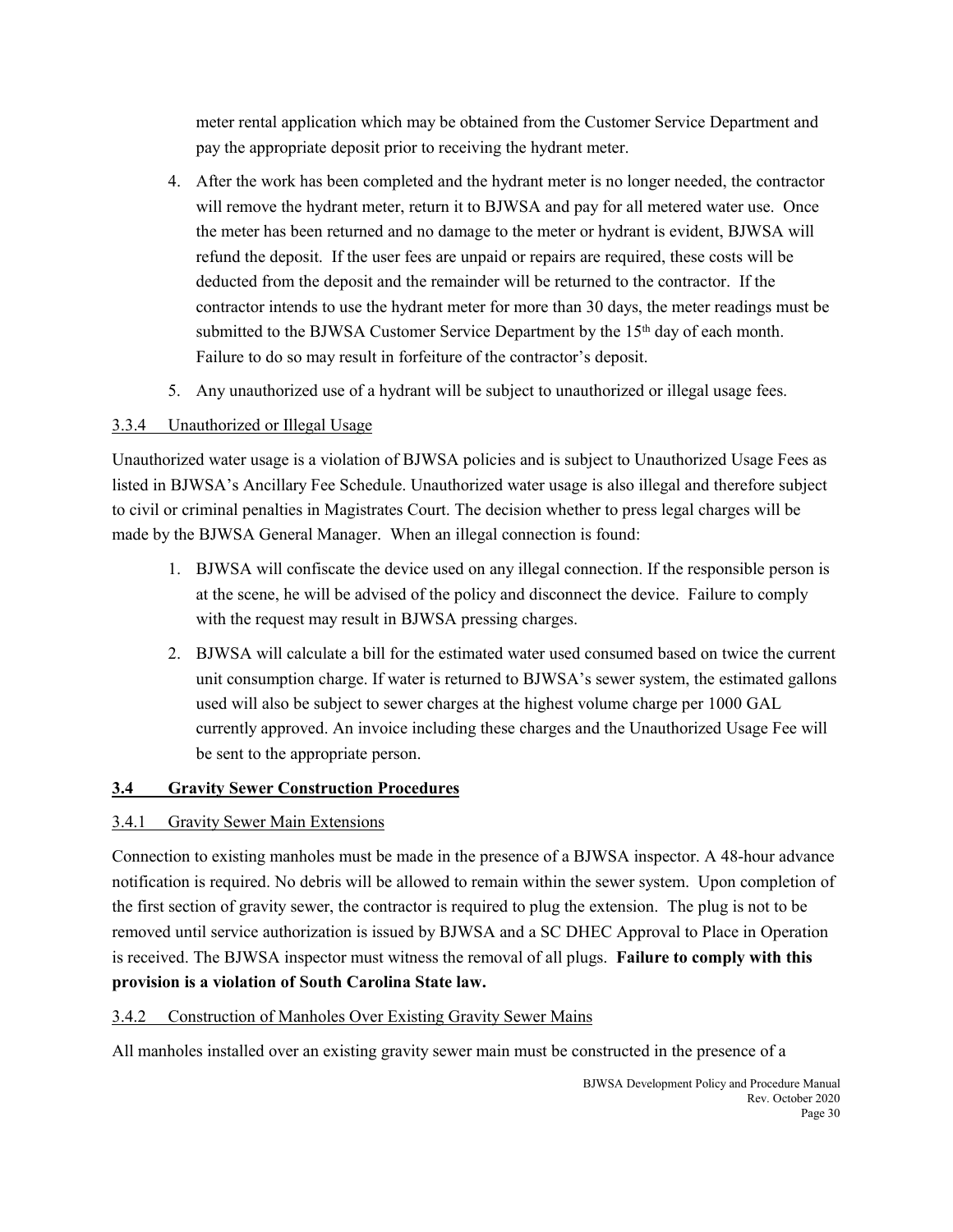meter rental application which may be obtained from the Customer Service Department and pay the appropriate deposit prior to receiving the hydrant meter.

4. After the work has been completed and the hydrant meter is no longer needed, the contractor will remove the hydrant meter, return it to BJWSA and pay for all metered water use. Once the meter has been returned and no damage to the meter or hydrant is evident, BJWSA will refund the deposit. If the user fees are unpaid or repairs are required, these costs will be deducted from the deposit and the remainder will be returned to the contractor. If the contractor intends to use the hydrant meter for more than 30 days, the meter readings must be submitted to the BJWSA Customer Service Department by the 15th day of each month. Failure to do so may result in forfeiture of the contractor's deposit.
5. Any unauthorized use of a hydrant will be subject to unauthorized or illegal usage fees.

### 3.3.4 Unauthorized or Illegal Usage

Unauthorized water usage is a violation of BJWSA policies and is subject to Unauthorized Usage Fees as listed in BJWSA's Ancillary Fee Schedule. Unauthorized water usage is also illegal and therefore subject to civil or criminal penalties in Magistrates Court. The decision whether to press legal charges will be made by the BJWSA General Manager. When an illegal connection is found:

1. BJWSA will confiscate the device used on any illegal connection. If the responsible person is at the scene, he will be advised of the policy and disconnect the device. Failure to comply with the request may result in BJWSA pressing charges.
2. BJWSA will calculate a bill for the estimated water used consumed based on twice the current unit consumption charge. If water is returned to BJWSA's sewer system, the estimated gallons used will also be subject to sewer charges at the highest volume charge per 1000 GAL currently approved. An invoice including these charges and the Unauthorized Usage Fee will be sent to the appropriate person.

## 3.4 Gravity Sewer Construction Procedures

### 3.4.1 Gravity Sewer Main Extensions

Connection to existing manholes must be made in the presence of a BJWSA inspector. A 48-hour advance notification is required. No debris will be allowed to remain within the sewer system. Upon completion of the first section of gravity sewer, the contractor is required to plug the extension. The plug is not to be removed until service authorization is issued by BJWSA and a SC DHEC Approval to Place in Operation is received. The BJWSA inspector must witness the removal of all plugs. **Failure to comply with this provision is a violation of South Carolina State law.**

### 3.4.2 Construction of Manholes Over Existing Gravity Sewer Mains

All manholes installed over an existing gravity sewer main must be constructed in the presence of a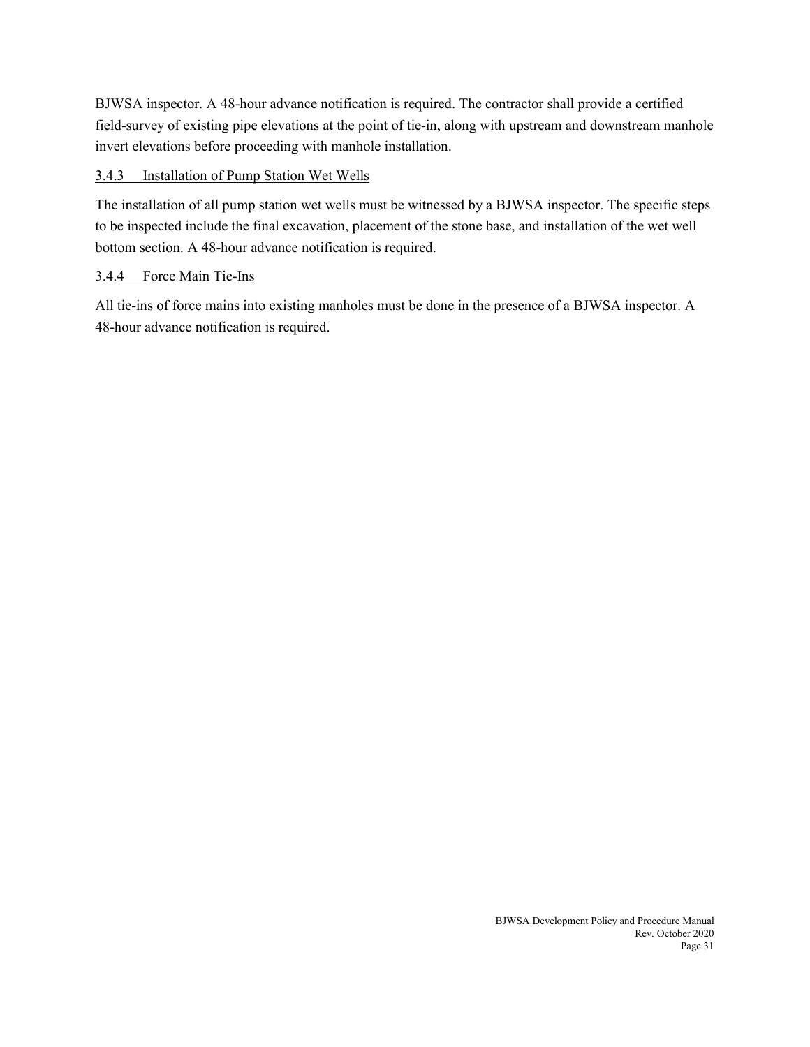BJWSA inspector. A 48-hour advance notification is required. The contractor shall provide a certified field-survey of existing pipe elevations at the point of tie-in, along with upstream and downstream manhole invert elevations before proceeding with manhole installation.

#### 3.4.3 Installation of Pump Station Wet Wells

The installation of all pump station wet wells must be witnessed by a BJWSA inspector. The specific steps to be inspected include the final excavation, placement of the stone base, and installation of the wet well bottom section. A 48-hour advance notification is required.

#### 3.4.4 Force Main Tie-Ins

All tie-ins of force mains into existing manholes must be done in the presence of a BJWSA inspector. A 48-hour advance notification is required.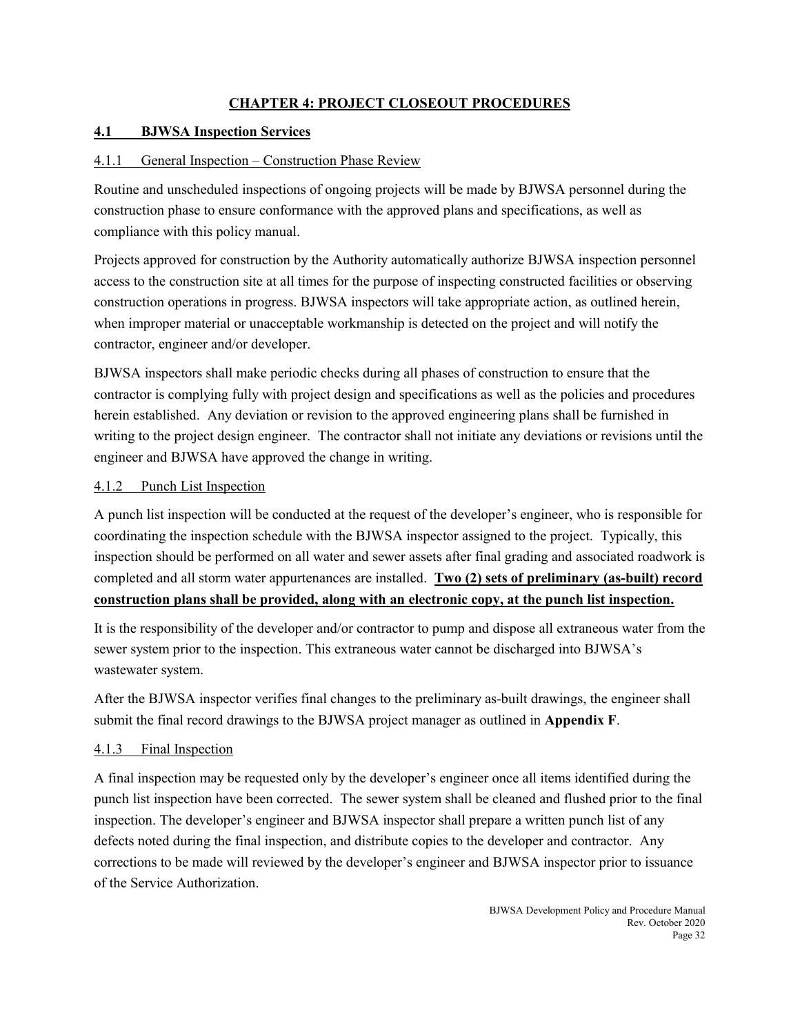# CHAPTER 4: PROJECT CLOSEOUT PROCEDURES

## 4.1 BJWSA Inspection Services

### 4.1.1 General Inspection – Construction Phase Review

Routine and unscheduled inspections of ongoing projects will be made by BJWSA personnel during the construction phase to ensure conformance with the approved plans and specifications, as well as compliance with this policy manual.

Projects approved for construction by the Authority automatically authorize BJWSA inspection personnel access to the construction site at all times for the purpose of inspecting constructed facilities or observing construction operations in progress. BJWSA inspectors will take appropriate action, as outlined herein, when improper material or unacceptable workmanship is detected on the project and will notify the contractor, engineer and/or developer.

BJWSA inspectors shall make periodic checks during all phases of construction to ensure that the contractor is complying fully with project design and specifications as well as the policies and procedures herein established. Any deviation or revision to the approved engineering plans shall be furnished in writing to the project design engineer. The contractor shall not initiate any deviations or revisions until the engineer and BJWSA have approved the change in writing.

### 4.1.2 Punch List Inspection

A punch list inspection will be conducted at the request of the developer's engineer, who is responsible for coordinating the inspection schedule with the BJWSA inspector assigned to the project. Typically, this inspection should be performed on all water and sewer assets after final grading and associated roadwork is completed and all storm water appurtenances are installed. **Two (2) sets of preliminary (as-built) record construction plans shall be provided, along with an electronic copy, at the punch list inspection.**

It is the responsibility of the developer and/or contractor to pump and dispose all extraneous water from the sewer system prior to the inspection. This extraneous water cannot be discharged into BJWSA's wastewater system.

After the BJWSA inspector verifies final changes to the preliminary as-built drawings, the engineer shall submit the final record drawings to the BJWSA project manager as outlined in **Appendix F**.

### 4.1.3 Final Inspection

A final inspection may be requested only by the developer's engineer once all items identified during the punch list inspection have been corrected. The sewer system shall be cleaned and flushed prior to the final inspection. The developer's engineer and BJWSA inspector shall prepare a written punch list of any defects noted during the final inspection, and distribute copies to the developer and contractor. Any corrections to be made will reviewed by the developer's engineer and BJWSA inspector prior to issuance of the Service Authorization.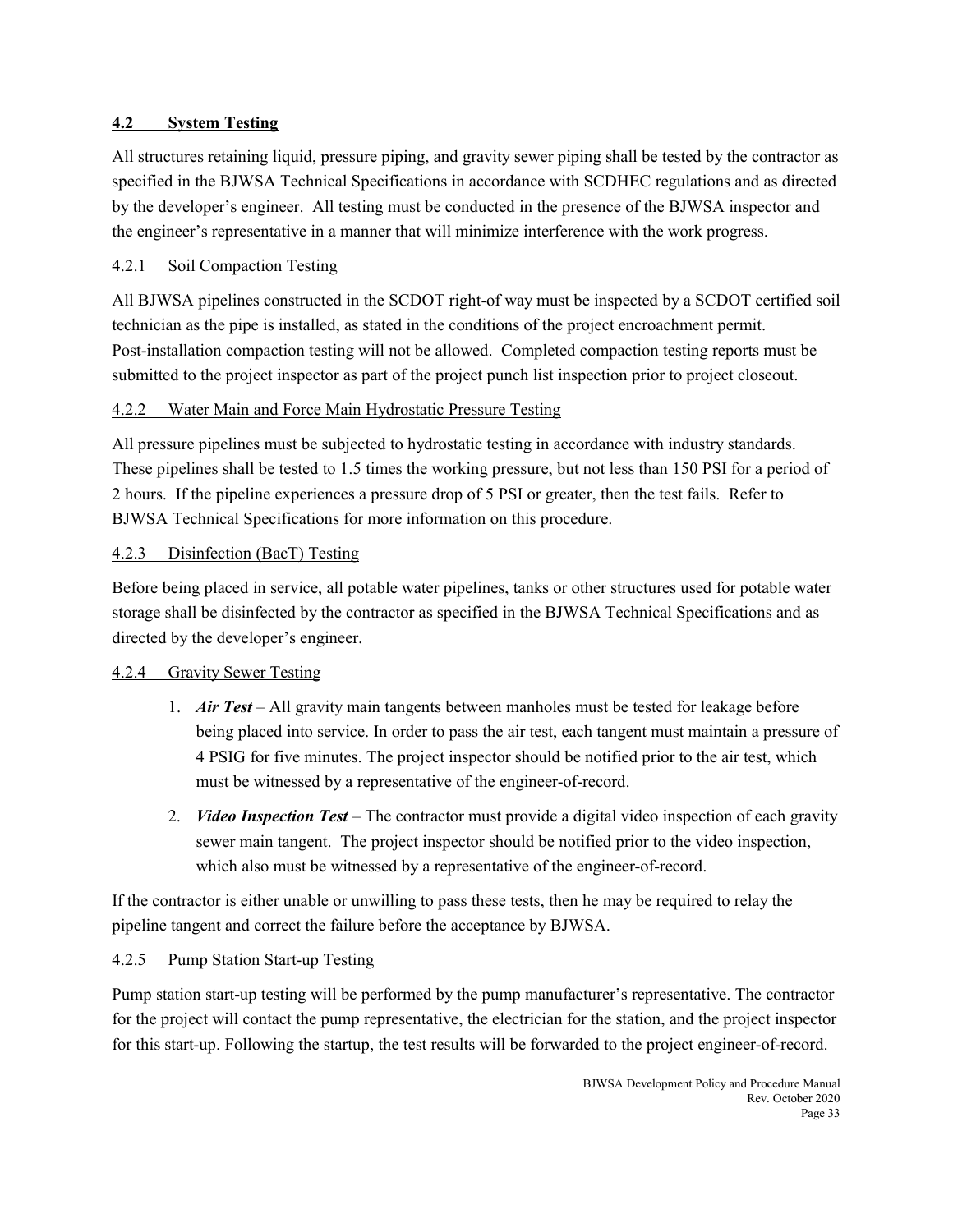## 4.2 System Testing

All structures retaining liquid, pressure piping, and gravity sewer piping shall be tested by the contractor as specified in the BJWSA Technical Specifications in accordance with SCDHEC regulations and as directed by the developer's engineer. All testing must be conducted in the presence of the BJWSA inspector and the engineer's representative in a manner that will minimize interference with the work progress.

### 4.2.1 Soil Compaction Testing

All BJWSA pipelines constructed in the SCDOT right-of way must be inspected by a SCDOT certified soil technician as the pipe is installed, as stated in the conditions of the project encroachment permit. Post-installation compaction testing will not be allowed. Completed compaction testing reports must be submitted to the project inspector as part of the project punch list inspection prior to project closeout.

### 4.2.2 Water Main and Force Main Hydrostatic Pressure Testing

All pressure pipelines must be subjected to hydrostatic testing in accordance with industry standards. These pipelines shall be tested to 1.5 times the working pressure, but not less than 150 PSI for a period of 2 hours. If the pipeline experiences a pressure drop of 5 PSI or greater, then the test fails. Refer to BJWSA Technical Specifications for more information on this procedure.

### 4.2.3 Disinfection (BacT) Testing

Before being placed in service, all potable water pipelines, tanks or other structures used for potable water storage shall be disinfected by the contractor as specified in the BJWSA Technical Specifications and as directed by the developer's engineer.

### 4.2.4 Gravity Sewer Testing

1. ***Air Test*** – All gravity main tangents between manholes must be tested for leakage before being placed into service. In order to pass the air test, each tangent must maintain a pressure of 4 PSIG for five minutes. The project inspector should be notified prior to the air test, which must be witnessed by a representative of the engineer-of-record.
2. ***Video Inspection Test*** – The contractor must provide a digital video inspection of each gravity sewer main tangent. The project inspector should be notified prior to the video inspection, which also must be witnessed by a representative of the engineer-of-record.

If the contractor is either unable or unwilling to pass these tests, then he may be required to relay the pipeline tangent and correct the failure before the acceptance by BJWSA.

### 4.2.5 Pump Station Start-up Testing

Pump station start-up testing will be performed by the pump manufacturer's representative. The contractor for the project will contact the pump representative, the electrician for the station, and the project inspector for this start-up. Following the startup, the test results will be forwarded to the project engineer-of-record.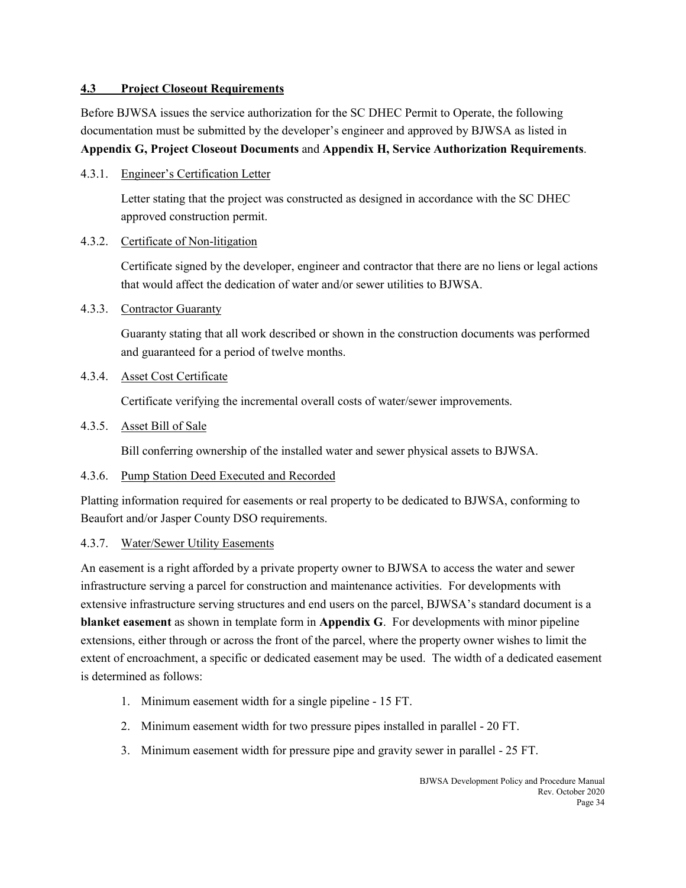## 4.3 Project Closeout Requirements

Before BJWSA issues the service authorization for the SC DHEC Permit to Operate, the following documentation must be submitted by the developer's engineer and approved by BJWSA as listed in **Appendix G, Project Closeout Documents** and **Appendix H, Service Authorization Requirements**.

### 4.3.1. Engineer's Certification Letter

Letter stating that the project was constructed as designed in accordance with the SC DHEC approved construction permit.

### 4.3.2. Certificate of Non-litigation

Certificate signed by the developer, engineer and contractor that there are no liens or legal actions that would affect the dedication of water and/or sewer utilities to BJWSA.

### 4.3.3. Contractor Guaranty

Guaranty stating that all work described or shown in the construction documents was performed and guaranteed for a period of twelve months.

### 4.3.4. Asset Cost Certificate

Certificate verifying the incremental overall costs of water/sewer improvements.

### 4.3.5. Asset Bill of Sale

Bill conferring ownership of the installed water and sewer physical assets to BJWSA.

### 4.3.6. Pump Station Deed Executed and Recorded

Platting information required for easements or real property to be dedicated to BJWSA, conforming to Beaufort and/or Jasper County DSO requirements.

### 4.3.7. Water/Sewer Utility Easements

An easement is a right afforded by a private property owner to BJWSA to access the water and sewer infrastructure serving a parcel for construction and maintenance activities. For developments with extensive infrastructure serving structures and end users on the parcel, BJWSA's standard document is a **blanket easement** as shown in template form in **Appendix G**. For developments with minor pipeline extensions, either through or across the front of the parcel, where the property owner wishes to limit the extent of encroachment, a specific or dedicated easement may be used. The width of a dedicated easement is determined as follows:

1. Minimum easement width for a single pipeline - 15 FT.
2. Minimum easement width for two pressure pipes installed in parallel - 20 FT.
3. Minimum easement width for pressure pipe and gravity sewer in parallel - 25 FT.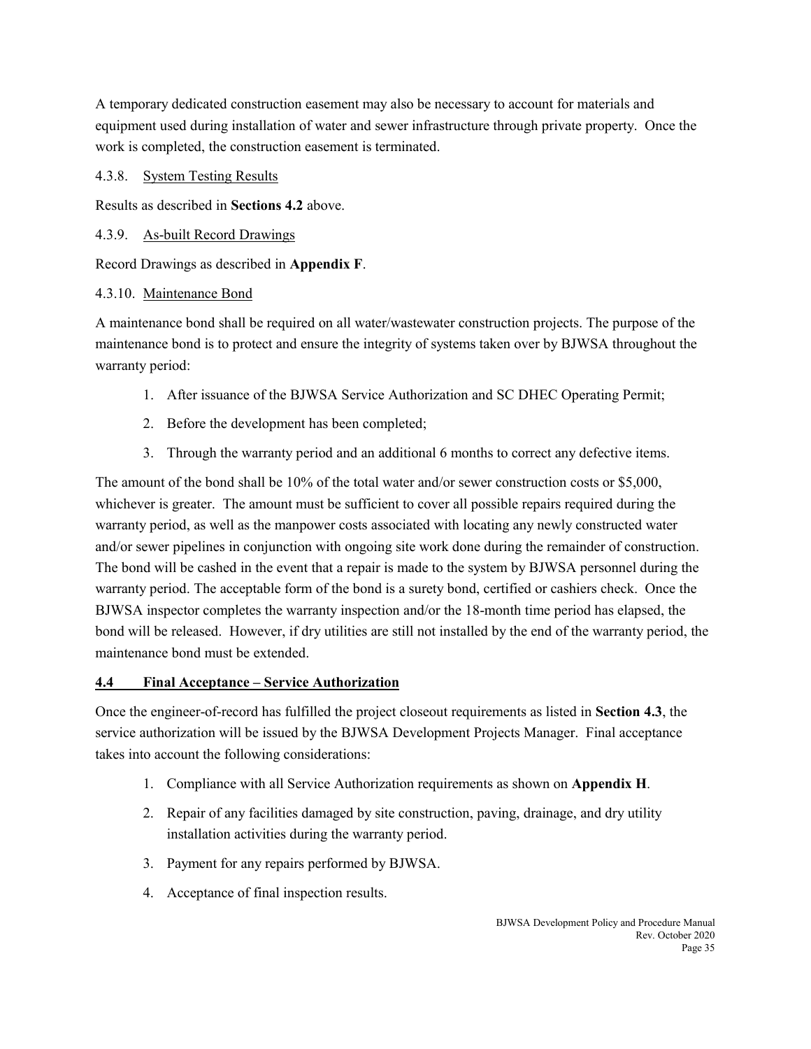A temporary dedicated construction easement may also be necessary to account for materials and equipment used during installation of water and sewer infrastructure through private property. Once the work is completed, the construction easement is terminated.

#### 4.3.8. System Testing Results

Results as described in **Sections 4.2** above.

#### 4.3.9. As-built Record Drawings

Record Drawings as described in **Appendix F**.

#### 4.3.10. Maintenance Bond

A maintenance bond shall be required on all water/wastewater construction projects. The purpose of the maintenance bond is to protect and ensure the integrity of systems taken over by BJWSA throughout the warranty period:

1. After issuance of the BJWSA Service Authorization and SC DHEC Operating Permit;
2. Before the development has been completed;
3. Through the warranty period and an additional 6 months to correct any defective items.

The amount of the bond shall be 10% of the total water and/or sewer construction costs or $5,000, whichever is greater. The amount must be sufficient to cover all possible repairs required during the warranty period, as well as the manpower costs associated with locating any newly constructed water and/or sewer pipelines in conjunction with ongoing site work done during the remainder of construction. The bond will be cashed in the event that a repair is made to the system by BJWSA personnel during the warranty period. The acceptable form of the bond is a surety bond, certified or cashiers check. Once the BJWSA inspector completes the warranty inspection and/or the 18-month time period has elapsed, the bond will be released. However, if dry utilities are still not installed by the end of the warranty period, the maintenance bond must be extended.

### 4.4 Final Acceptance – Service Authorization

Once the engineer-of-record has fulfilled the project closeout requirements as listed in **Section 4.3**, the service authorization will be issued by the BJWSA Development Projects Manager. Final acceptance takes into account the following considerations:

1. Compliance with all Service Authorization requirements as shown on **Appendix H**.
2. Repair of any facilities damaged by site construction, paving, drainage, and dry utility installation activities during the warranty period.
3. Payment for any repairs performed by BJWSA.
4. Acceptance of final inspection results.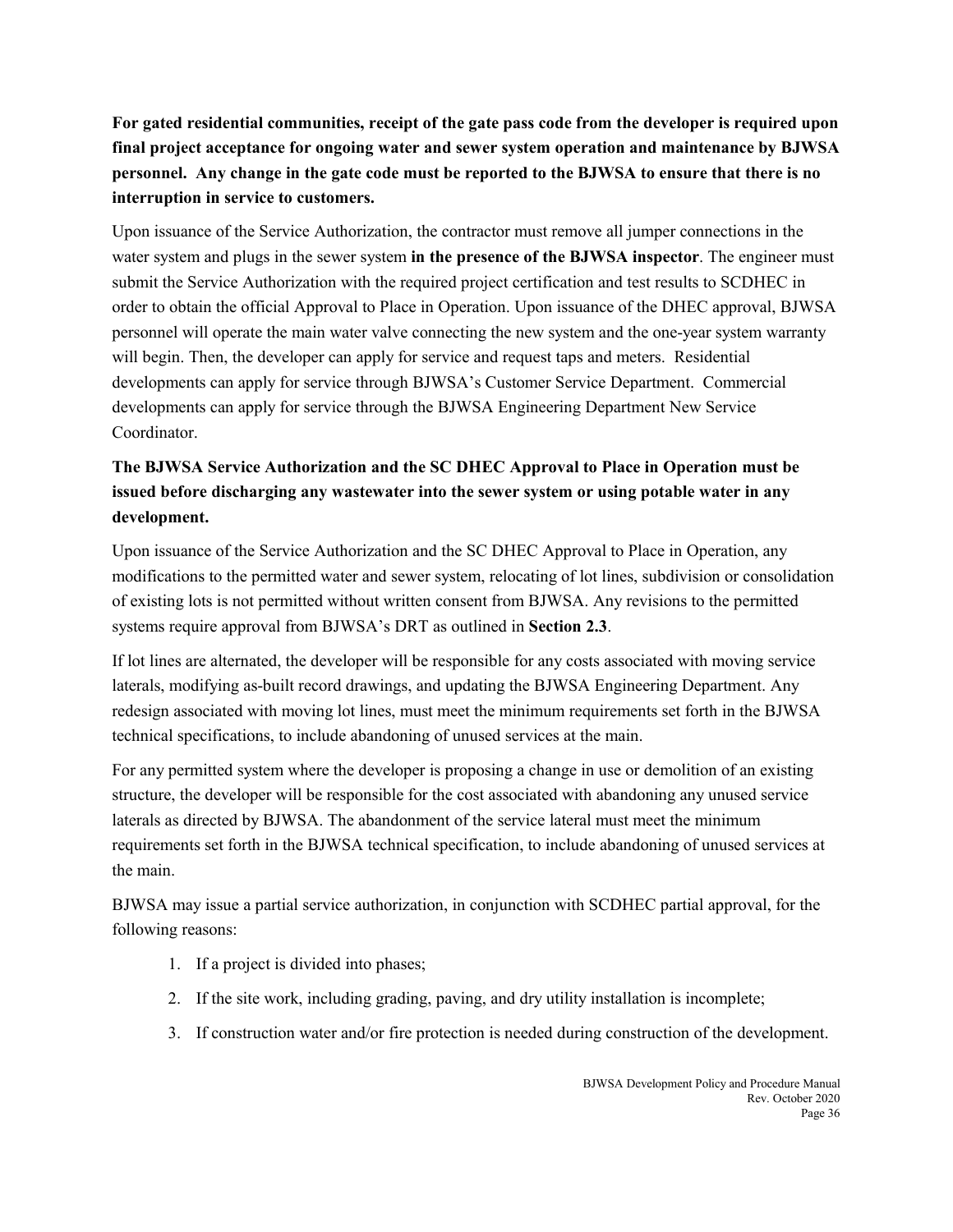**For gated residential communities, receipt of the gate pass code from the developer is required upon final project acceptance for ongoing water and sewer system operation and maintenance by BJWSA personnel. Any change in the gate code must be reported to the BJWSA to ensure that there is no interruption in service to customers.**

Upon issuance of the Service Authorization, the contractor must remove all jumper connections in the water system and plugs in the sewer system **in the presence of the BJWSA inspector**. The engineer must submit the Service Authorization with the required project certification and test results to SCDHEC in order to obtain the official Approval to Place in Operation. Upon issuance of the DHEC approval, BJWSA personnel will operate the main water valve connecting the new system and the one-year system warranty will begin. Then, the developer can apply for service and request taps and meters. Residential developments can apply for service through BJWSA's Customer Service Department. Commercial developments can apply for service through the BJWSA Engineering Department New Service Coordinator.

**The BJWSA Service Authorization and the SC DHEC Approval to Place in Operation must be issued before discharging any wastewater into the sewer system or using potable water in any development.**

Upon issuance of the Service Authorization and the SC DHEC Approval to Place in Operation, any modifications to the permitted water and sewer system, relocating of lot lines, subdivision or consolidation of existing lots is not permitted without written consent from BJWSA. Any revisions to the permitted systems require approval from BJWSA's DRT as outlined in **Section 2.3**.

If lot lines are alternated, the developer will be responsible for any costs associated with moving service laterals, modifying as-built record drawings, and updating the BJWSA Engineering Department. Any redesign associated with moving lot lines, must meet the minimum requirements set forth in the BJWSA technical specifications, to include abandoning of unused services at the main.

For any permitted system where the developer is proposing a change in use or demolition of an existing structure, the developer will be responsible for the cost associated with abandoning any unused service laterals as directed by BJWSA. The abandonment of the service lateral must meet the minimum requirements set forth in the BJWSA technical specification, to include abandoning of unused services at the main.

BJWSA may issue a partial service authorization, in conjunction with SCDHEC partial approval, for the following reasons:

1. If a project is divided into phases;
2. If the site work, including grading, paving, and dry utility installation is incomplete;
3. If construction water and/or fire protection is needed during construction of the development.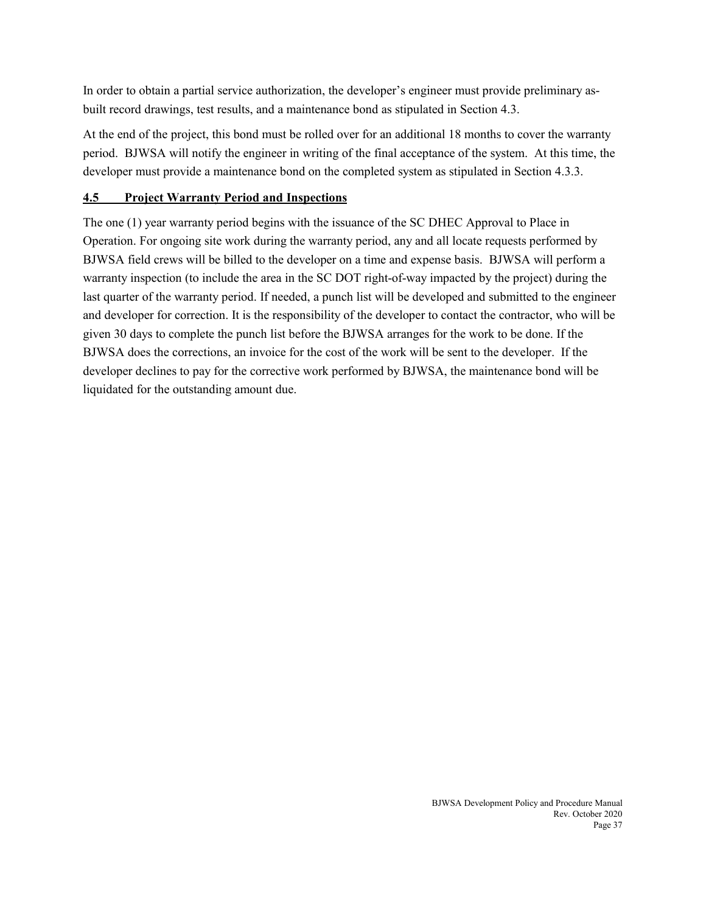In order to obtain a partial service authorization, the developer's engineer must provide preliminary as-built record drawings, test results, and a maintenance bond as stipulated in Section 4.3.

At the end of the project, this bond must be rolled over for an additional 18 months to cover the warranty period. BJWSA will notify the engineer in writing of the final acceptance of the system. At this time, the developer must provide a maintenance bond on the completed system as stipulated in Section 4.3.3.

## 4.5 Project Warranty Period and Inspections

The one (1) year warranty period begins with the issuance of the SC DHEC Approval to Place in Operation. For ongoing site work during the warranty period, any and all locate requests performed by BJWSA field crews will be billed to the developer on a time and expense basis. BJWSA will perform a warranty inspection (to include the area in the SC DOT right-of-way impacted by the project) during the last quarter of the warranty period. If needed, a punch list will be developed and submitted to the engineer and developer for correction. It is the responsibility of the developer to contact the contractor, who will be given 30 days to complete the punch list before the BJWSA arranges for the work to be done. If the BJWSA does the corrections, an invoice for the cost of the work will be sent to the developer. If the developer declines to pay for the corrective work performed by BJWSA, the maintenance bond will be liquidated for the outstanding amount due.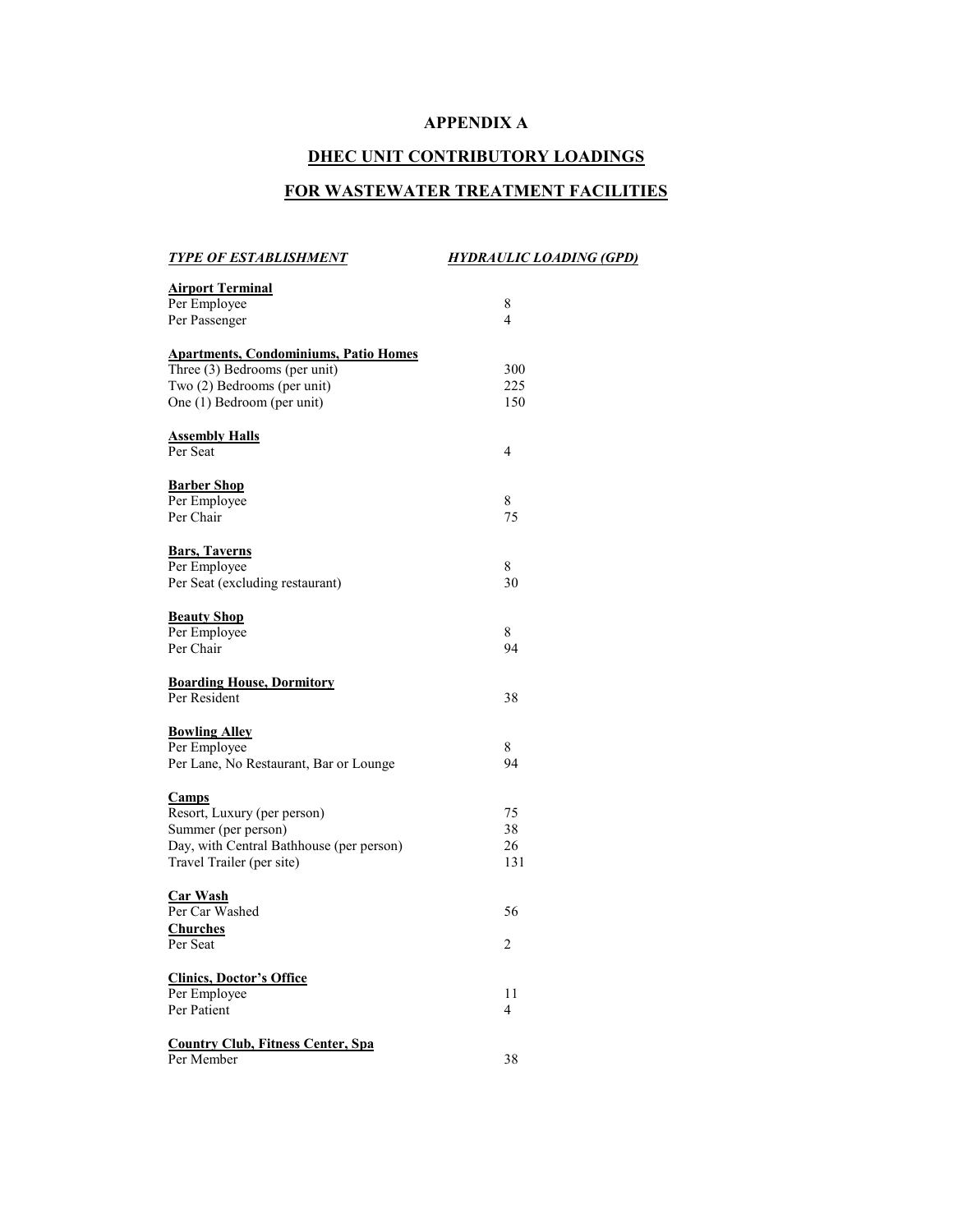# APPENDIX A

## DHEC UNIT CONTRIBUTORY LOADINGS

## FOR WASTEWATER TREATMENT FACILITIES

| ***TYPE OF ESTABLISHMENT*** | ***HYDRAULIC LOADING (GPD)*** |
|---|---|
| **Airport Terminal** | |
| Per Employee | 8 |
| Per Passenger | 4 |
| **Apartments, Condominiums, Patio Homes** | |
| Three (3) Bedrooms (per unit) | 300 |
| Two (2) Bedrooms (per unit) | 225 |
| One (1) Bedroom (per unit) | 150 |
| **Assembly Halls** | |
| Per Seat | 4 |
| **Barber Shop** | |
| Per Employee | 8 |
| Per Chair | 75 |
| **Bars, Taverns** | |
| Per Employee | 8 |
| Per Seat (excluding restaurant) | 30 |
| **Beauty Shop** | |
| Per Employee | 8 |
| Per Chair | 94 |
| **Boarding House, Dormitory** | |
| Per Resident | 38 |
| **Bowling Alley** | |
| Per Employee | 8 |
| Per Lane, No Restaurant, Bar or Lounge | 94 |
| **Camps** | |
| Resort, Luxury (per person) | 75 |
| Summer (per person) | 38 |
| Day, with Central Bathhouse (per person) | 26 |
| Travel Trailer (per site) | 131 |
| **Car Wash** | |
| Per Car Washed | 56 |
| **Churches** | |
| Per Seat | 2 |
| **Clinics, Doctor's Office** | |
| Per Employee | 11 |
| Per Patient | 4 |
| **Country Club, Fitness Center, Spa** | |
| Per Member | 38 |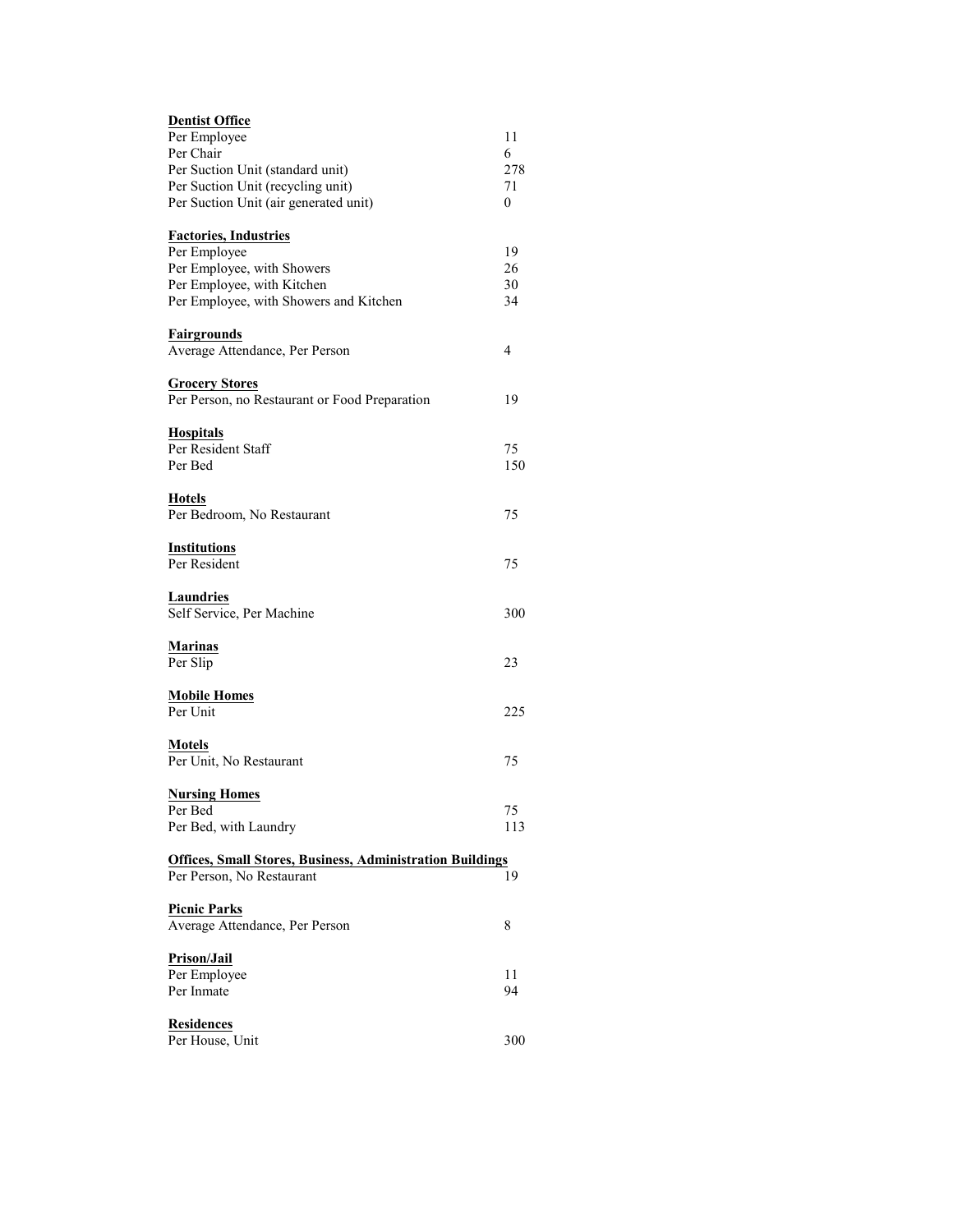**Dentist Office**

| | |
|---|---|
| Per Employee | 11 |
| Per Chair | 6 |
| Per Suction Unit (standard unit) | 278 |
| Per Suction Unit (recycling unit) | 71 |
| Per Suction Unit (air generated unit) | 0 |

**Factories, Industries**

| | |
|---|---|
| Per Employee | 19 |
| Per Employee, with Showers | 26 |
| Per Employee, with Kitchen | 30 |
| Per Employee, with Showers and Kitchen | 34 |

**Fairgrounds**

| | |
|---|---|
| Average Attendance, Per Person | 4 |

**Grocery Stores**

| | |
|---|---|
| Per Person, no Restaurant or Food Preparation | 19 |

**Hospitals**

| | |
|---|---|
| Per Resident Staff | 75 |
| Per Bed | 150 |

**Hotels**

| | |
|---|---|
| Per Bedroom, No Restaurant | 75 |

**Institutions**

| | |
|---|---|
| Per Resident | 75 |

**Laundries**

| | |
|---|---|
| Self Service, Per Machine | 300 |

**Marinas**

| | |
|---|---|
| Per Slip | 23 |

**Mobile Homes**

| | |
|---|---|
| Per Unit | 225 |

**Motels**

| | |
|---|---|
| Per Unit, No Restaurant | 75 |

**Nursing Homes**

| | |
|---|---|
| Per Bed | 75 |
| Per Bed, with Laundry | 113 |

**Offices, Small Stores, Business, Administration Buildings**

| | |
|---|---|
| Per Person, No Restaurant | 19 |

**Picnic Parks**

| | |
|---|---|
| Average Attendance, Per Person | 8 |

**Prison/Jail**

| | |
|---|---|
| Per Employee | 11 |
| Per Inmate | 94 |

**Residences**

| | |
|---|---|
| Per House, Unit | 300 |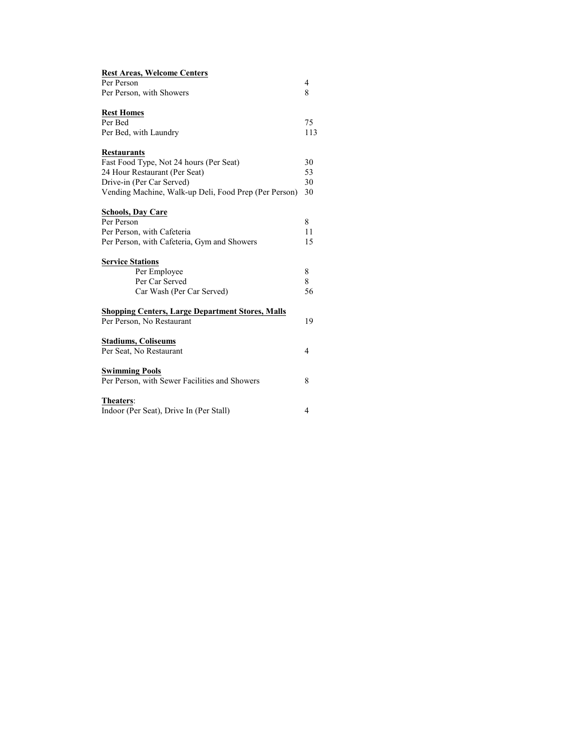| | |
|---|---|
| **Rest Areas, Welcome Centers** | |
| Per Person | 4 |
| Per Person, with Showers | 8 |
| | |
| **Rest Homes** | |
| Per Bed | 75 |
| Per Bed, with Laundry | 113 |
| | |
| **Restaurants** | |
| Fast Food Type, Not 24 hours (Per Seat) | 30 |
| 24 Hour Restaurant (Per Seat) | 53 |
| Drive-in (Per Car Served) | 30 |
| Vending Machine, Walk-up Deli, Food Prep (Per Person) | 30 |
| | |
| **Schools, Day Care** | |
| Per Person | 8 |
| Per Person, with Cafeteria | 11 |
| Per Person, with Cafeteria, Gym and Showers | 15 |
| | |
| **Service Stations** | |
| Per Employee | 8 |
| Per Car Served | 8 |
| Car Wash (Per Car Served) | 56 |
| | |
| **Shopping Centers, Large Department Stores, Malls** | |
| Per Person, No Restaurant | 19 |
| | |
| **Stadiums, Coliseums** | |
| Per Seat, No Restaurant | 4 |
| | |
| **Swimming Pools** | |
| Per Person, with Sewer Facilities and Showers | 8 |
| | |
| **Theaters**: | |
| Indoor (Per Seat), Drive In (Per Stall) | 4 |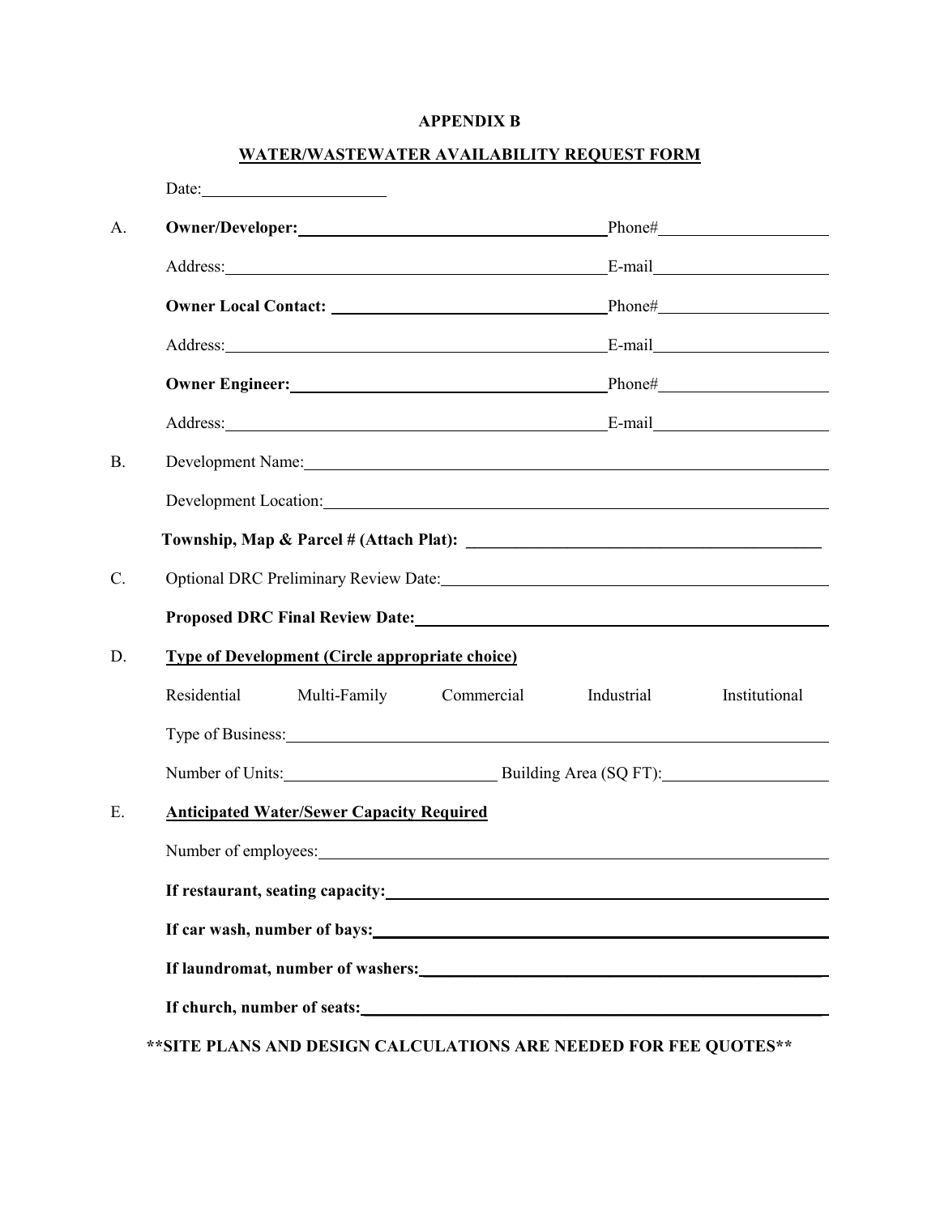**APPENDIX B**

**WATER/WASTEWATER AVAILABILITY REQUEST FORM**

Date:______________________

A. **Owner/Developer:**_____________________________________ Phone#____________________

Address:_____________________________________________ E-mail____________________

**Owner Local Contact:** _______________________________ Phone#____________________

Address:_____________________________________________ E-mail____________________

**Owner Engineer:**_____________________________________ Phone#____________________

Address:_____________________________________________ E-mail____________________

B. Development Name:_______________________________________________________________

Development Location:_____________________________________________________________

**Township, Map & Parcel # (Attach Plat):** ___________________________________________

C. Optional DRC Preliminary Review Date:_____________________________________________

**Proposed DRC Final Review Date:**_________________________________________________

D. **Type of Development (Circle appropriate choice)**

Residential     Multi-Family     Commercial     Industrial     Institutional

Type of Business:__________________________________________________________________

Number of Units:_________________________ Building Area (SQ FT):____________________

E. **Anticipated Water/Sewer Capacity Required**

Number of employees:______________________________________________________________

**If restaurant, seating capacity:**_____________________________________________________

**If car wash, number of bays:**_______________________________________________________

**If laundromat, number of washers:**__________________________________________________

**If church, number of seats:**________________________________________________________

**\*\*SITE PLANS AND DESIGN CALCULATIONS ARE NEEDED FOR FEE QUOTES\*\***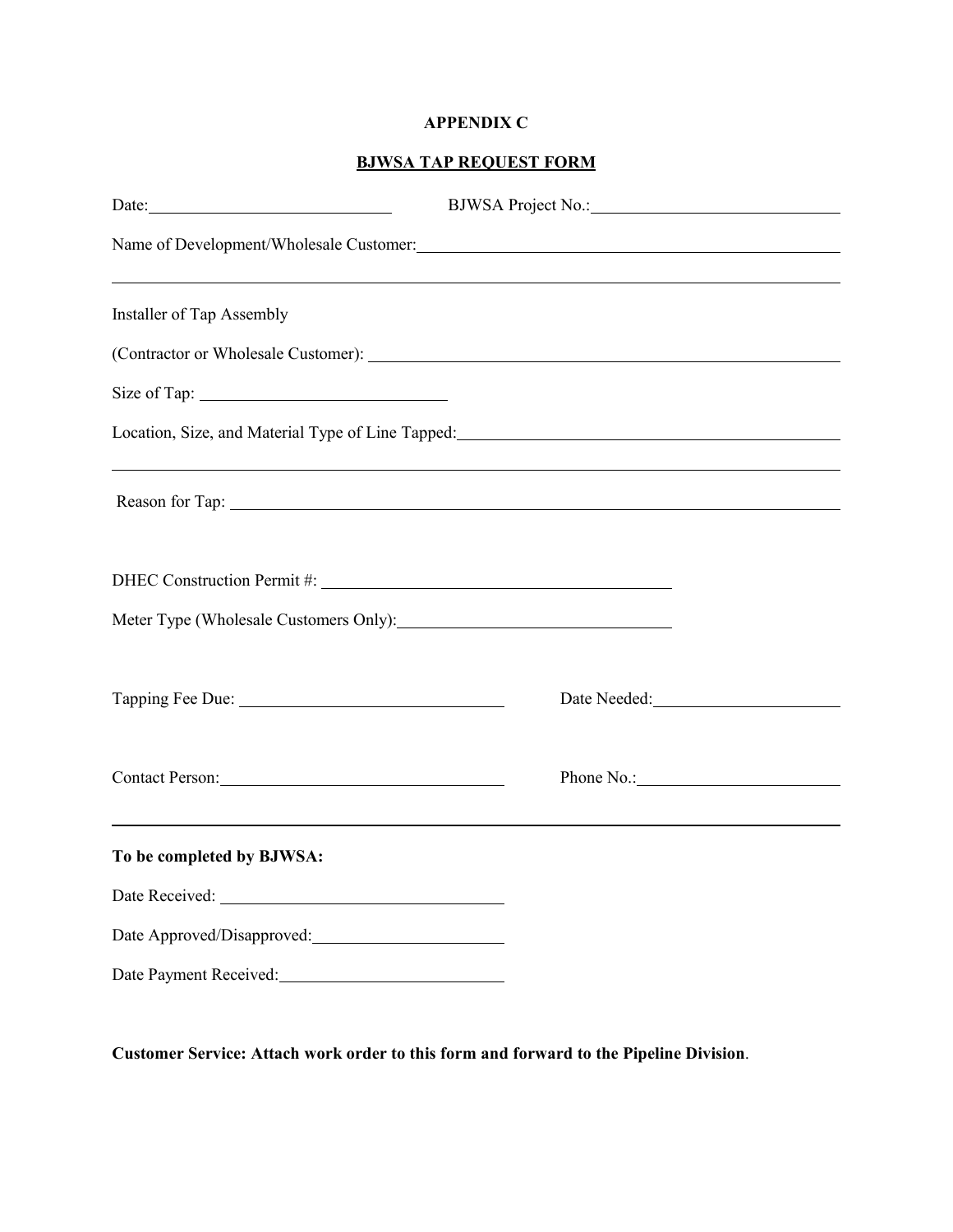**APPENDIX C**

**BJWSA TAP REQUEST FORM**

Date: ______________________________ BJWSA Project No.: ______________________________

Name of Development/Wholesale Customer: ______________________________

______________________________________________________________________

Installer of Tap Assembly

(Contractor or Wholesale Customer): ______________________________

Size of Tap: ______________________________

Location, Size, and Material Type of Line Tapped: ______________________________

______________________________________________________________________

Reason for Tap: ______________________________

DHEC Construction Permit #: ______________________________

Meter Type (Wholesale Customers Only): ______________________________

Tapping Fee Due: ______________________________ Date Needed: ______________________________

Contact Person: ______________________________ Phone No.: ______________________________

---

**To be completed by BJWSA:**

Date Received: ______________________________

Date Approved/Disapproved: ______________________________

Date Payment Received: ______________________________

**Customer Service: Attach work order to this form and forward to the Pipeline Division**.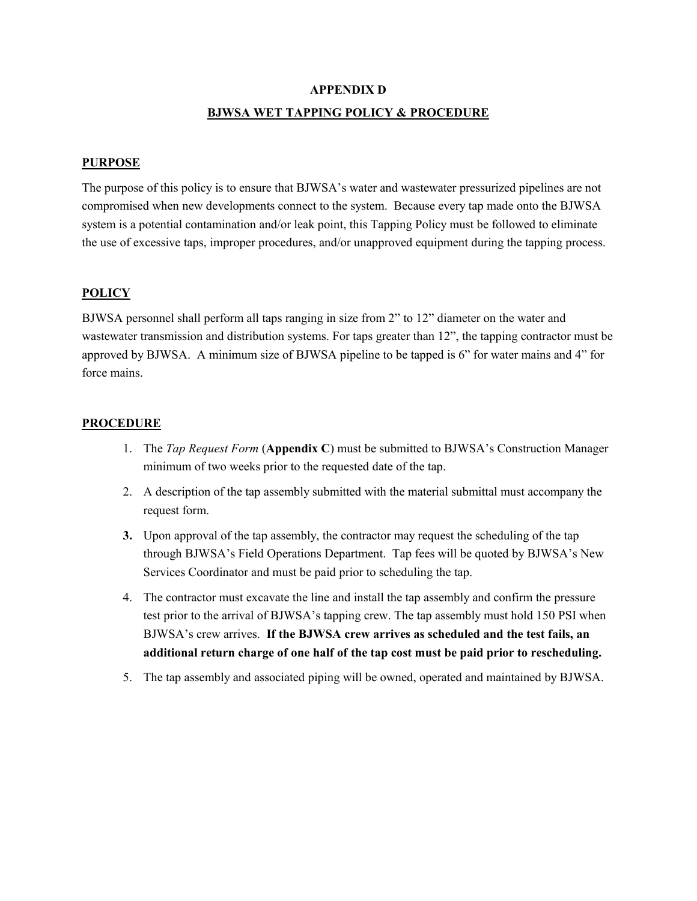# APPENDIX D

## BJWSA WET TAPPING POLICY & PROCEDURE

### PURPOSE

The purpose of this policy is to ensure that BJWSA's water and wastewater pressurized pipelines are not compromised when new developments connect to the system. Because every tap made onto the BJWSA system is a potential contamination and/or leak point, this Tapping Policy must be followed to eliminate the use of excessive taps, improper procedures, and/or unapproved equipment during the tapping process.

### POLICY

BJWSA personnel shall perform all taps ranging in size from 2" to 12" diameter on the water and wastewater transmission and distribution systems. For taps greater than 12", the tapping contractor must be approved by BJWSA. A minimum size of BJWSA pipeline to be tapped is 6" for water mains and 4" for force mains.

### PROCEDURE

1. The *Tap Request Form* (**Appendix C**) must be submitted to BJWSA's Construction Manager minimum of two weeks prior to the requested date of the tap.
2. A description of the tap assembly submitted with the material submittal must accompany the request form.
3. Upon approval of the tap assembly, the contractor may request the scheduling of the tap through BJWSA's Field Operations Department. Tap fees will be quoted by BJWSA's New Services Coordinator and must be paid prior to scheduling the tap.
4. The contractor must excavate the line and install the tap assembly and confirm the pressure test prior to the arrival of BJWSA's tapping crew. The tap assembly must hold 150 PSI when BJWSA's crew arrives. **If the BJWSA crew arrives as scheduled and the test fails, an additional return charge of one half of the tap cost must be paid prior to rescheduling.**
5. The tap assembly and associated piping will be owned, operated and maintained by BJWSA.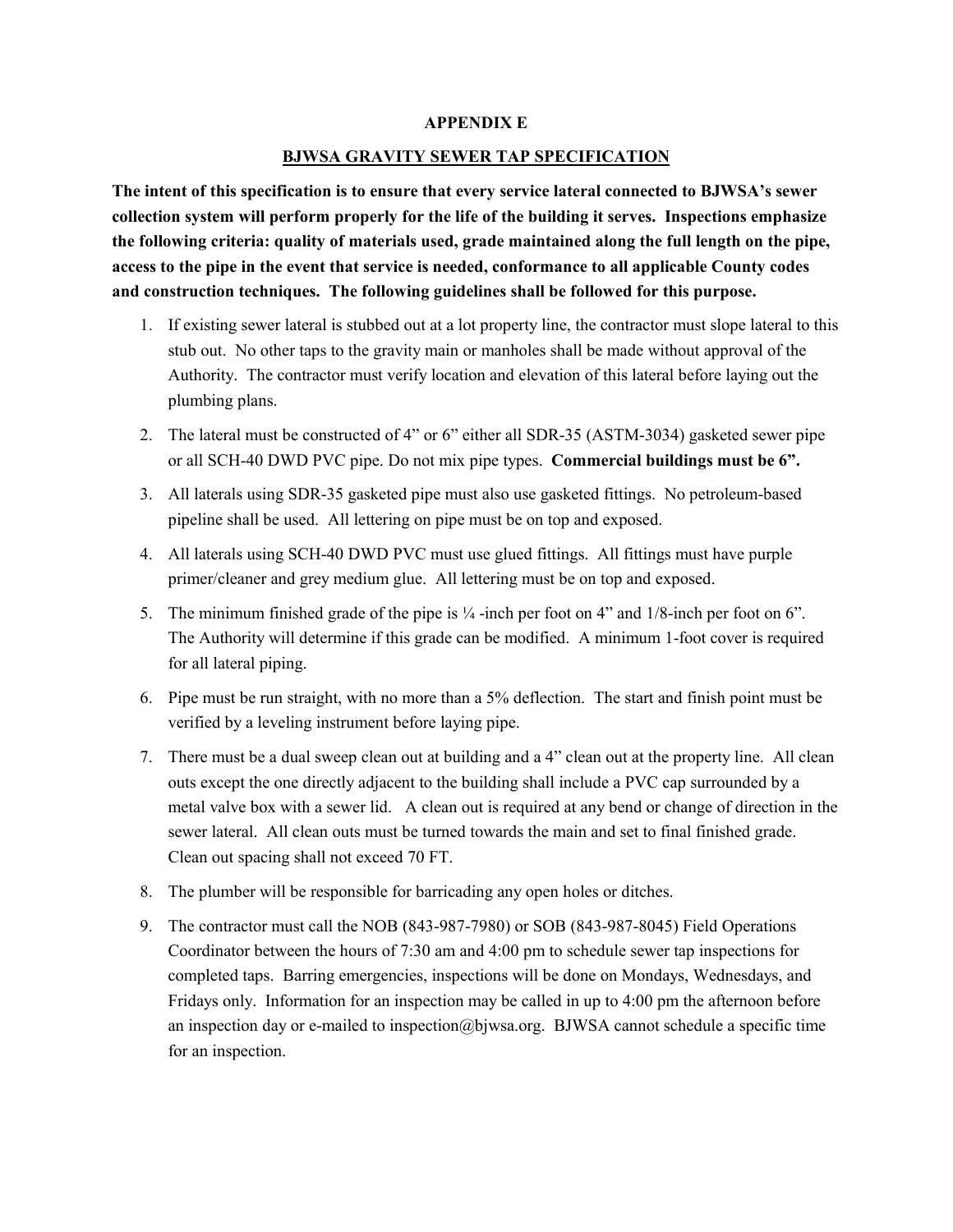# APPENDIX E

## BJWSA GRAVITY SEWER TAP SPECIFICATION

**The intent of this specification is to ensure that every service lateral connected to BJWSA's sewer collection system will perform properly for the life of the building it serves. Inspections emphasize the following criteria: quality of materials used, grade maintained along the full length on the pipe, access to the pipe in the event that service is needed, conformance to all applicable County codes and construction techniques. The following guidelines shall be followed for this purpose.**

1. If existing sewer lateral is stubbed out at a lot property line, the contractor must slope lateral to this stub out. No other taps to the gravity main or manholes shall be made without approval of the Authority. The contractor must verify location and elevation of this lateral before laying out the plumbing plans.
2. The lateral must be constructed of 4" or 6" either all SDR-35 (ASTM-3034) gasketed sewer pipe or all SCH-40 DWD PVC pipe. Do not mix pipe types. **Commercial buildings must be 6".**
3. All laterals using SDR-35 gasketed pipe must also use gasketed fittings. No petroleum-based pipeline shall be used. All lettering on pipe must be on top and exposed.
4. All laterals using SCH-40 DWD PVC must use glued fittings. All fittings must have purple primer/cleaner and grey medium glue. All lettering must be on top and exposed.
5. The minimum finished grade of the pipe is ¼ -inch per foot on 4" and 1/8-inch per foot on 6". The Authority will determine if this grade can be modified. A minimum 1-foot cover is required for all lateral piping.
6. Pipe must be run straight, with no more than a 5% deflection. The start and finish point must be verified by a leveling instrument before laying pipe.
7. There must be a dual sweep clean out at building and a 4" clean out at the property line. All clean outs except the one directly adjacent to the building shall include a PVC cap surrounded by a metal valve box with a sewer lid. A clean out is required at any bend or change of direction in the sewer lateral. All clean outs must be turned towards the main and set to final finished grade. Clean out spacing shall not exceed 70 FT.
8. The plumber will be responsible for barricading any open holes or ditches.
9. The contractor must call the NOB (843-987-7980) or SOB (843-987-8045) Field Operations Coordinator between the hours of 7:30 am and 4:00 pm to schedule sewer tap inspections for completed taps. Barring emergencies, inspections will be done on Mondays, Wednesdays, and Fridays only. Information for an inspection may be called in up to 4:00 pm the afternoon before an inspection day or e-mailed to inspection@bjwsa.org. BJWSA cannot schedule a specific time for an inspection.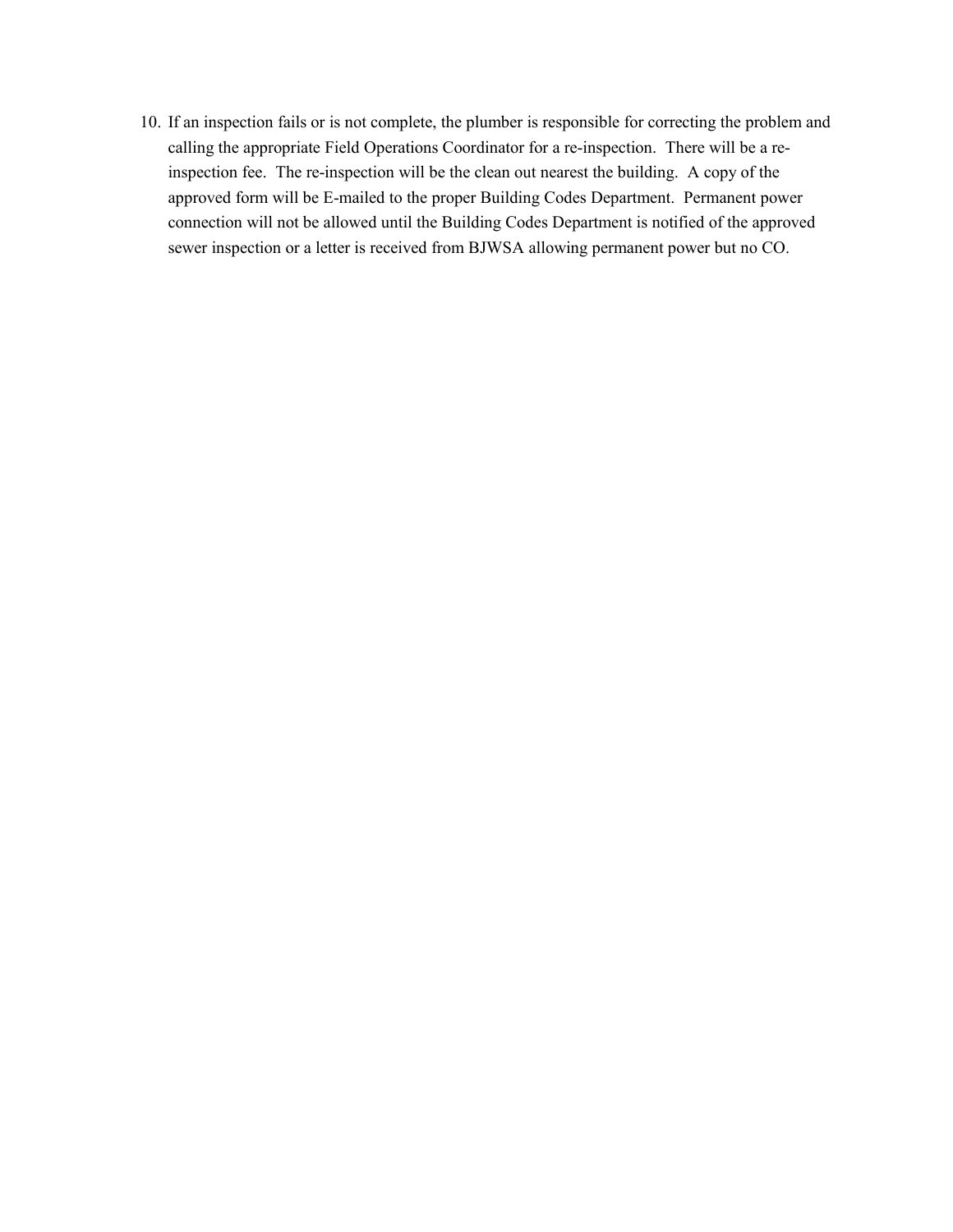10. If an inspection fails or is not complete, the plumber is responsible for correcting the problem and calling the appropriate Field Operations Coordinator for a re-inspection. There will be a re-inspection fee. The re-inspection will be the clean out nearest the building. A copy of the approved form will be E-mailed to the proper Building Codes Department. Permanent power connection will not be allowed until the Building Codes Department is notified of the approved sewer inspection or a letter is received from BJWSA allowing permanent power but no CO.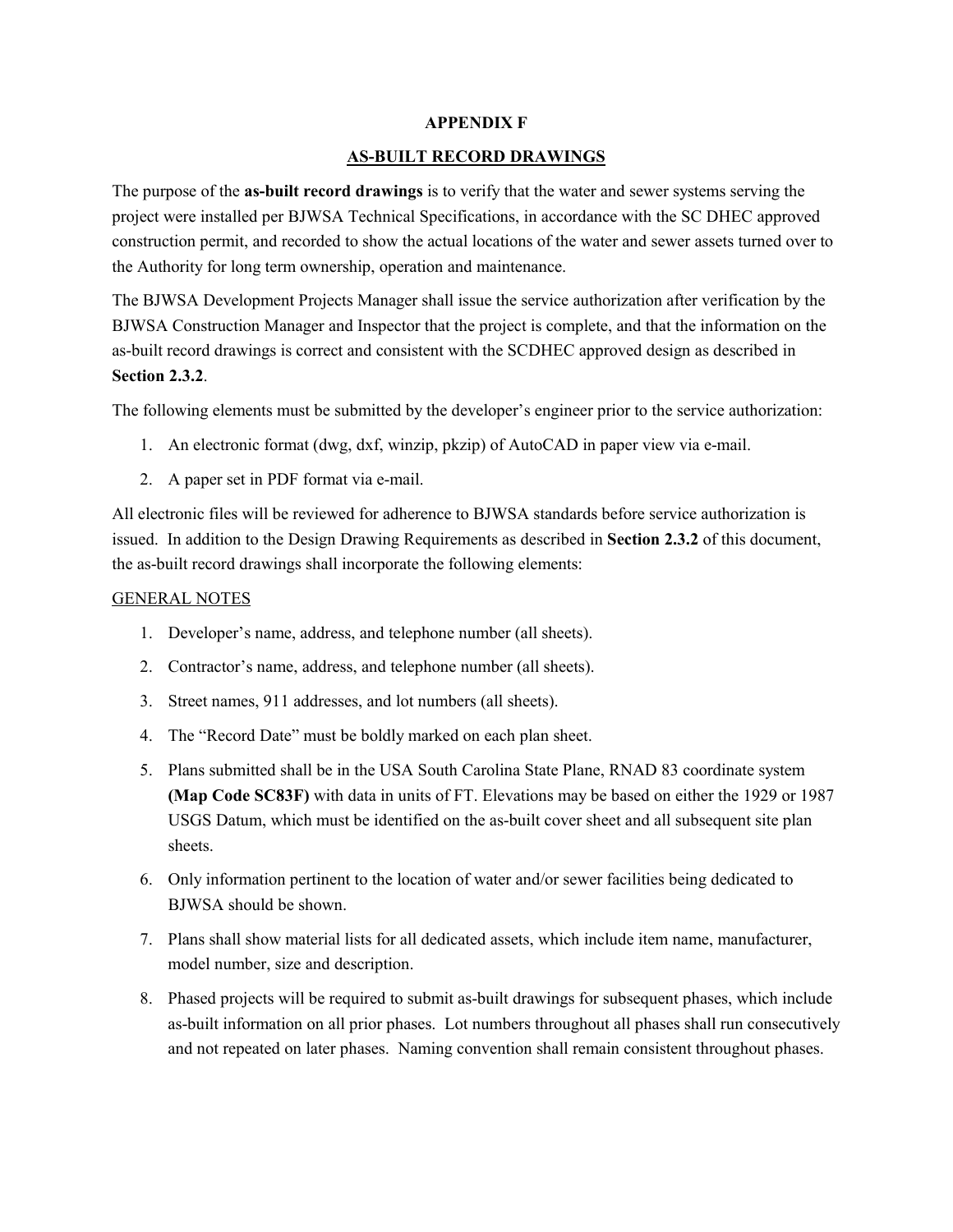# APPENDIX F

## AS-BUILT RECORD DRAWINGS

The purpose of the **as-built record drawings** is to verify that the water and sewer systems serving the project were installed per BJWSA Technical Specifications, in accordance with the SC DHEC approved construction permit, and recorded to show the actual locations of the water and sewer assets turned over to the Authority for long term ownership, operation and maintenance.

The BJWSA Development Projects Manager shall issue the service authorization after verification by the BJWSA Construction Manager and Inspector that the project is complete, and that the information on the as-built record drawings is correct and consistent with the SCDHEC approved design as described in **Section 2.3.2**.

The following elements must be submitted by the developer's engineer prior to the service authorization:

1. An electronic format (dwg, dxf, winzip, pkzip) of AutoCAD in paper view via e-mail.
2. A paper set in PDF format via e-mail.

All electronic files will be reviewed for adherence to BJWSA standards before service authorization is issued. In addition to the Design Drawing Requirements as described in **Section 2.3.2** of this document, the as-built record drawings shall incorporate the following elements:

GENERAL NOTES

1. Developer's name, address, and telephone number (all sheets).
2. Contractor's name, address, and telephone number (all sheets).
3. Street names, 911 addresses, and lot numbers (all sheets).
4. The "Record Date" must be boldly marked on each plan sheet.
5. Plans submitted shall be in the USA South Carolina State Plane, RNAD 83 coordinate system **(Map Code SC83F)** with data in units of FT. Elevations may be based on either the 1929 or 1987 USGS Datum, which must be identified on the as-built cover sheet and all subsequent site plan sheets.
6. Only information pertinent to the location of water and/or sewer facilities being dedicated to BJWSA should be shown.
7. Plans shall show material lists for all dedicated assets, which include item name, manufacturer, model number, size and description.
8. Phased projects will be required to submit as-built drawings for subsequent phases, which include as-built information on all prior phases. Lot numbers throughout all phases shall run consecutively and not repeated on later phases. Naming convention shall remain consistent throughout phases.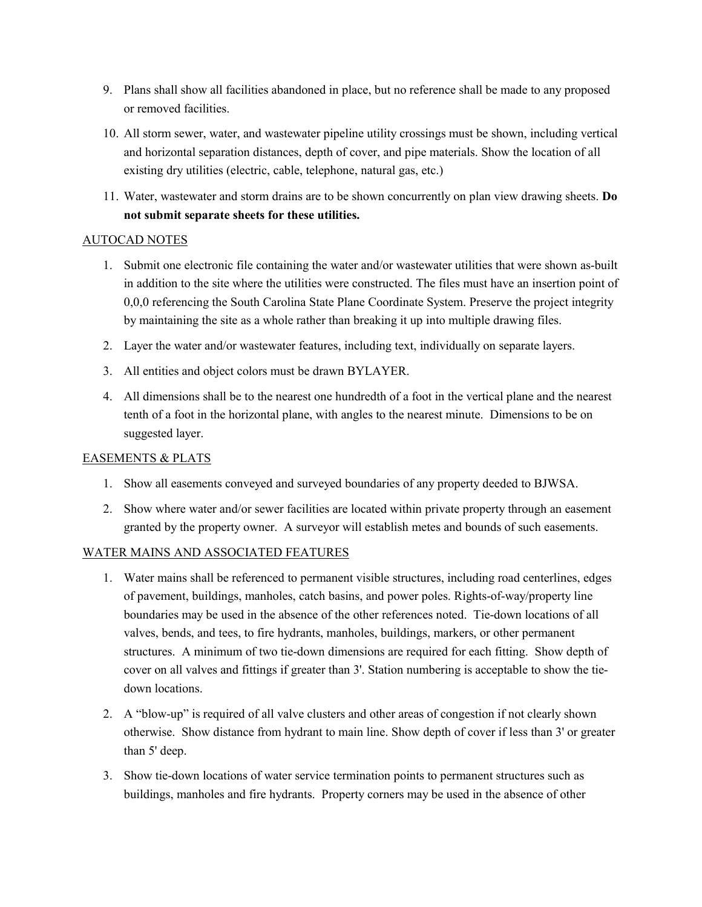9. Plans shall show all facilities abandoned in place, but no reference shall be made to any proposed or removed facilities.

10. All storm sewer, water, and wastewater pipeline utility crossings must be shown, including vertical and horizontal separation distances, depth of cover, and pipe materials. Show the location of all existing dry utilities (electric, cable, telephone, natural gas, etc.)

11. Water, wastewater and storm drains are to be shown concurrently on plan view drawing sheets. **Do not submit separate sheets for these utilities.**

AUTOCAD NOTES

1. Submit one electronic file containing the water and/or wastewater utilities that were shown as-built in addition to the site where the utilities were constructed. The files must have an insertion point of 0,0,0 referencing the South Carolina State Plane Coordinate System. Preserve the project integrity by maintaining the site as a whole rather than breaking it up into multiple drawing files.

2. Layer the water and/or wastewater features, including text, individually on separate layers.

3. All entities and object colors must be drawn BYLAYER.

4. All dimensions shall be to the nearest one hundredth of a foot in the vertical plane and the nearest tenth of a foot in the horizontal plane, with angles to the nearest minute. Dimensions to be on suggested layer.

EASEMENTS & PLATS

1. Show all easements conveyed and surveyed boundaries of any property deeded to BJWSA.

2. Show where water and/or sewer facilities are located within private property through an easement granted by the property owner. A surveyor will establish metes and bounds of such easements.

WATER MAINS AND ASSOCIATED FEATURES

1. Water mains shall be referenced to permanent visible structures, including road centerlines, edges of pavement, buildings, manholes, catch basins, and power poles. Rights-of-way/property line boundaries may be used in the absence of the other references noted. Tie-down locations of all valves, bends, and tees, to fire hydrants, manholes, buildings, markers, or other permanent structures. A minimum of two tie-down dimensions are required for each fitting. Show depth of cover on all valves and fittings if greater than 3'. Station numbering is acceptable to show the tie-down locations.

2. A "blow-up" is required of all valve clusters and other areas of congestion if not clearly shown otherwise. Show distance from hydrant to main line. Show depth of cover if less than 3' or greater than 5' deep.

3. Show tie-down locations of water service termination points to permanent structures such as buildings, manholes and fire hydrants. Property corners may be used in the absence of other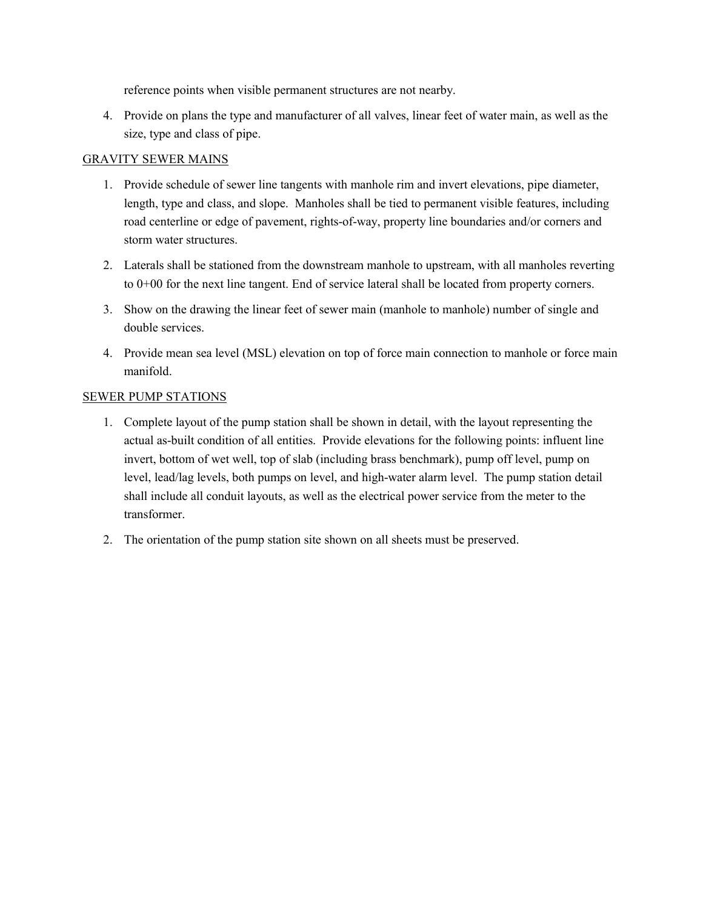reference points when visible permanent structures are not nearby.

4. Provide on plans the type and manufacturer of all valves, linear feet of water main, as well as the size, type and class of pipe.

<u>GRAVITY SEWER MAINS</u>

1. Provide schedule of sewer line tangents with manhole rim and invert elevations, pipe diameter, length, type and class, and slope. Manholes shall be tied to permanent visible features, including road centerline or edge of pavement, rights-of-way, property line boundaries and/or corners and storm water structures.
2. Laterals shall be stationed from the downstream manhole to upstream, with all manholes reverting to 0+00 for the next line tangent. End of service lateral shall be located from property corners.
3. Show on the drawing the linear feet of sewer main (manhole to manhole) number of single and double services.
4. Provide mean sea level (MSL) elevation on top of force main connection to manhole or force main manifold.

<u>SEWER PUMP STATIONS</u>

1. Complete layout of the pump station shall be shown in detail, with the layout representing the actual as-built condition of all entities. Provide elevations for the following points: influent line invert, bottom of wet well, top of slab (including brass benchmark), pump off level, pump on level, lead/lag levels, both pumps on level, and high-water alarm level. The pump station detail shall include all conduit layouts, as well as the electrical power service from the meter to the transformer.
2. The orientation of the pump station site shown on all sheets must be preserved.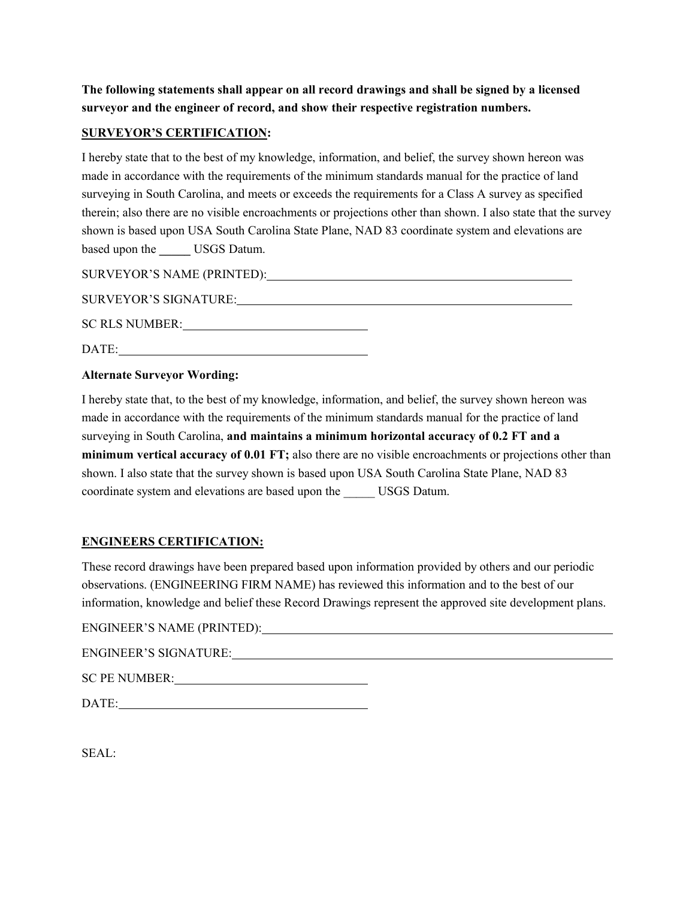**The following statements shall appear on all record drawings and shall be signed by a licensed surveyor and the engineer of record, and show their respective registration numbers.**

**<u>SURVEYOR'S CERTIFICATION</u>:**

I hereby state that to the best of my knowledge, information, and belief, the survey shown hereon was made in accordance with the requirements of the minimum standards manual for the practice of land surveying in South Carolina, and meets or exceeds the requirements for a Class A survey as specified therein; also there are no visible encroachments or projections other than shown. I also state that the survey shown is based upon USA South Carolina State Plane, NAD 83 coordinate system and elevations are based upon the _____ USGS Datum.

SURVEYOR'S NAME (PRINTED):____________________________________________

SURVEYOR'S SIGNATURE:________________________________________________

SC RLS NUMBER:___________________________

DATE:______________________________________

**Alternate Surveyor Wording:**

I hereby state that, to the best of my knowledge, information, and belief, the survey shown hereon was made in accordance with the requirements of the minimum standards manual for the practice of land surveying in South Carolina, **and maintains a minimum horizontal accuracy of 0.2 FT and a minimum vertical accuracy of 0.01 FT;** also there are no visible encroachments or projections other than shown. I also state that the survey shown is based upon USA South Carolina State Plane, NAD 83 coordinate system and elevations are based upon the _____ USGS Datum.

**<u>ENGINEERS CERTIFICATION:</u>**

These record drawings have been prepared based upon information provided by others and our periodic observations. (ENGINEERING FIRM NAME) has reviewed this information and to the best of our information, knowledge and belief these Record Drawings represent the approved site development plans.

ENGINEER'S NAME (PRINTED):_______________________________________________

ENGINEER'S SIGNATURE:___________________________________________________

SC PE NUMBER:___________________________

DATE:______________________________________

SEAL: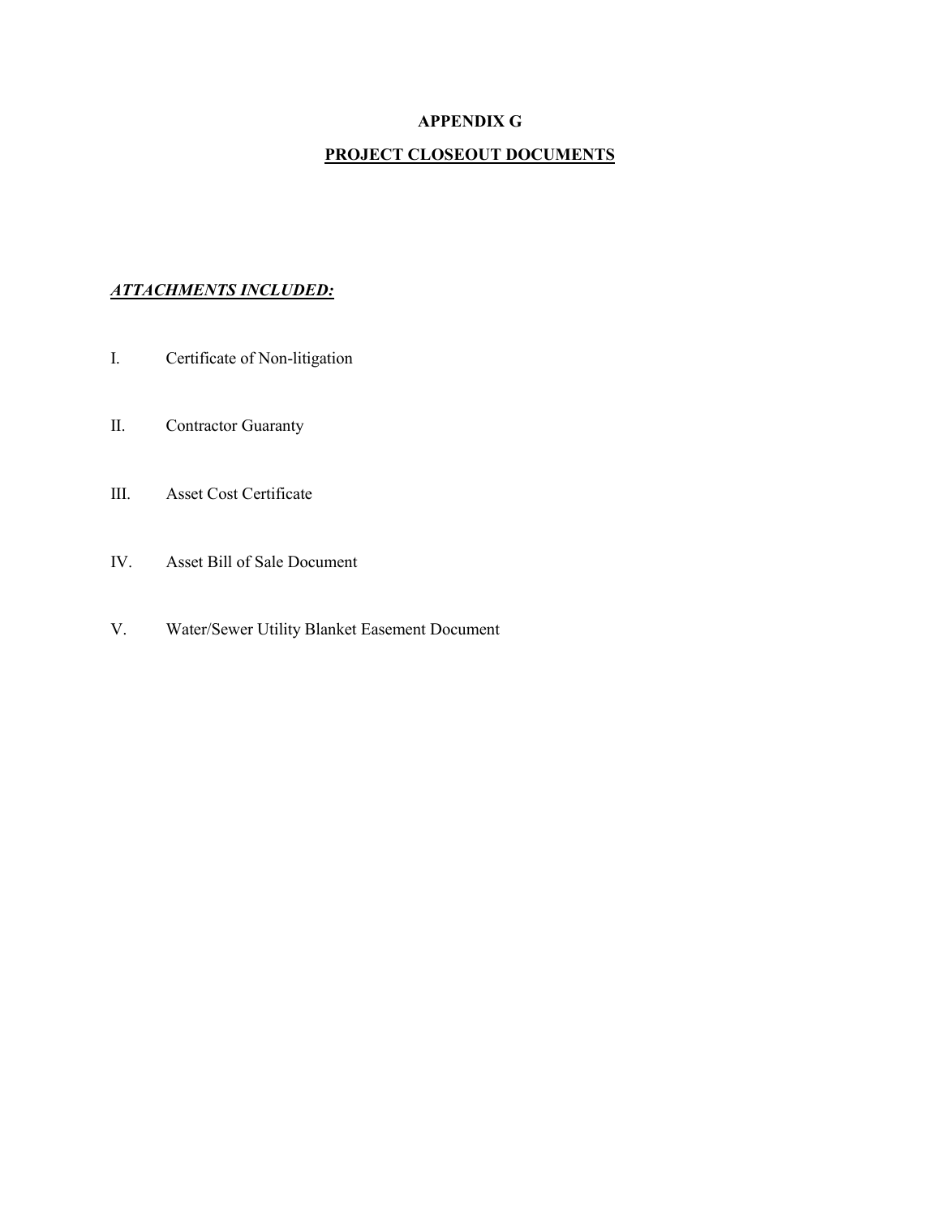# APPENDIX G

## PROJECT CLOSEOUT DOCUMENTS

***ATTACHMENTS INCLUDED:***

I. Certificate of Non-litigation

II. Contractor Guaranty

III. Asset Cost Certificate

IV. Asset Bill of Sale Document

V. Water/Sewer Utility Blanket Easement Document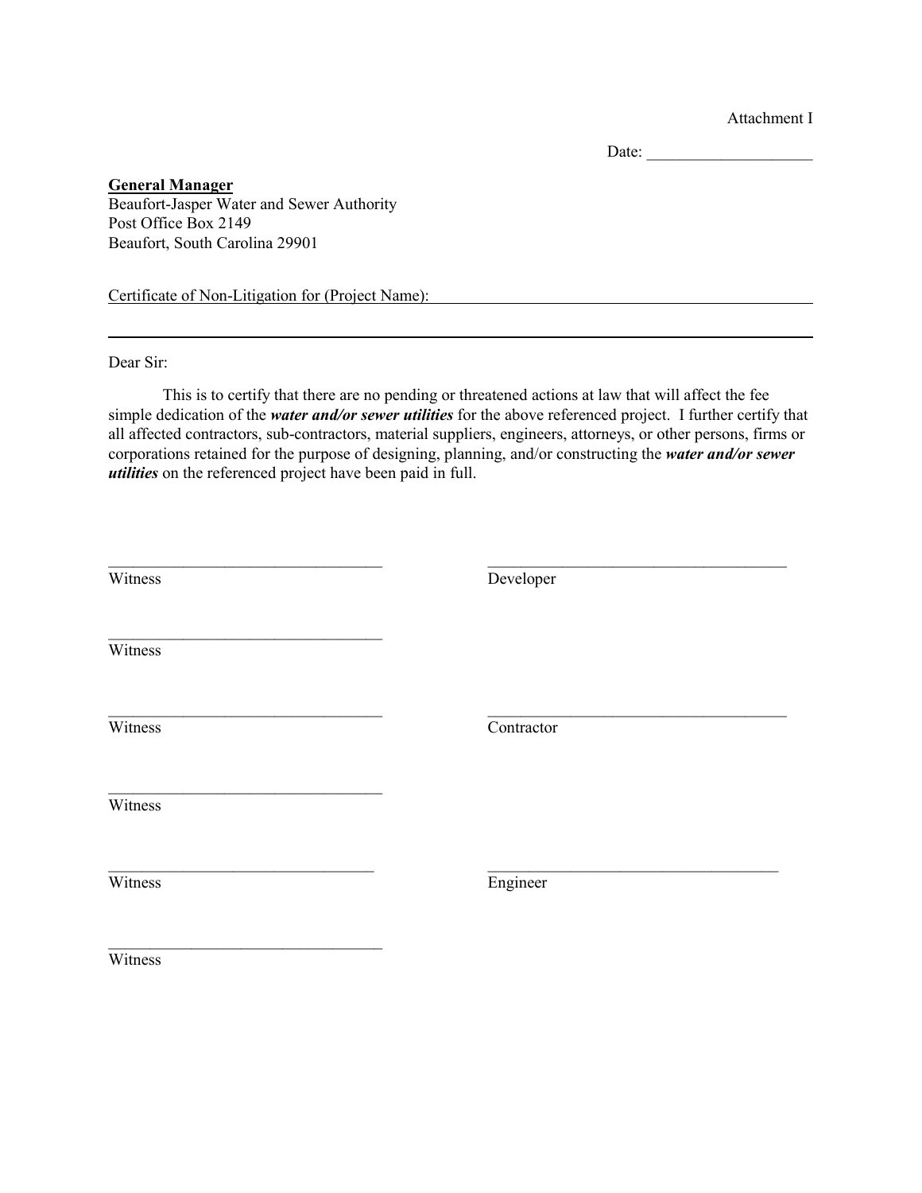Attachment I

Date: ____________________

**General Manager**
Beaufort-Jasper Water and Sewer Authority
Post Office Box 2149
Beaufort, South Carolina 29901

Certificate of Non-Litigation for (Project Name): ______________________________________________

_______________________________________________________________________________

Dear Sir:

This is to certify that there are no pending or threatened actions at law that will affect the fee simple dedication of the ***water and/or sewer utilities*** for the above referenced project. I further certify that all affected contractors, sub-contractors, material suppliers, engineers, attorneys, or other persons, firms or corporations retained for the purpose of designing, planning, and/or constructing the ***water and/or sewer utilities*** on the referenced project have been paid in full.

_________________________________ Witness

_________________________________ Developer

_________________________________ Witness

_________________________________ Witness

_________________________________ Contractor

_________________________________ Witness

_________________________________ Witness

_________________________________ Engineer

_________________________________ Witness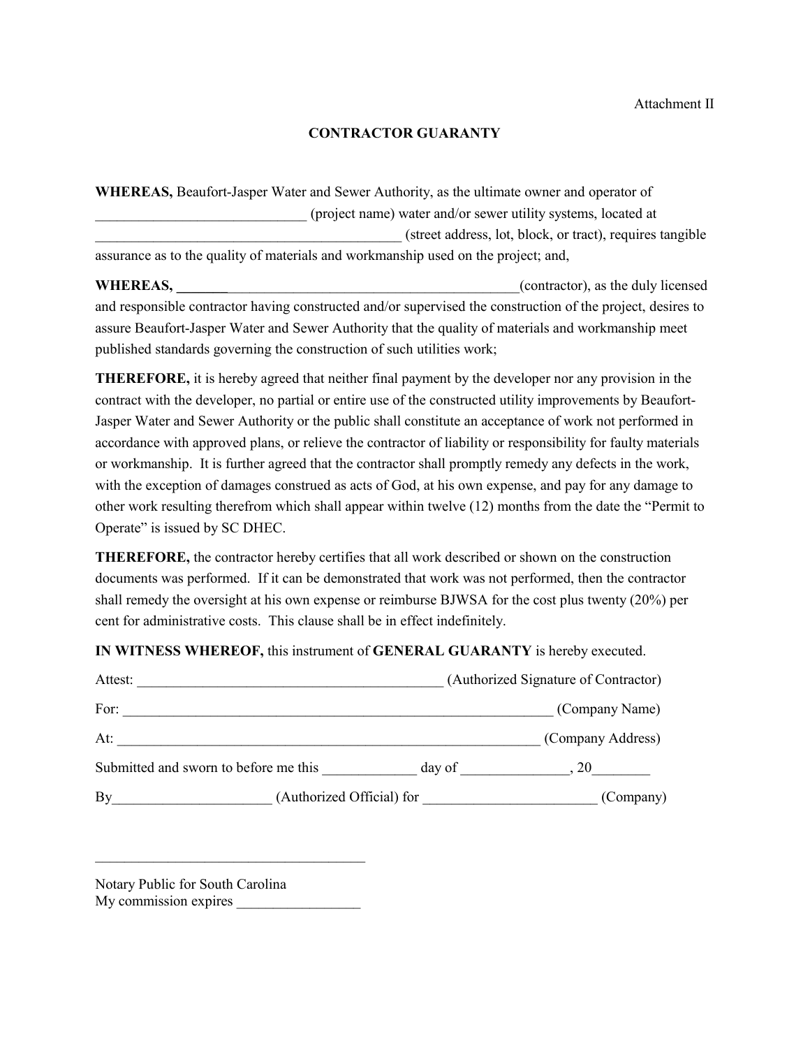Attachment II

## CONTRACTOR GUARANTY

**WHEREAS,** Beaufort-Jasper Water and Sewer Authority, as the ultimate owner and operator of ______________________________ (project name) water and/or sewer utility systems, located at ___________________________________________ (street address, lot, block, or tract), requires tangible assurance as to the quality of materials and workmanship used on the project; and,

**WHEREAS,** ___________________________________________________(contractor), as the duly licensed and responsible contractor having constructed and/or supervised the construction of the project, desires to assure Beaufort-Jasper Water and Sewer Authority that the quality of materials and workmanship meet published standards governing the construction of such utilities work;

**THEREFORE,** it is hereby agreed that neither final payment by the developer nor any provision in the contract with the developer, no partial or entire use of the constructed utility improvements by Beaufort-Jasper Water and Sewer Authority or the public shall constitute an acceptance of work not performed in accordance with approved plans, or relieve the contractor of liability or responsibility for faulty materials or workmanship. It is further agreed that the contractor shall promptly remedy any defects in the work, with the exception of damages construed as acts of God, at his own expense, and pay for any damage to other work resulting therefrom which shall appear within twelve (12) months from the date the "Permit to Operate" is issued by SC DHEC.

**THEREFORE,** the contractor hereby certifies that all work described or shown on the construction documents was performed. If it can be demonstrated that work was not performed, then the contractor shall remedy the oversight at his own expense or reimburse BJWSA for the cost plus twenty (20%) per cent for administrative costs. This clause shall be in effect indefinitely.

**IN WITNESS WHEREOF,** this instrument of **GENERAL GUARANTY** is hereby executed.

Attest: ___________________________________________ (Authorized Signature of Contractor)

For: ______________________________________________________________ (Company Name)

At: _______________________________________________________________ (Company Address)

Submitted and sworn to before me this _____________ day of _______________, 20________

By______________________ (Authorized Official) for ________________________ (Company)

______________________________________

Notary Public for South Carolina
My commission expires _________________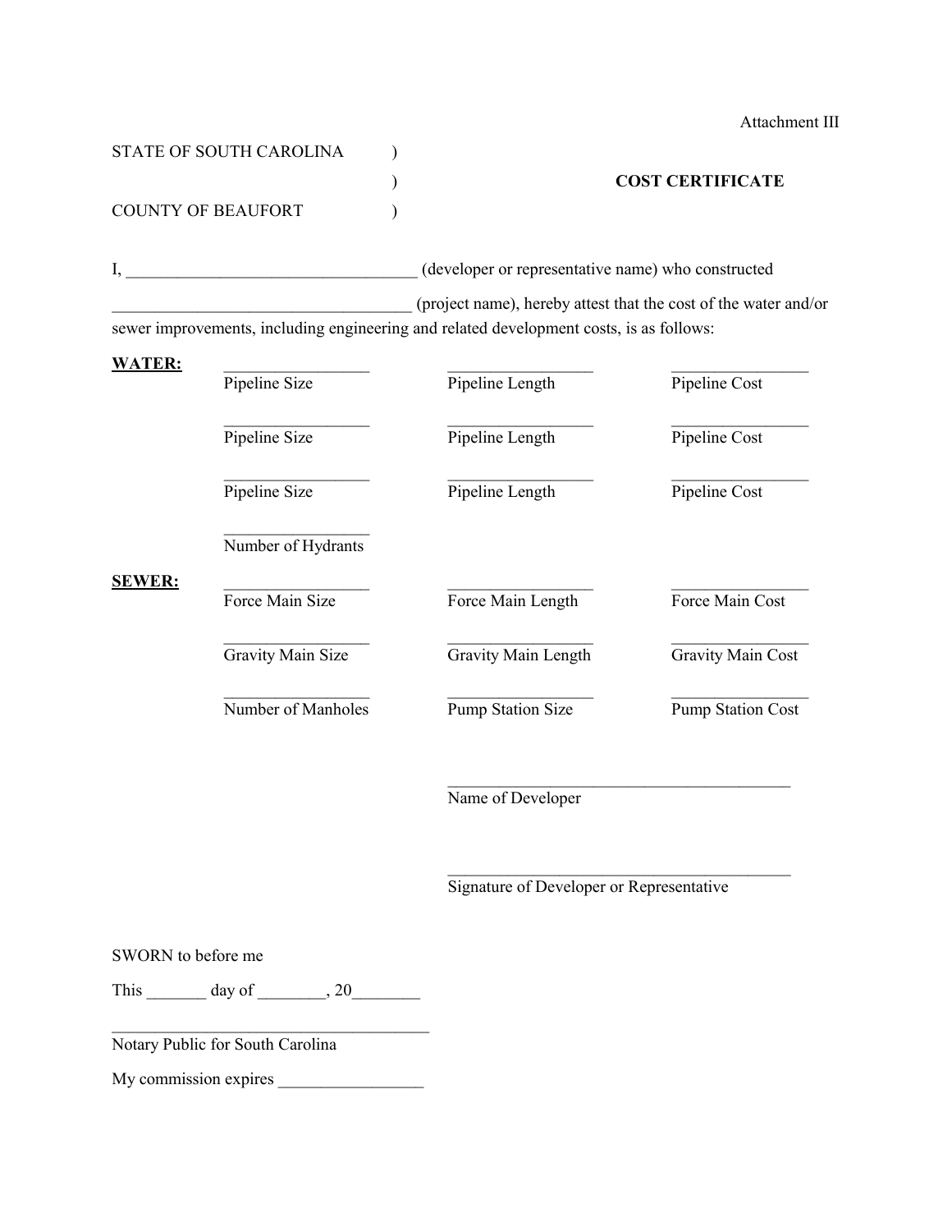Attachment III

STATE OF SOUTH CAROLINA )
)
COUNTY OF BEAUFORT )

**COST CERTIFICATE**

I, ___________________________________ (developer or representative name) who constructed ___________________________________ (project name), hereby attest that the cost of the water and/or sewer improvements, including engineering and related development costs, is as follows:

**WATER:**

| | | |
|---|---|---|
| ________________ Pipeline Size | ________________ Pipeline Length | ________________ Pipeline Cost |
| ________________ Pipeline Size | ________________ Pipeline Length | ________________ Pipeline Cost |
| ________________ Pipeline Size | ________________ Pipeline Length | ________________ Pipeline Cost |
| ________________ Number of Hydrants | | |

**SEWER:**

| | | |
|---|---|---|
| ________________ Force Main Size | ________________ Force Main Length | ________________ Force Main Cost |
| ________________ Gravity Main Size | ________________ Gravity Main Length | ________________ Gravity Main Cost |
| ________________ Number of Manholes | ________________ Pump Station Size | ________________ Pump Station Cost |

________________________________________
Name of Developer

________________________________________
Signature of Developer or Representative

SWORN to before me

This _______ day of ________, 20________

________________________________________
Notary Public for South Carolina

My commission expires _________________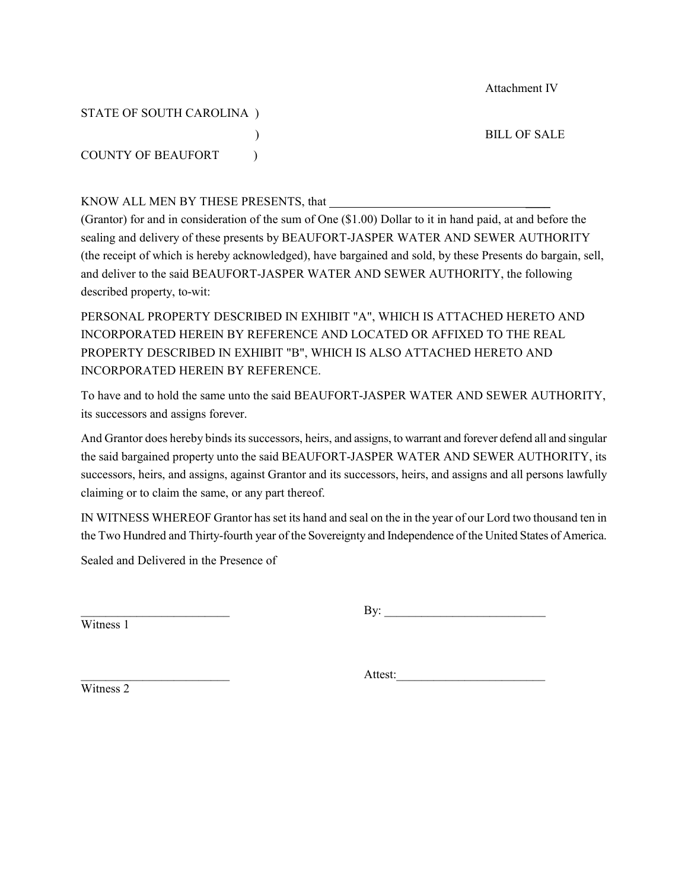Attachment IV

STATE OF SOUTH CAROLINA )
 )  BILL OF SALE
COUNTY OF BEAUFORT )

KNOW ALL MEN BY THESE PRESENTS, that ______________________________________ (Grantor) for and in consideration of the sum of One ($1.00) Dollar to it in hand paid, at and before the sealing and delivery of these presents by BEAUFORT-JASPER WATER AND SEWER AUTHORITY (the receipt of which is hereby acknowledged), have bargained and sold, by these Presents do bargain, sell, and deliver to the said BEAUFORT-JASPER WATER AND SEWER AUTHORITY, the following described property, to-wit:

PERSONAL PROPERTY DESCRIBED IN EXHIBIT "A", WHICH IS ATTACHED HERETO AND INCORPORATED HEREIN BY REFERENCE AND LOCATED OR AFFIXED TO THE REAL PROPERTY DESCRIBED IN EXHIBIT "B", WHICH IS ALSO ATTACHED HERETO AND INCORPORATED HEREIN BY REFERENCE.

To have and to hold the same unto the said BEAUFORT-JASPER WATER AND SEWER AUTHORITY, its successors and assigns forever.

And Grantor does hereby binds its successors, heirs, and assigns, to warrant and forever defend all and singular the said bargained property unto the said BEAUFORT-JASPER WATER AND SEWER AUTHORITY, its successors, heirs, and assigns, against Grantor and its successors, heirs, and assigns and all persons lawfully claiming or to claim the same, or any part thereof.

IN WITNESS WHEREOF Grantor has set its hand and seal on the in the year of our Lord two thousand ten in the Two Hundred and Thirty-fourth year of the Sovereignty and Independence of the United States of America.

Sealed and Delivered in the Presence of

________________________  By: ___________________________
Witness 1

________________________  Attest:_________________________
Witness 2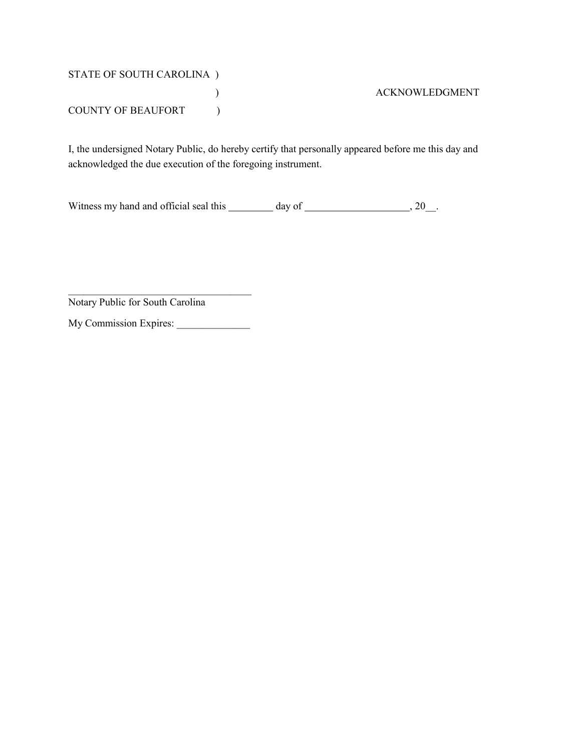STATE OF SOUTH CAROLINA )
                                                    )                                                    ACKNOWLEDGMENT
COUNTY OF BEAUFORT            )

I, the undersigned Notary Public, do hereby certify that personally appeared before me this day and acknowledged the due execution of the foregoing instrument.

Witness my hand and official seal this _________ day of ____________________, 20__.

_____________________________________
Notary Public for South Carolina

My Commission Expires: ______________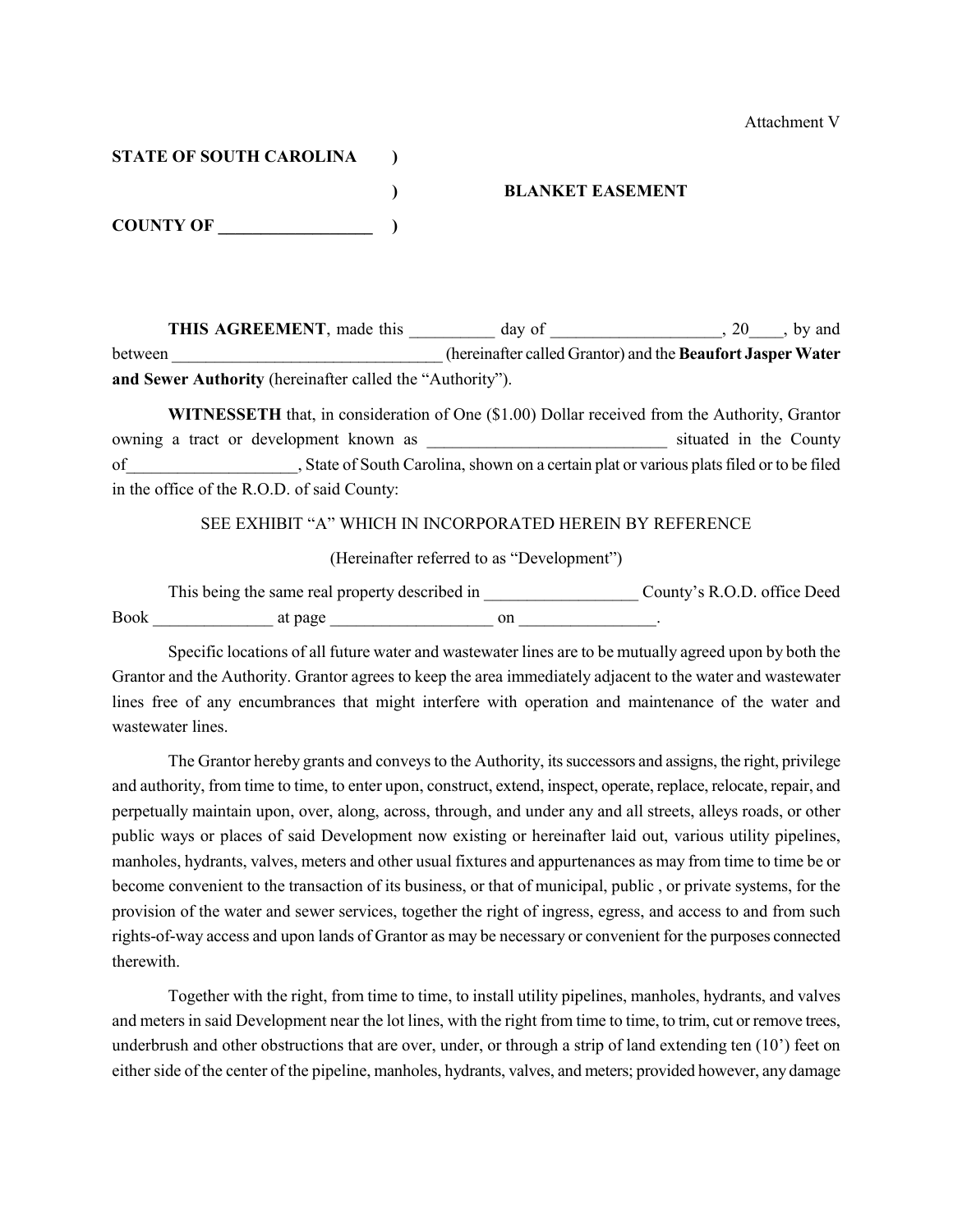Attachment V

**STATE OF SOUTH CAROLINA** )

) **BLANKET EASEMENT**

**COUNTY OF __________________** )

**THIS AGREEMENT**, made this __________ day of ____________________, 20____, by and between ________________________________ (hereinafter called Grantor) and the **Beaufort Jasper Water and Sewer Authority** (hereinafter called the "Authority").

**WITNESSETH** that, in consideration of One ($1.00) Dollar received from the Authority, Grantor owning a tract or development known as _____________________________ situated in the County of____________________, State of South Carolina, shown on a certain plat or various plats filed or to be filed in the office of the R.O.D. of said County:

SEE EXHIBIT "A" WHICH IN INCORPORATED HEREIN BY REFERENCE

(Hereinafter referred to as "Development")

This being the same real property described in __________________ County's R.O.D. office Deed Book ______________ at page ___________________ on ________________.

Specific locations of all future water and wastewater lines are to be mutually agreed upon by both the Grantor and the Authority. Grantor agrees to keep the area immediately adjacent to the water and wastewater lines free of any encumbrances that might interfere with operation and maintenance of the water and wastewater lines.

The Grantor hereby grants and conveys to the Authority, its successors and assigns, the right, privilege and authority, from time to time, to enter upon, construct, extend, inspect, operate, replace, relocate, repair, and perpetually maintain upon, over, along, across, through, and under any and all streets, alleys roads, or other public ways or places of said Development now existing or hereinafter laid out, various utility pipelines, manholes, hydrants, valves, meters and other usual fixtures and appurtenances as may from time to time be or become convenient to the transaction of its business, or that of municipal, public , or private systems, for the provision of the water and sewer services, together the right of ingress, egress, and access to and from such rights-of-way access and upon lands of Grantor as may be necessary or convenient for the purposes connected therewith.

Together with the right, from time to time, to install utility pipelines, manholes, hydrants, and valves and meters in said Development near the lot lines, with the right from time to time, to trim, cut or remove trees, underbrush and other obstructions that are over, under, or through a strip of land extending ten (10') feet on either side of the center of the pipeline, manholes, hydrants, valves, and meters; provided however, any damage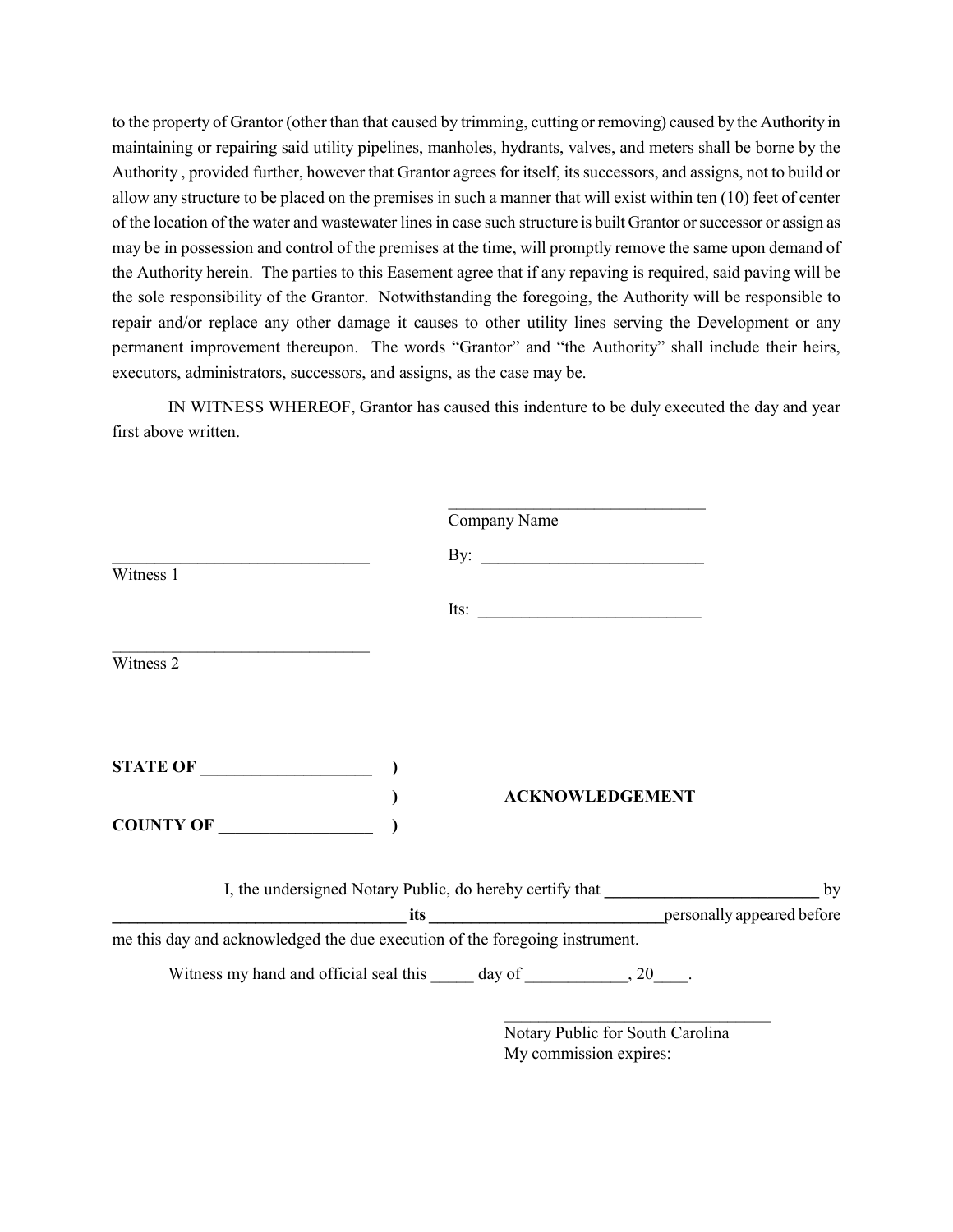to the property of Grantor (other than that caused by trimming, cutting or removing) caused by the Authority in maintaining or repairing said utility pipelines, manholes, hydrants, valves, and meters shall be borne by the Authority , provided further, however that Grantor agrees for itself, its successors, and assigns, not to build or allow any structure to be placed on the premises in such a manner that will exist within ten (10) feet of center of the location of the water and wastewater lines in case such structure is built Grantor or successor or assign as may be in possession and control of the premises at the time, will promptly remove the same upon demand of the Authority herein. The parties to this Easement agree that if any repaving is required, said paving will be the sole responsibility of the Grantor. Notwithstanding the foregoing, the Authority will be responsible to repair and/or replace any other damage it causes to other utility lines serving the Development or any permanent improvement thereupon. The words "Grantor" and "the Authority" shall include their heirs, executors, administrators, successors, and assigns, as the case may be.

IN WITNESS WHEREOF, Grantor has caused this indenture to be duly executed the day and year first above written.

_______________________________
Company Name

_______________________________
Witness 1

By: ___________________________

Its: ___________________________

_______________________________
Witness 2

**STATE OF ____________________ )**
**)** **ACKNOWLEDGEMENT**
**COUNTY OF __________________ )**

I, the undersigned Notary Public, do hereby certify that **_________________________** by **___________________________________ its ____________________________**personally appeared before me this day and acknowledged the due execution of the foregoing instrument.

Witness my hand and official seal this _____ day of ____________, 20____.

_________________________________
Notary Public for South Carolina
My commission expires: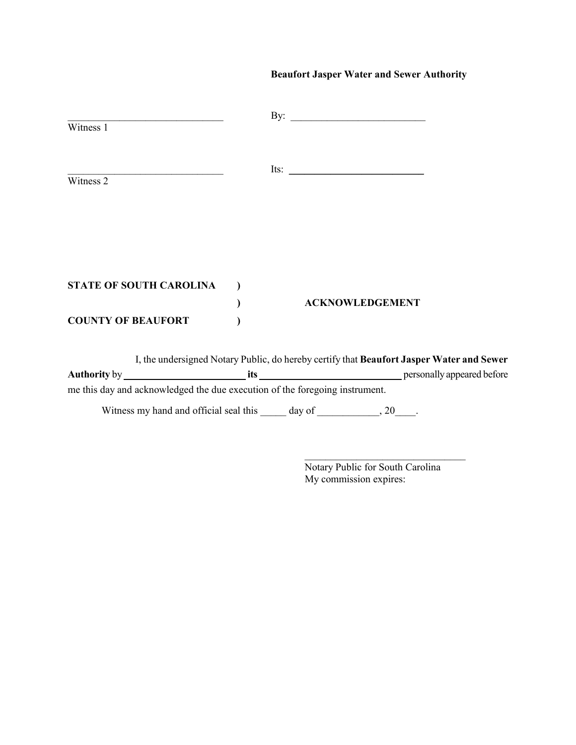**Beaufort Jasper Water and Sewer Authority**

\_\_\_\_\_\_\_\_\_\_\_\_\_\_\_\_\_\_\_\_\_\_\_\_\_\_\_\_\_\_\_ By: \_\_\_\_\_\_\_\_\_\_\_\_\_\_\_\_\_\_\_\_\_\_\_\_\_\_\_
Witness 1

\_\_\_\_\_\_\_\_\_\_\_\_\_\_\_\_\_\_\_\_\_\_\_\_\_\_\_\_\_\_\_ Its: \_\_\_\_\_\_\_\_\_\_\_\_\_\_\_\_\_\_\_\_\_\_\_\_\_\_\_
Witness 2

**STATE OF SOUTH CAROLINA )**
**) ACKNOWLEDGEMENT**
**COUNTY OF BEAUFORT )**

I, the undersigned Notary Public, do hereby certify that **Beaufort Jasper Water and Sewer Authority** by \_\_\_\_\_\_\_\_\_\_\_\_\_\_\_\_\_\_\_\_\_\_\_\_ **its** \_\_\_\_\_\_\_\_\_\_\_\_\_\_\_\_\_\_\_\_\_\_\_\_\_\_\_\_ personally appeared before me this day and acknowledged the due execution of the foregoing instrument.

Witness my hand and official seal this \_\_\_\_\_ day of \_\_\_\_\_\_\_\_\_\_\_\_, 20\_\_\_\_.

\_\_\_\_\_\_\_\_\_\_\_\_\_\_\_\_\_\_\_\_\_\_\_\_\_\_\_\_\_\_\_\_
Notary Public for South Carolina
My commission expires: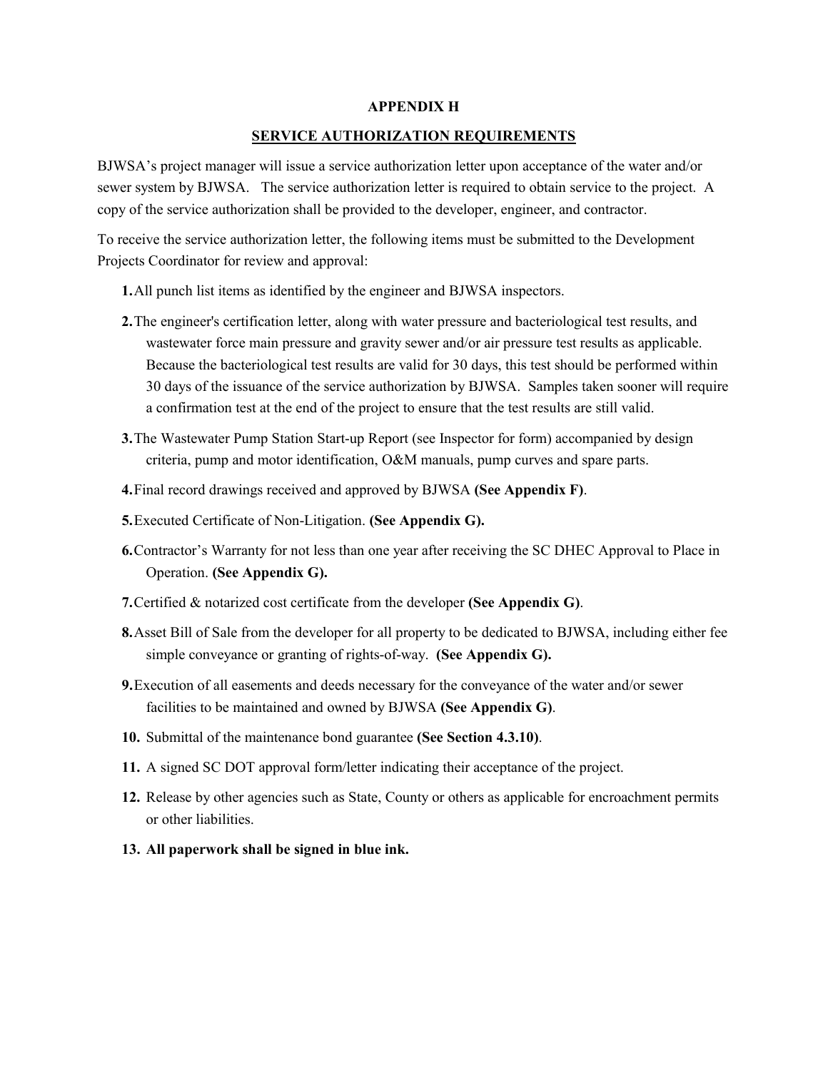# APPENDIX H

## SERVICE AUTHORIZATION REQUIREMENTS

BJWSA's project manager will issue a service authorization letter upon acceptance of the water and/or sewer system by BJWSA. The service authorization letter is required to obtain service to the project. A copy of the service authorization shall be provided to the developer, engineer, and contractor.

To receive the service authorization letter, the following items must be submitted to the Development Projects Coordinator for review and approval:

1. All punch list items as identified by the engineer and BJWSA inspectors.
2. The engineer's certification letter, along with water pressure and bacteriological test results, and wastewater force main pressure and gravity sewer and/or air pressure test results as applicable. Because the bacteriological test results are valid for 30 days, this test should be performed within 30 days of the issuance of the service authorization by BJWSA. Samples taken sooner will require a confirmation test at the end of the project to ensure that the test results are still valid.
3. The Wastewater Pump Station Start-up Report (see Inspector for form) accompanied by design criteria, pump and motor identification, O&M manuals, pump curves and spare parts.
4. Final record drawings received and approved by BJWSA **(See Appendix F)**.
5. Executed Certificate of Non-Litigation. **(See Appendix G).**
6. Contractor's Warranty for not less than one year after receiving the SC DHEC Approval to Place in Operation. **(See Appendix G).**
7. Certified & notarized cost certificate from the developer **(See Appendix G)**.
8. Asset Bill of Sale from the developer for all property to be dedicated to BJWSA, including either fee simple conveyance or granting of rights-of-way. **(See Appendix G).**
9. Execution of all easements and deeds necessary for the conveyance of the water and/or sewer facilities to be maintained and owned by BJWSA **(See Appendix G)**.
10. Submittal of the maintenance bond guarantee **(See Section 4.3.10)**.
11. A signed SC DOT approval form/letter indicating their acceptance of the project.
12. Release by other agencies such as State, County or others as applicable for encroachment permits or other liabilities.
13. **All paperwork shall be signed in blue ink.**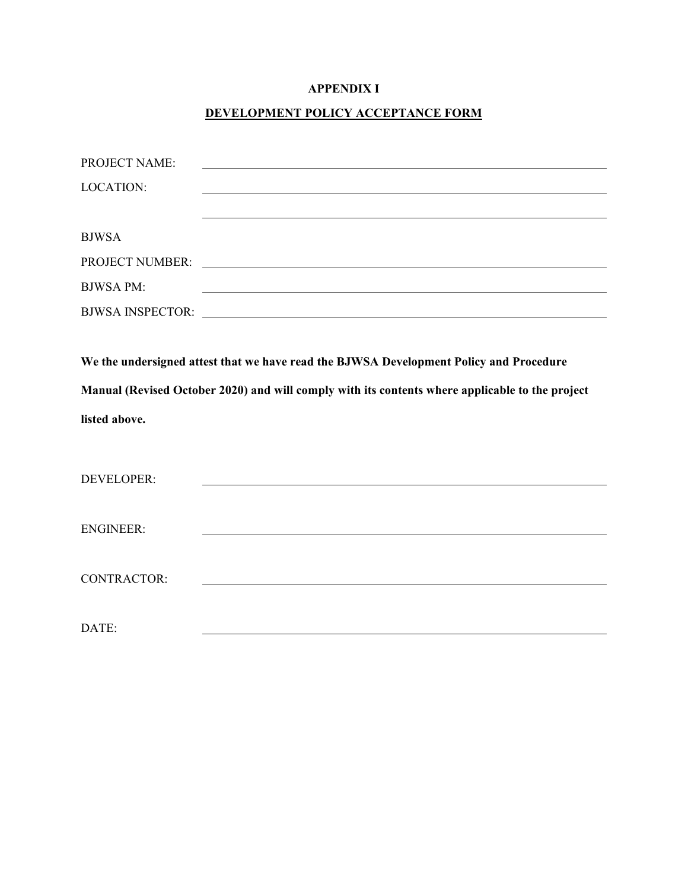**APPENDIX I**

**DEVELOPMENT POLICY ACCEPTANCE FORM**

PROJECT NAME: ______________________________________________

LOCATION: ______________________________________________

______________________________________________

BJWSA

PROJECT NUMBER: ______________________________________________

BJWSA PM: ______________________________________________

BJWSA INSPECTOR: ______________________________________________

**We the undersigned attest that we have read the BJWSA Development Policy and Procedure Manual (Revised October 2020) and will comply with its contents where applicable to the project listed above.**

DEVELOPER: ______________________________________________

ENGINEER: ______________________________________________

CONTRACTOR: ______________________________________________

DATE: ______________________________________________